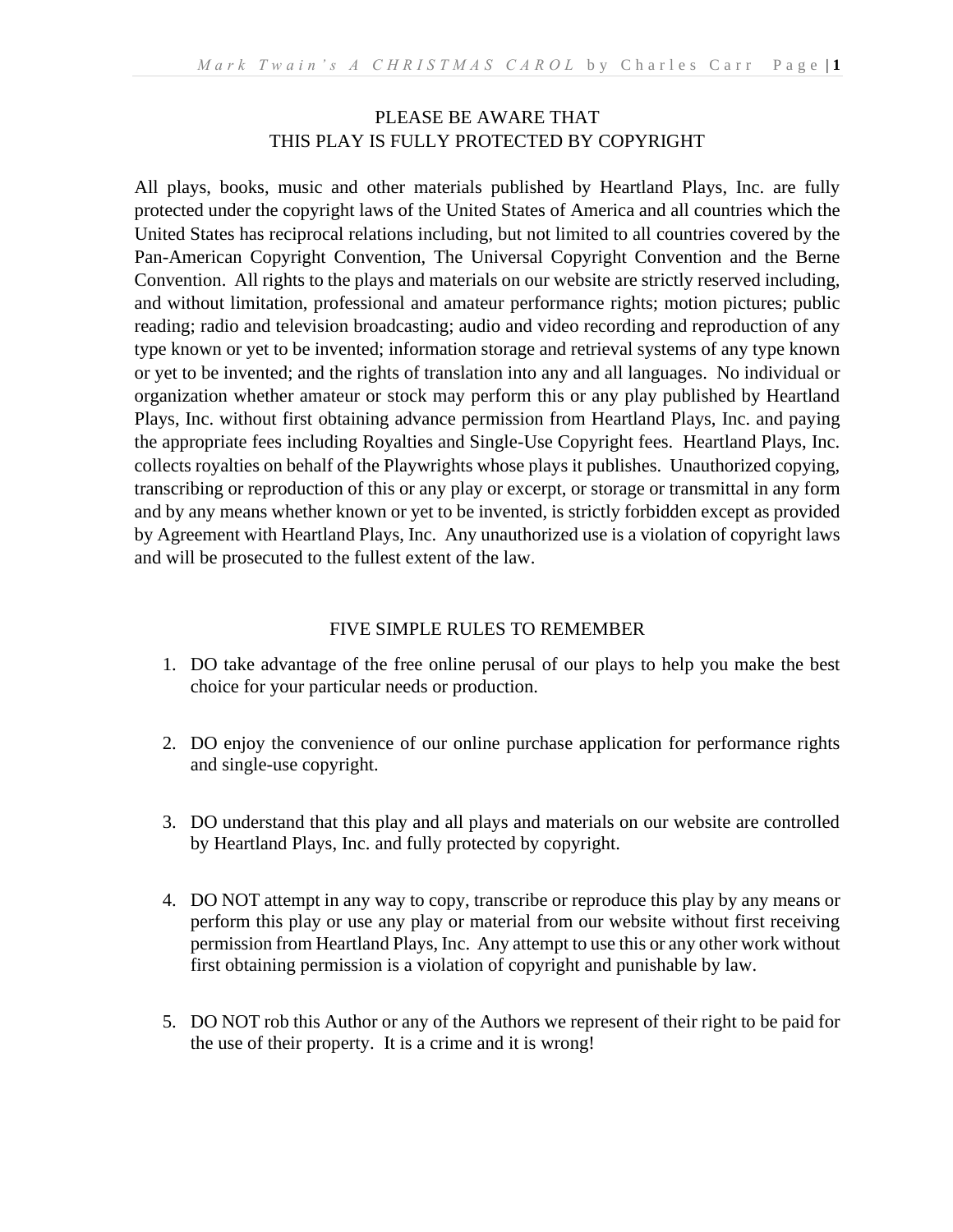PLEASE BE AWARE THAT
THIS PLAY IS FULLY PROTECTED BY COPYRIGHT

All plays, books, music and other materials published by Heartland Plays, Inc. are fully protected under the copyright laws of the United States of America and all countries which the United States has reciprocal relations including, but not limited to all countries covered by the Pan-American Copyright Convention, The Universal Copyright Convention and the Berne Convention. All rights to the plays and materials on our website are strictly reserved including, and without limitation, professional and amateur performance rights; motion pictures; public reading; radio and television broadcasting; audio and video recording and reproduction of any type known or yet to be invented; information storage and retrieval systems of any type known or yet to be invented; and the rights of translation into any and all languages. No individual or organization whether amateur or stock may perform this or any play published by Heartland Plays, Inc. without first obtaining advance permission from Heartland Plays, Inc. and paying the appropriate fees including Royalties and Single-Use Copyright fees. Heartland Plays, Inc. collects royalties on behalf of the Playwrights whose plays it publishes. Unauthorized copying, transcribing or reproduction of this or any play or excerpt, or storage or transmittal in any form and by any means whether known or yet to be invented, is strictly forbidden except as provided by Agreement with Heartland Plays, Inc. Any unauthorized use is a violation of copyright laws and will be prosecuted to the fullest extent of the law.

FIVE SIMPLE RULES TO REMEMBER

1. DO take advantage of the free online perusal of our plays to help you make the best choice for your particular needs or production.

2. DO enjoy the convenience of our online purchase application for performance rights and single-use copyright.

3. DO understand that this play and all plays and materials on our website are controlled by Heartland Plays, Inc. and fully protected by copyright.

4. DO NOT attempt in any way to copy, transcribe or reproduce this play by any means or perform this play or use any play or material from our website without first receiving permission from Heartland Plays, Inc. Any attempt to use this or any other work without first obtaining permission is a violation of copyright and punishable by law.

5. DO NOT rob this Author or any of the Authors we represent of their right to be paid for the use of their property. It is a crime and it is wrong!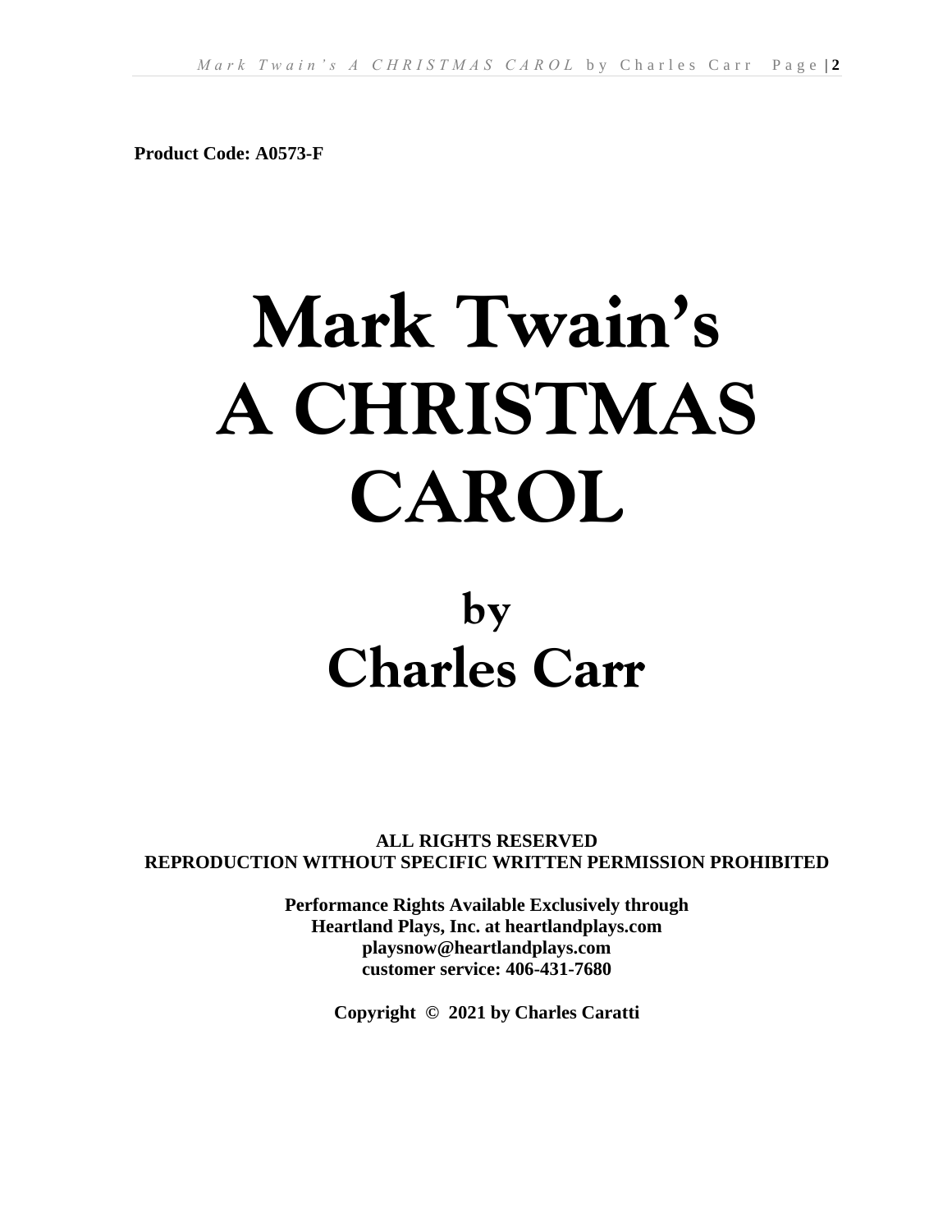**Product Code: A0573-F**

# Mark Twain's A CHRISTMAS CAROL

## by Charles Carr

**ALL RIGHTS RESERVED**
**REPRODUCTION WITHOUT SPECIFIC WRITTEN PERMISSION PROHIBITED**

**Performance Rights Available Exclusively through**
**Heartland Plays, Inc. at heartlandplays.com**
**playsnow@heartlandplays.com**
**customer service: 406-431-7680**

**Copyright © 2021 by Charles Caratti**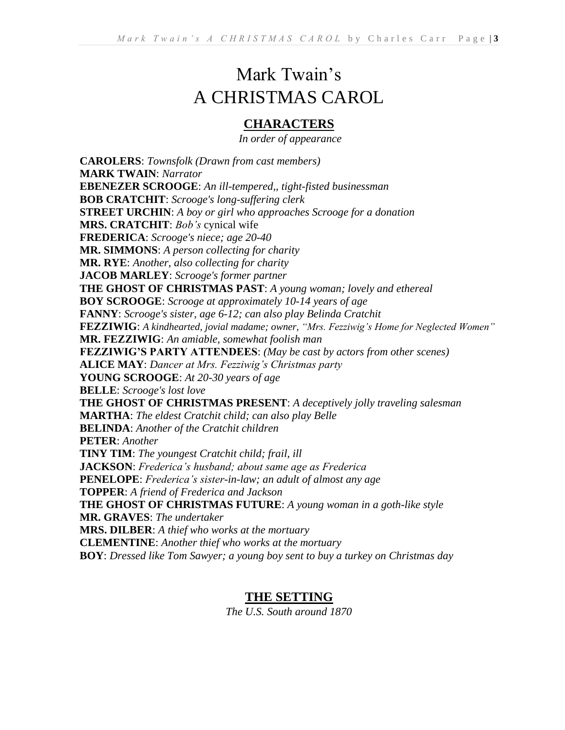# Mark Twain's
# A CHRISTMAS CAROL

## CHARACTERS

*In order of appearance*

**CAROLERS**: *Townsfolk (Drawn from cast members)*
**MARK TWAIN**: *Narrator*
**EBENEZER SCROOGE**: *An ill-tempered,, tight-fisted businessman*
**BOB CRATCHIT**: *Scrooge's long-suffering clerk*
**STREET URCHIN**: *A boy or girl who approaches Scrooge for a donation*
**MRS. CRATCHIT**: *Bob's* cynical wife
**FREDERICA**: *Scrooge's niece; age 20-40*
**MR. SIMMONS**: *A person collecting for charity*
**MR. RYE**: *Another, also collecting for charity*
**JACOB MARLEY**: *Scrooge's former partner*
**THE GHOST OF CHRISTMAS PAST**: *A young woman; lovely and ethereal*
**BOY SCROOGE**: *Scrooge at approximately 10-14 years of age*
**FANNY**: *Scrooge's sister, age 6-12; can also play Belinda Cratchit*
**FEZZIWIG**: *A kindhearted, jovial madame; owner, "Mrs. Fezziwig's Home for Neglected Women"*
**MR. FEZZIWIG**: *An amiable, somewhat foolish man*
**FEZZIWIG'S PARTY ATTENDEES**: *(May be cast by actors from other scenes)*
**ALICE MAY**: *Dancer at Mrs. Fezziwig's Christmas party*
**YOUNG SCROOGE**: *At 20-30 years of age*
**BELLE**: *Scrooge's lost love*
**THE GHOST OF CHRISTMAS PRESENT**: *A deceptively jolly traveling salesman*
**MARTHA**: *The eldest Cratchit child; can also play Belle*
**BELINDA**: *Another of the Cratchit children*
**PETER**: *Another*
**TINY TIM**: *The youngest Cratchit child; frail, ill*
**JACKSON**: *Frederica's husband; about same age as Frederica*
**PENELOPE**: *Frederica's sister-in-law; an adult of almost any age*
**TOPPER**: *A friend of Frederica and Jackson*
**THE GHOST OF CHRISTMAS FUTURE**: *A young woman in a goth-like style*
**MR. GRAVES**: *The undertaker*
**MRS. DILBER**: *A thief who works at the mortuary*
**CLEMENTINE**: *Another thief who works at the mortuary*
**BOY**: *Dressed like Tom Sawyer; a young boy sent to buy a turkey on Christmas day*

## THE SETTING

*The U.S. South around 1870*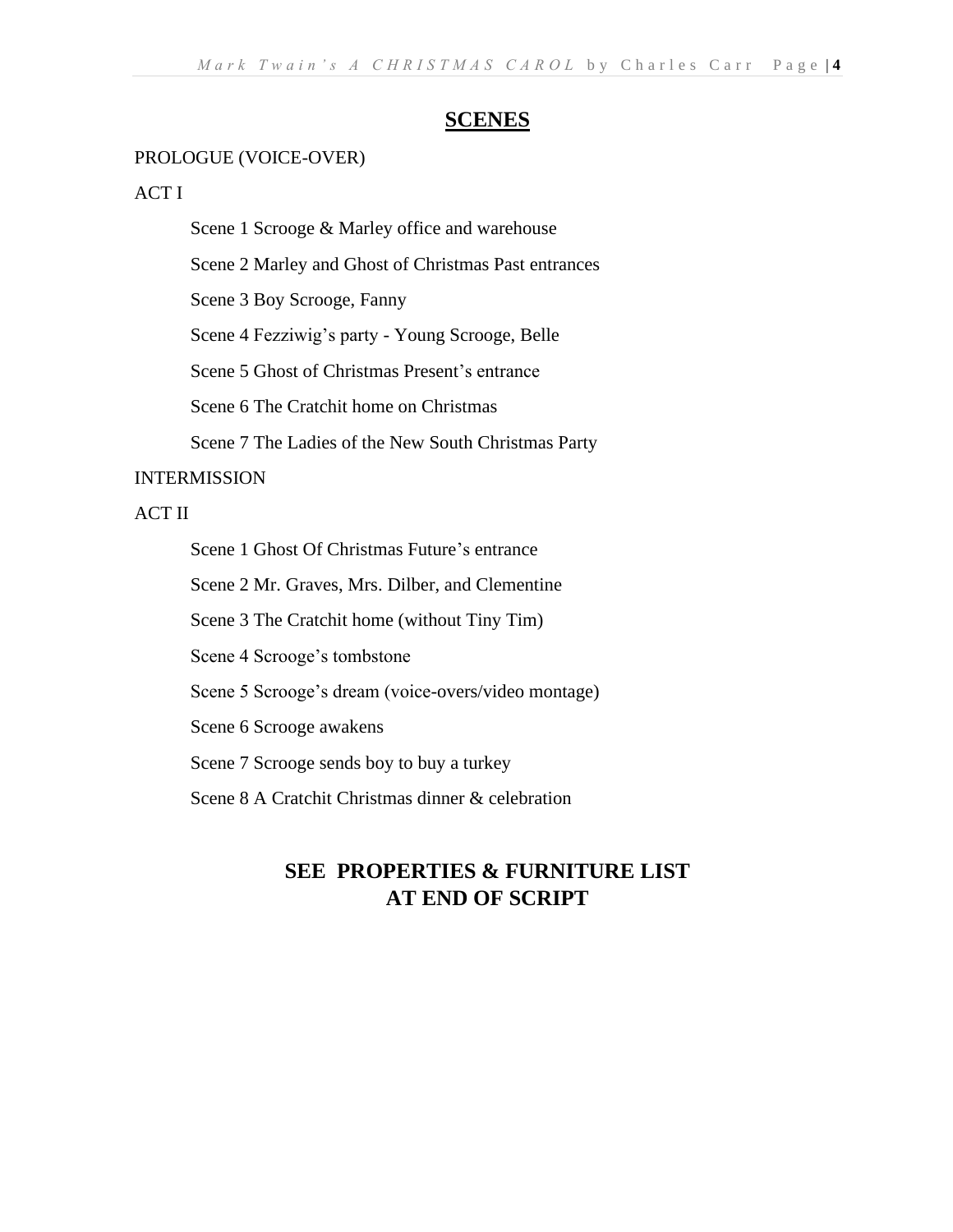## SCENES

PROLOGUE (VOICE-OVER)

ACT I

Scene 1 Scrooge & Marley office and warehouse

Scene 2 Marley and Ghost of Christmas Past entrances

Scene 3 Boy Scrooge, Fanny

Scene 4 Fezziwig's party - Young Scrooge, Belle

Scene 5 Ghost of Christmas Present's entrance

Scene 6 The Cratchit home on Christmas

Scene 7 The Ladies of the New South Christmas Party

INTERMISSION

ACT II

Scene 1 Ghost Of Christmas Future's entrance

Scene 2 Mr. Graves, Mrs. Dilber, and Clementine

Scene 3 The Cratchit home (without Tiny Tim)

Scene 4 Scrooge's tombstone

Scene 5 Scrooge's dream (voice-overs/video montage)

Scene 6 Scrooge awakens

Scene 7 Scrooge sends boy to buy a turkey

Scene 8 A Cratchit Christmas dinner & celebration

**SEE PROPERTIES & FURNITURE LIST AT END OF SCRIPT**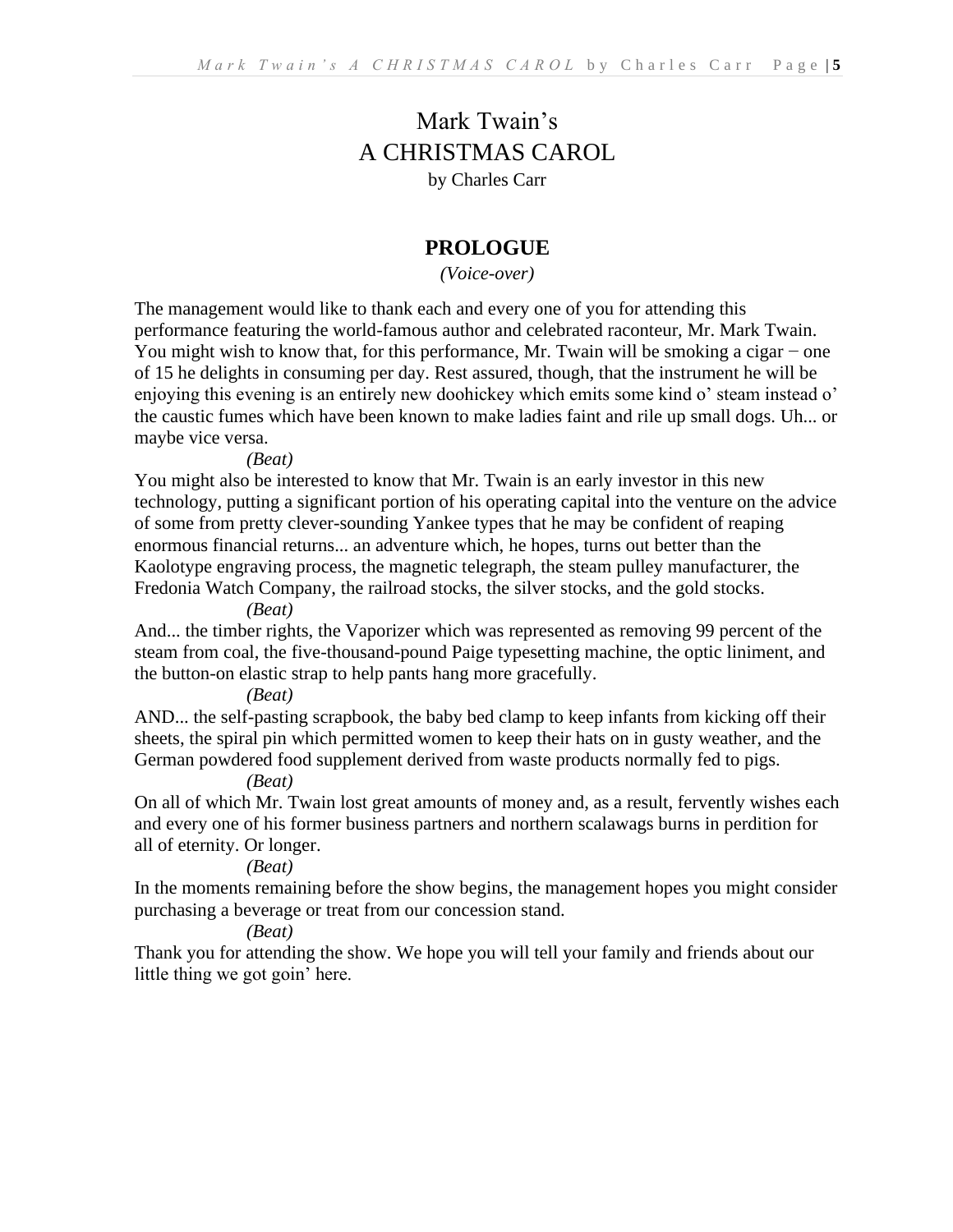# Mark Twain's
# A CHRISTMAS CAROL

by Charles Carr

## PROLOGUE

*(Voice-over)*

The management would like to thank each and every one of you for attending this performance featuring the world-famous author and celebrated raconteur, Mr. Mark Twain. You might wish to know that, for this performance, Mr. Twain will be smoking a cigar − one of 15 he delights in consuming per day. Rest assured, though, that the instrument he will be enjoying this evening is an entirely new doohickey which emits some kind o' steam instead o' the caustic fumes which have been known to make ladies faint and rile up small dogs. Uh... or maybe vice versa.

*(Beat)*

You might also be interested to know that Mr. Twain is an early investor in this new technology, putting a significant portion of his operating capital into the venture on the advice of some from pretty clever-sounding Yankee types that he may be confident of reaping enormous financial returns... an adventure which, he hopes, turns out better than the Kaolotype engraving process, the magnetic telegraph, the steam pulley manufacturer, the Fredonia Watch Company, the railroad stocks, the silver stocks, and the gold stocks.

*(Beat)*

And... the timber rights, the Vaporizer which was represented as removing 99 percent of the steam from coal, the five-thousand-pound Paige typesetting machine, the optic liniment, and the button-on elastic strap to help pants hang more gracefully.

*(Beat)*

AND... the self-pasting scrapbook, the baby bed clamp to keep infants from kicking off their sheets, the spiral pin which permitted women to keep their hats on in gusty weather, and the German powdered food supplement derived from waste products normally fed to pigs.

*(Beat)*

On all of which Mr. Twain lost great amounts of money and, as a result, fervently wishes each and every one of his former business partners and northern scalawags burns in perdition for all of eternity. Or longer.

*(Beat)*

In the moments remaining before the show begins, the management hopes you might consider purchasing a beverage or treat from our concession stand.

*(Beat)*

Thank you for attending the show. We hope you will tell your family and friends about our little thing we got goin' here.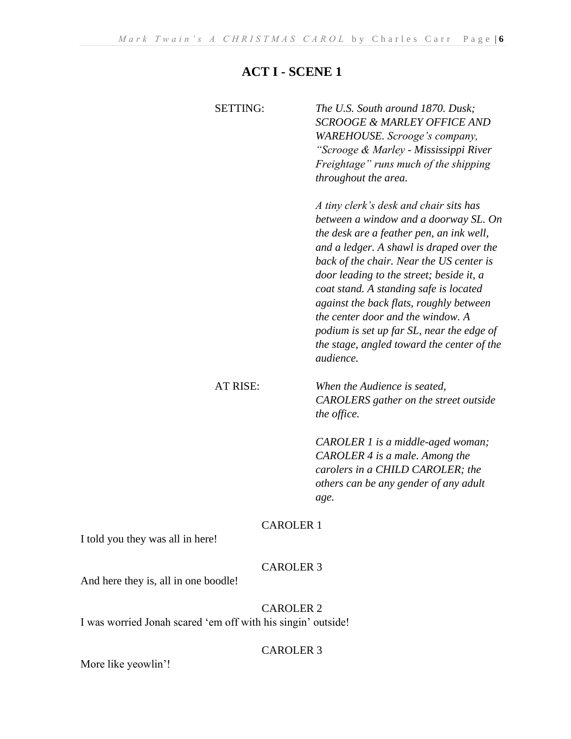## ACT I - SCENE 1

SETTING: *The U.S. South around 1870. Dusk; SCROOGE & MARLEY OFFICE AND WAREHOUSE. Scrooge's company, "Scrooge & Marley - Mississippi River Freightage" runs much of the shipping throughout the area.*

*A tiny clerk's desk and chair sits has between a window and a doorway SL. On the desk are a feather pen, an ink well, and a ledger. A shawl is draped over the back of the chair. Near the US center is door leading to the street; beside it, a coat stand. A standing safe is located against the back flats, roughly between the center door and the window. A podium is set up far SL, near the edge of the stage, angled toward the center of the audience.*

AT RISE: *When the Audience is seated, CAROLERS gather on the street outside the office.*

*CAROLER 1 is a middle-aged woman; CAROLER 4 is a male. Among the carolers in a CHILD CAROLER; the others can be any gender of any adult age.*

CAROLER 1

I told you they was all in here!

CAROLER 3

And here they is, all in one boodle!

CAROLER 2

I was worried Jonah scared 'em off with his singin' outside!

CAROLER 3

More like yeowlin'!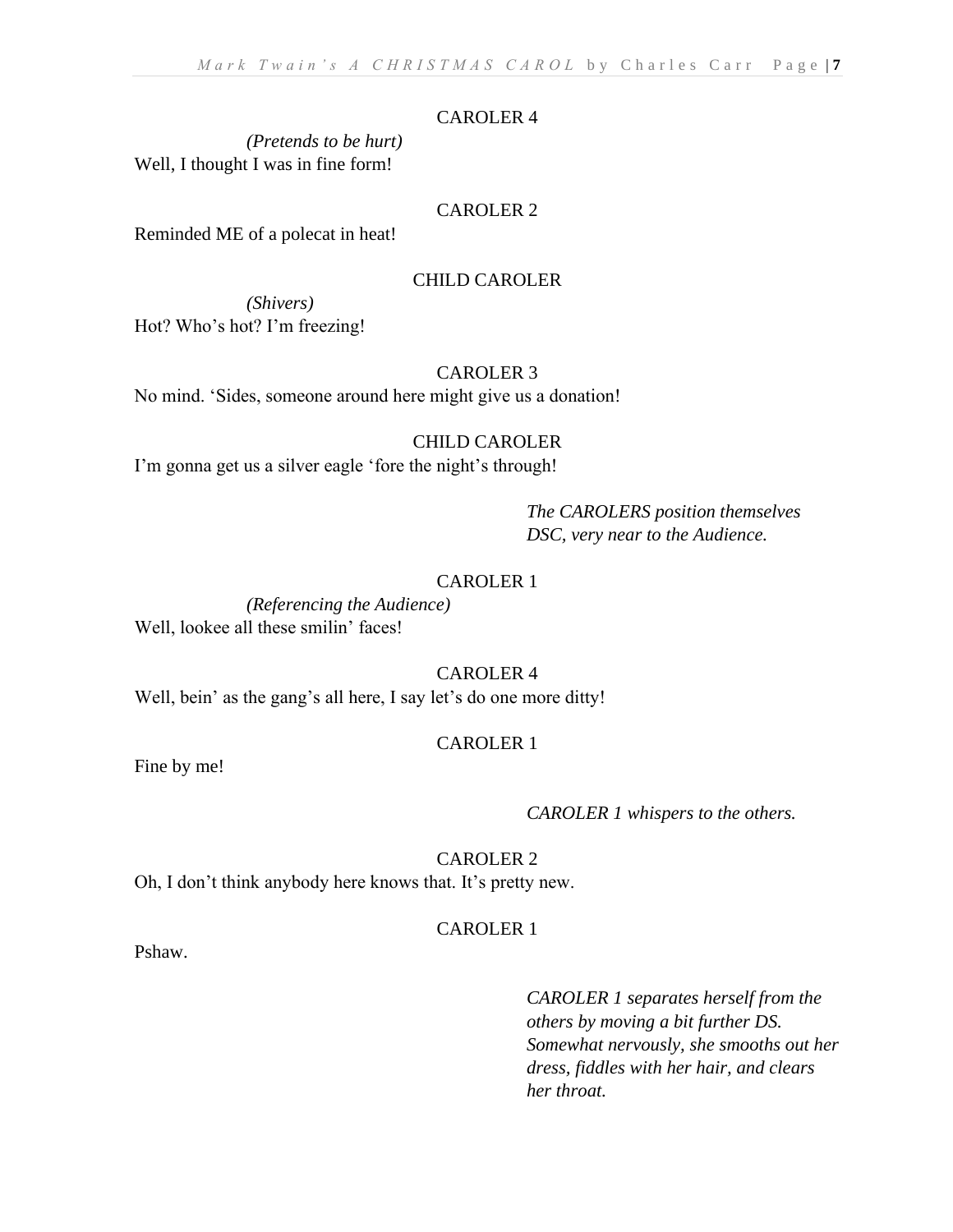CAROLER 4

*(Pretends to be hurt)*

Well, I thought I was in fine form!

CAROLER 2

Reminded ME of a polecat in heat!

CHILD CAROLER

*(Shivers)*

Hot? Who's hot? I'm freezing!

CAROLER 3

No mind. 'Sides, someone around here might give us a donation!

CHILD CAROLER

I'm gonna get us a silver eagle 'fore the night's through!

*The CAROLERS position themselves DSC, very near to the Audience.*

CAROLER 1

*(Referencing the Audience)*

Well, lookee all these smilin' faces!

CAROLER 4

Well, bein' as the gang's all here, I say let's do one more ditty!

CAROLER 1

Fine by me!

*CAROLER 1 whispers to the others.*

CAROLER 2

Oh, I don't think anybody here knows that. It's pretty new.

CAROLER 1

Pshaw.

*CAROLER 1 separates herself from the others by moving a bit further DS. Somewhat nervously, she smooths out her dress, fiddles with her hair, and clears her throat.*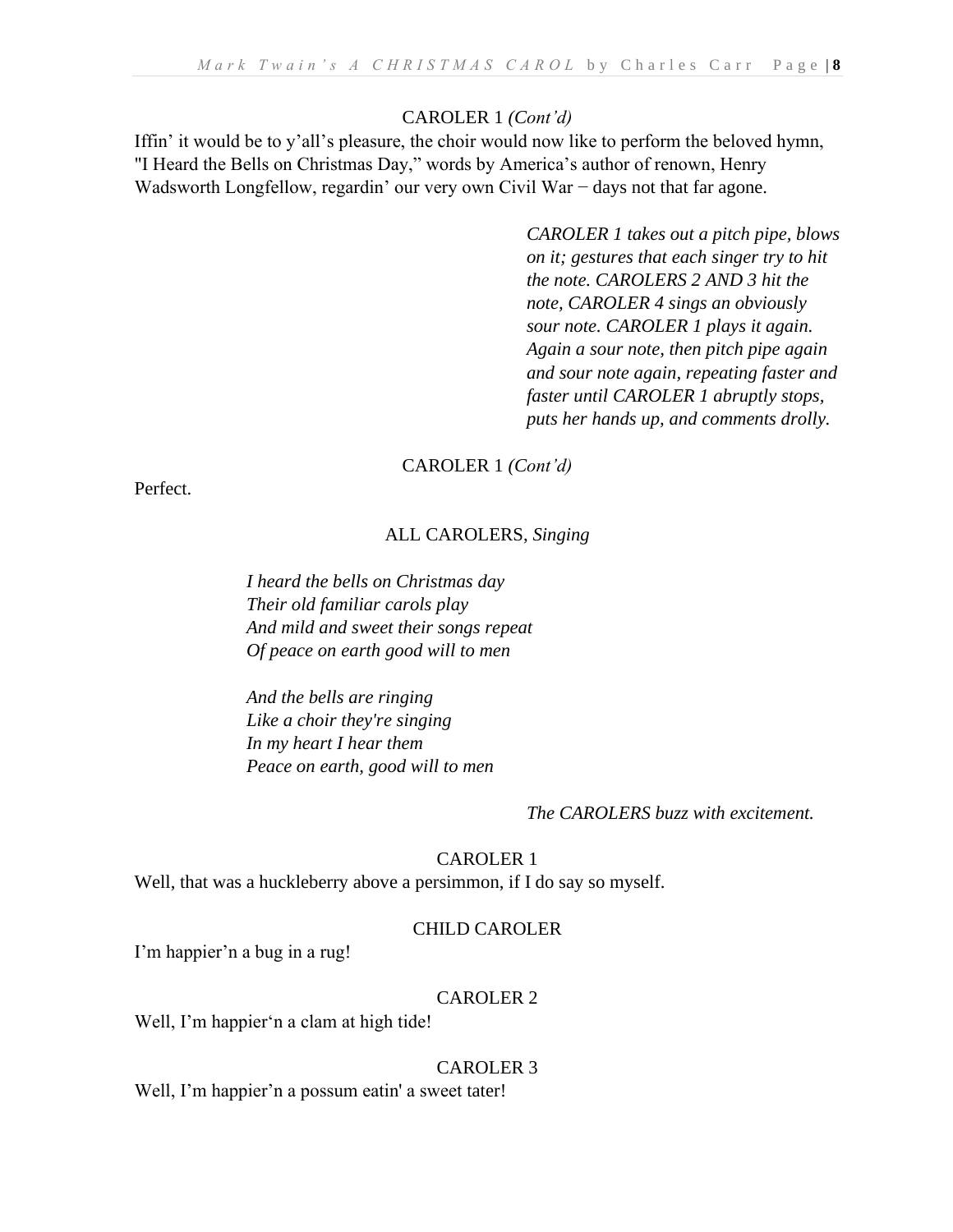CAROLER 1 *(Cont'd)*

Iffin' it would be to y'all's pleasure, the choir would now like to perform the beloved hymn, "I Heard the Bells on Christmas Day," words by America's author of renown, Henry Wadsworth Longfellow, regardin' our very own Civil War − days not that far agone.

*CAROLER 1 takes out a pitch pipe, blows on it; gestures that each singer try to hit the note. CAROLERS 2 AND 3 hit the note, CAROLER 4 sings an obviously sour note. CAROLER 1 plays it again. Again a sour note, then pitch pipe again and sour note again, repeating faster and faster until CAROLER 1 abruptly stops, puts her hands up, and comments drolly.*

CAROLER 1 *(Cont'd)*

Perfect.

ALL CAROLERS, *Singing*

*I heard the bells on Christmas day*
*Their old familiar carols play*
*And mild and sweet their songs repeat*
*Of peace on earth good will to men*

*And the bells are ringing*
*Like a choir they're singing*
*In my heart I hear them*
*Peace on earth, good will to men*

*The CAROLERS buzz with excitement.*

CAROLER 1

Well, that was a huckleberry above a persimmon, if I do say so myself.

CHILD CAROLER

I'm happier'n a bug in a rug!

CAROLER 2

Well, I'm happier'n a clam at high tide!

CAROLER 3

Well, I'm happier'n a possum eatin' a sweet tater!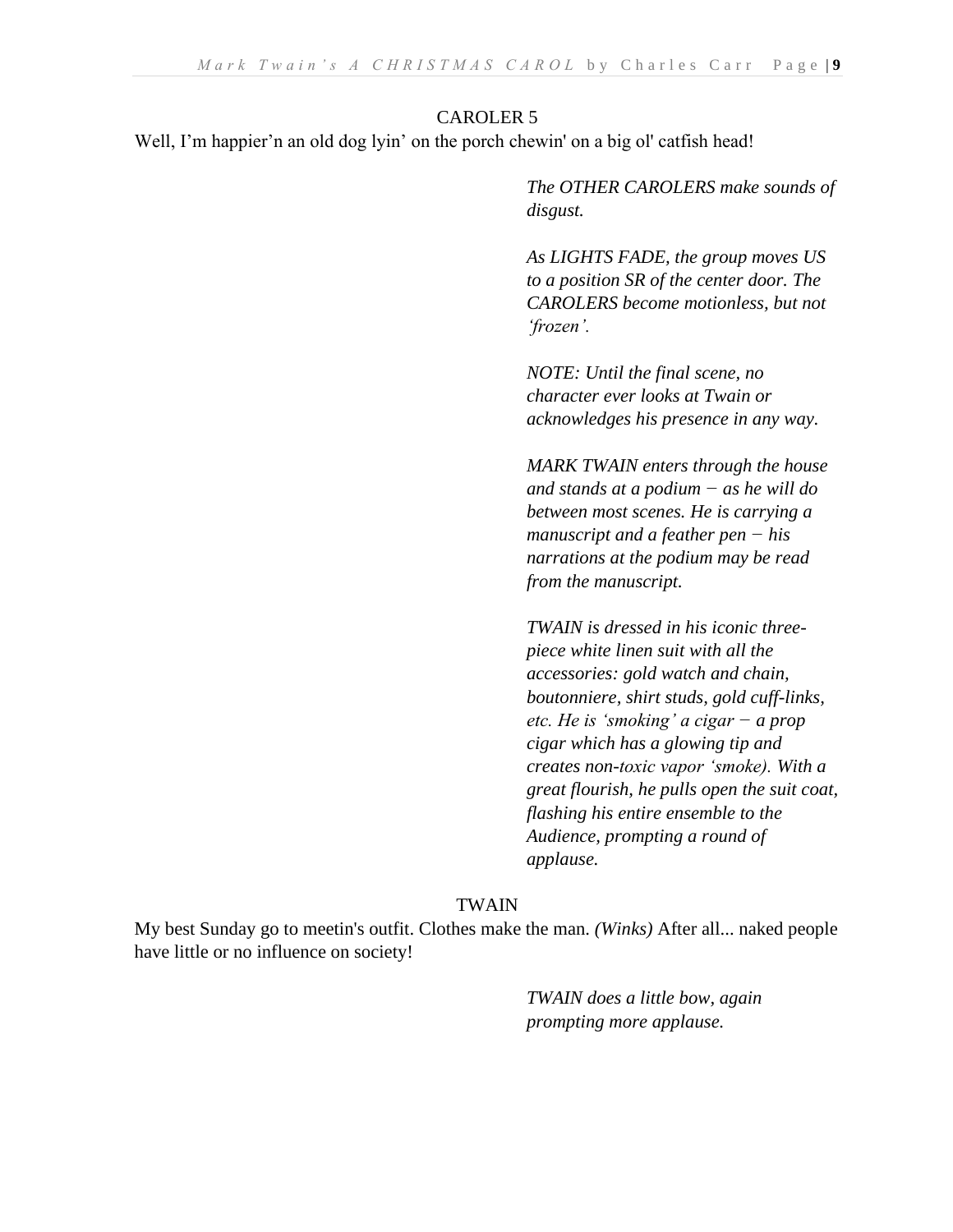CAROLER 5

Well, I'm happier'n an old dog lyin' on the porch chewin' on a big ol' catfish head!

*The OTHER CAROLERS make sounds of disgust.*

*As LIGHTS FADE, the group moves US to a position SR of the center door. The CAROLERS become motionless, but not 'frozen'.*

*NOTE: Until the final scene, no character ever looks at Twain or acknowledges his presence in any way.*

*MARK TWAIN enters through the house and stands at a podium − as he will do between most scenes. He is carrying a manuscript and a feather pen − his narrations at the podium may be read from the manuscript.*

*TWAIN is dressed in his iconic three-piece white linen suit with all the accessories: gold watch and chain, boutonniere, shirt studs, gold cuff-links, etc. He is 'smoking' a cigar − a prop cigar which has a glowing tip and creates non-toxic vapor 'smoke). With a great flourish, he pulls open the suit coat, flashing his entire ensemble to the Audience, prompting a round of applause.*

TWAIN

My best Sunday go to meetin's outfit. Clothes make the man. *(Winks)* After all... naked people have little or no influence on society!

*TWAIN does a little bow, again prompting more applause.*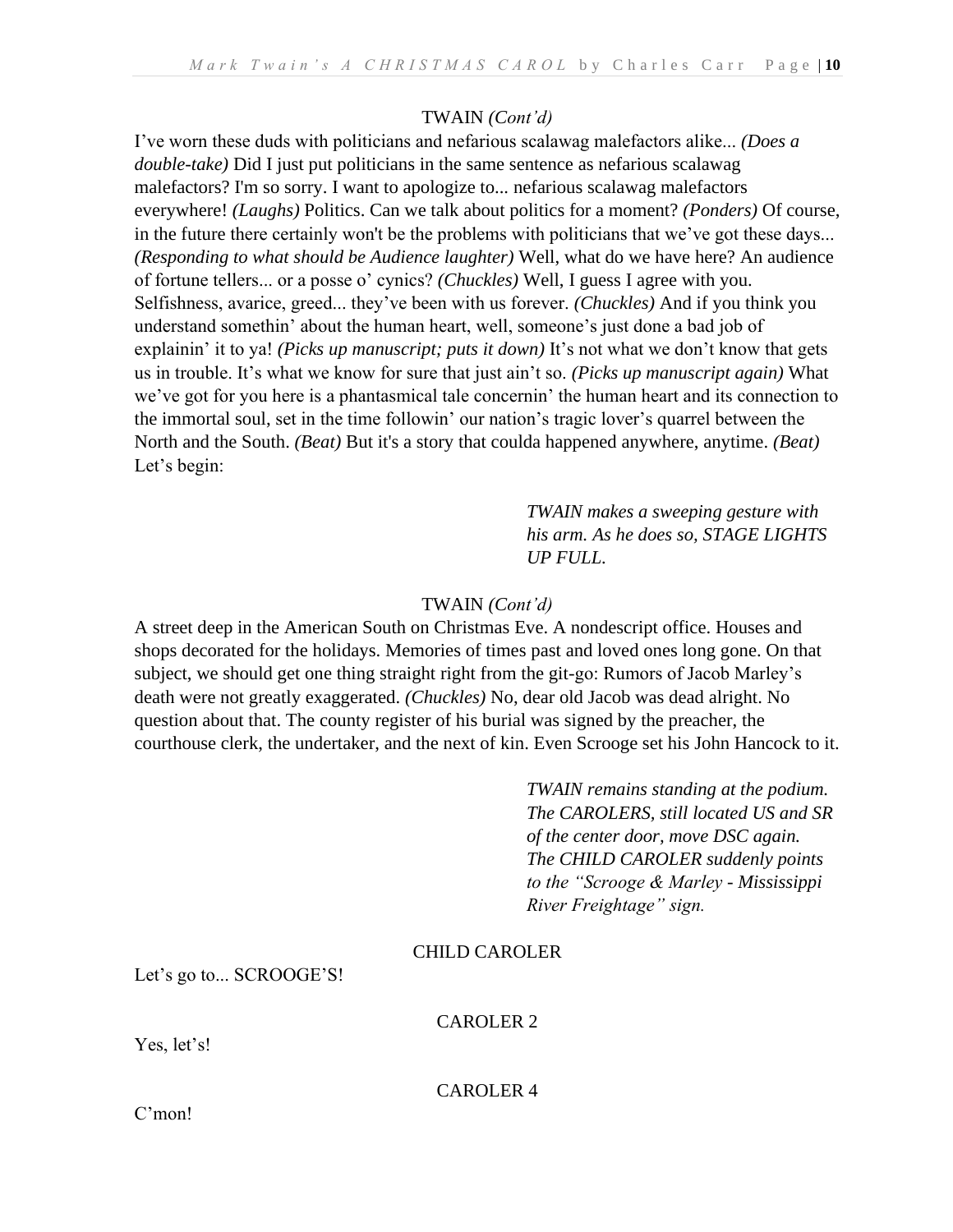TWAIN *(Cont'd)*

I've worn these duds with politicians and nefarious scalawag malefactors alike... *(Does a double-take)* Did I just put politicians in the same sentence as nefarious scalawag malefactors? I'm so sorry. I want to apologize to... nefarious scalawag malefactors everywhere! *(Laughs)* Politics. Can we talk about politics for a moment? *(Ponders)* Of course, in the future there certainly won't be the problems with politicians that we've got these days... *(Responding to what should be Audience laughter)* Well, what do we have here? An audience of fortune tellers... or a posse o' cynics? *(Chuckles)* Well, I guess I agree with you. Selfishness, avarice, greed... they've been with us forever. *(Chuckles)* And if you think you understand somethin' about the human heart, well, someone's just done a bad job of explainin' it to ya! *(Picks up manuscript; puts it down)* It's not what we don't know that gets us in trouble. It's what we know for sure that just ain't so. *(Picks up manuscript again)* What we've got for you here is a phantasmical tale concernin' the human heart and its connection to the immortal soul, set in the time followin' our nation's tragic lover's quarrel between the North and the South. *(Beat)* But it's a story that coulda happened anywhere, anytime. *(Beat)* Let's begin:

*TWAIN makes a sweeping gesture with his arm. As he does so, STAGE LIGHTS UP FULL.*

TWAIN *(Cont'd)*

A street deep in the American South on Christmas Eve. A nondescript office. Houses and shops decorated for the holidays. Memories of times past and loved ones long gone. On that subject, we should get one thing straight right from the git-go: Rumors of Jacob Marley's death were not greatly exaggerated. *(Chuckles)* No, dear old Jacob was dead alright. No question about that. The county register of his burial was signed by the preacher, the courthouse clerk, the undertaker, and the next of kin. Even Scrooge set his John Hancock to it.

*TWAIN remains standing at the podium. The CAROLERS, still located US and SR of the center door, move DSC again. The CHILD CAROLER suddenly points to the "Scrooge & Marley - Mississippi River Freightage" sign.*

CHILD CAROLER

Let's go to... SCROOGE'S!

CAROLER 2

Yes, let's!

CAROLER 4

C'mon!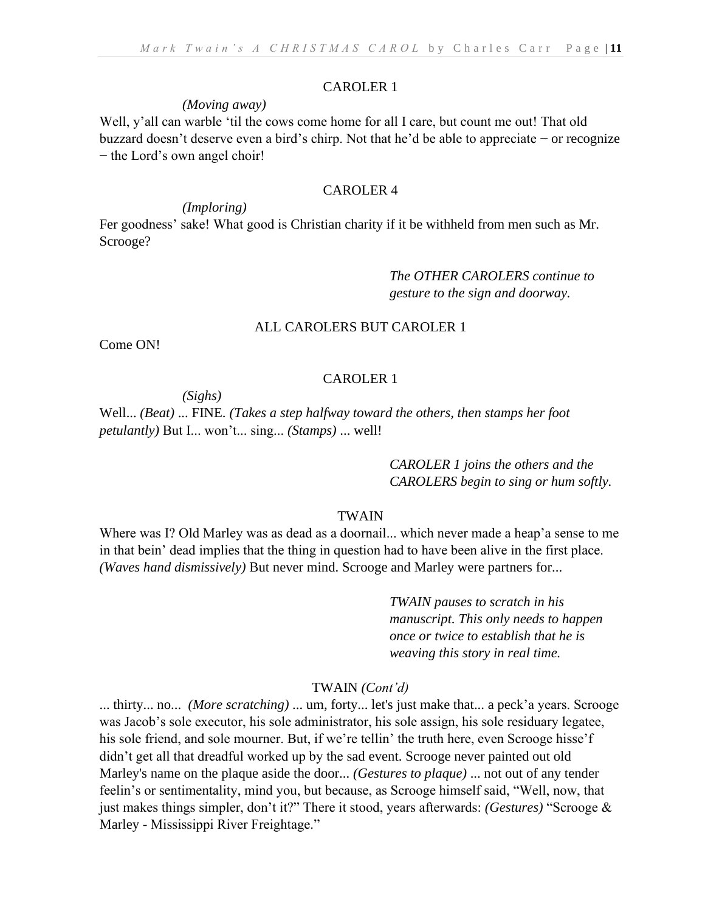CAROLER 1

*(Moving away)*

Well, y'all can warble 'til the cows come home for all I care, but count me out! That old buzzard doesn't deserve even a bird's chirp. Not that he'd be able to appreciate − or recognize − the Lord's own angel choir!

CAROLER 4

*(Imploring)*

Fer goodness' sake! What good is Christian charity if it be withheld from men such as Mr. Scrooge?

*The OTHER CAROLERS continue to gesture to the sign and doorway.*

ALL CAROLERS BUT CAROLER 1

Come ON!

CAROLER 1

*(Sighs)*

Well... *(Beat)* ... FINE. *(Takes a step halfway toward the others, then stamps her foot petulantly)* But I... won't... sing... *(Stamps)* ... well!

*CAROLER 1 joins the others and the CAROLERS begin to sing or hum softly.*

TWAIN

Where was I? Old Marley was as dead as a doornail... which never made a heap'a sense to me in that bein' dead implies that the thing in question had to have been alive in the first place. *(Waves hand dismissively)* But never mind. Scrooge and Marley were partners for...

*TWAIN pauses to scratch in his manuscript. This only needs to happen once or twice to establish that he is weaving this story in real time.*

TWAIN *(Cont'd)*

... thirty... no... *(More scratching)* ... um, forty... let's just make that... a peck'a years. Scrooge was Jacob's sole executor, his sole administrator, his sole assign, his sole residuary legatee, his sole friend, and sole mourner. But, if we're tellin' the truth here, even Scrooge hisse'f didn't get all that dreadful worked up by the sad event. Scrooge never painted out old Marley's name on the plaque aside the door... *(Gestures to plaque)* ... not out of any tender feelin's or sentimentality, mind you, but because, as Scrooge himself said, "Well, now, that just makes things simpler, don't it?" There it stood, years afterwards: *(Gestures)* "Scrooge & Marley - Mississippi River Freightage."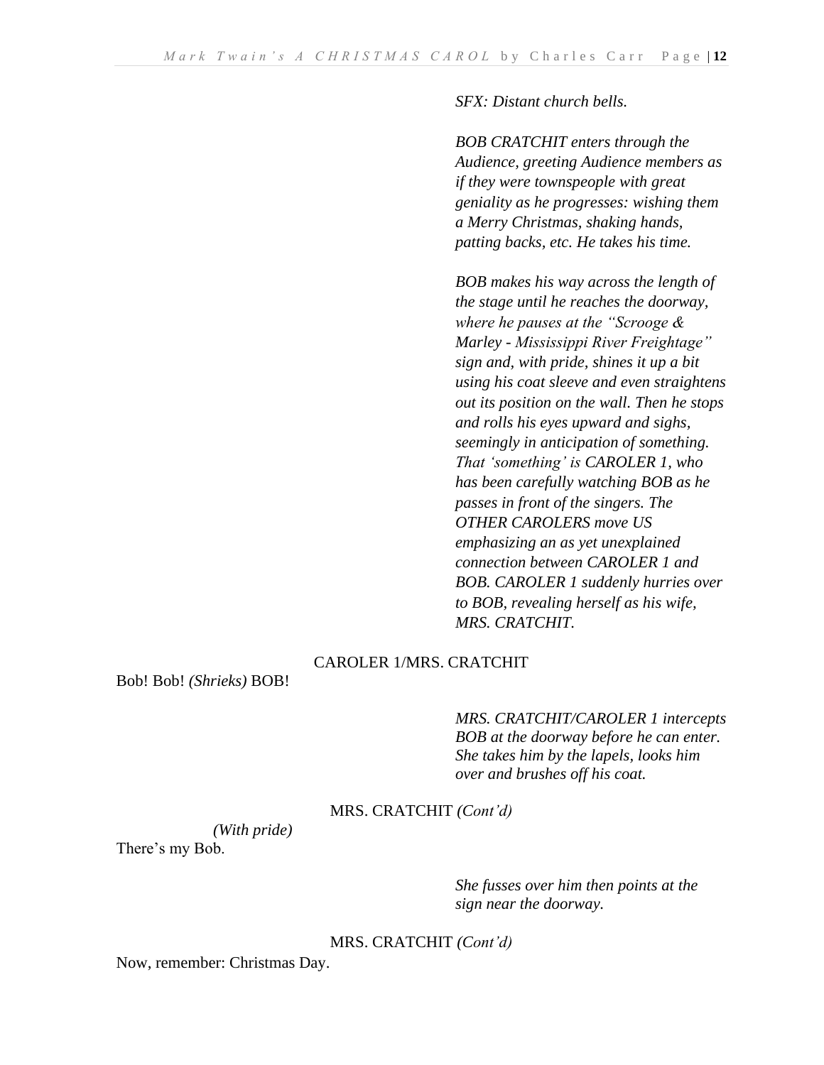*SFX: Distant church bells.*

*BOB CRATCHIT enters through the Audience, greeting Audience members as if they were townspeople with great geniality as he progresses: wishing them a Merry Christmas, shaking hands, patting backs, etc. He takes his time.*

*BOB makes his way across the length of the stage until he reaches the doorway, where he pauses at the "Scrooge & Marley - Mississippi River Freightage" sign and, with pride, shines it up a bit using his coat sleeve and even straightens out its position on the wall. Then he stops and rolls his eyes upward and sighs, seemingly in anticipation of something. That 'something' is CAROLER 1, who has been carefully watching BOB as he passes in front of the singers. The OTHER CAROLERS move US emphasizing an as yet unexplained connection between CAROLER 1 and BOB. CAROLER 1 suddenly hurries over to BOB, revealing herself as his wife, MRS. CRATCHIT.*

CAROLER 1/MRS. CRATCHIT

Bob! Bob! *(Shrieks)* BOB!

*MRS. CRATCHIT/CAROLER 1 intercepts BOB at the doorway before he can enter. She takes him by the lapels, looks him over and brushes off his coat.*

MRS. CRATCHIT *(Cont'd)*

*(With pride)*

There's my Bob.

*She fusses over him then points at the sign near the doorway.*

MRS. CRATCHIT *(Cont'd)*

Now, remember: Christmas Day.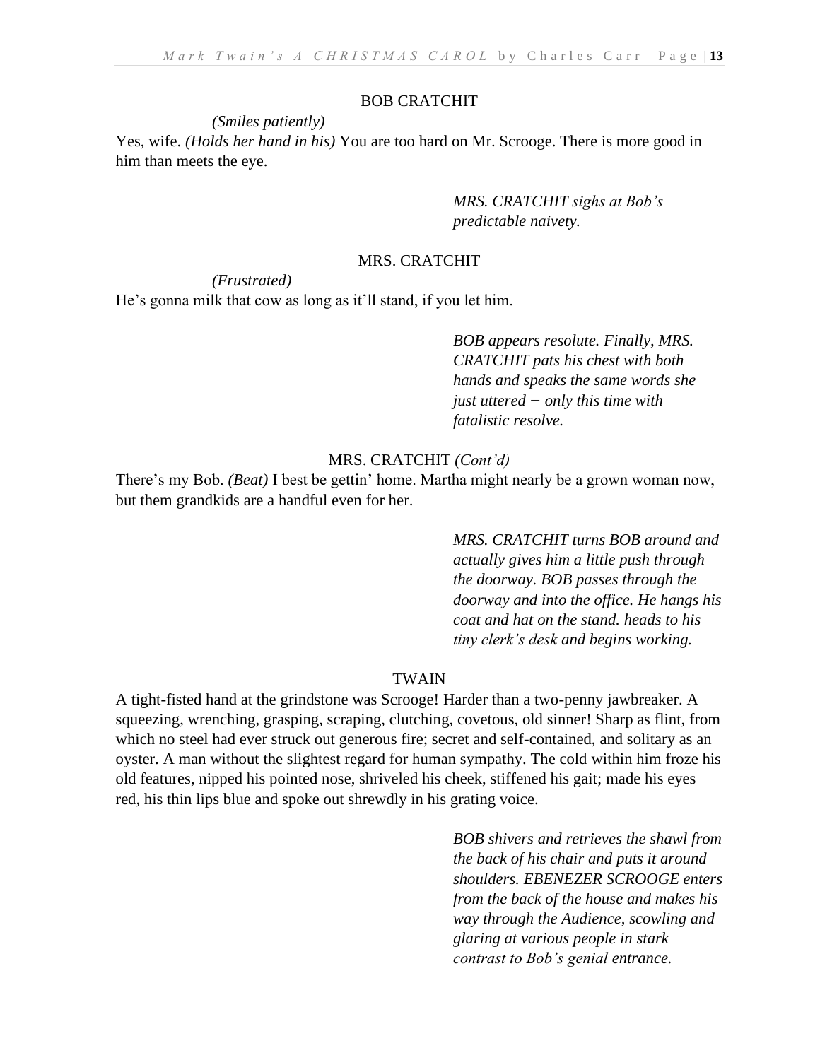BOB CRATCHIT

*(Smiles patiently)*

Yes, wife. *(Holds her hand in his)* You are too hard on Mr. Scrooge. There is more good in him than meets the eye.

*MRS. CRATCHIT sighs at Bob's predictable naivety.*

MRS. CRATCHIT

*(Frustrated)*

He's gonna milk that cow as long as it'll stand, if you let him.

*BOB appears resolute. Finally, MRS. CRATCHIT pats his chest with both hands and speaks the same words she just uttered − only this time with fatalistic resolve.*

MRS. CRATCHIT *(Cont'd)*

There's my Bob. *(Beat)* I best be gettin' home. Martha might nearly be a grown woman now, but them grandkids are a handful even for her.

*MRS. CRATCHIT turns BOB around and actually gives him a little push through the doorway. BOB passes through the doorway and into the office. He hangs his coat and hat on the stand. heads to his tiny clerk's desk and begins working.*

TWAIN

A tight-fisted hand at the grindstone was Scrooge! Harder than a two-penny jawbreaker. A squeezing, wrenching, grasping, scraping, clutching, covetous, old sinner! Sharp as flint, from which no steel had ever struck out generous fire; secret and self-contained, and solitary as an oyster. A man without the slightest regard for human sympathy. The cold within him froze his old features, nipped his pointed nose, shriveled his cheek, stiffened his gait; made his eyes red, his thin lips blue and spoke out shrewdly in his grating voice.

*BOB shivers and retrieves the shawl from the back of his chair and puts it around shoulders. EBENEZER SCROOGE enters from the back of the house and makes his way through the Audience, scowling and glaring at various people in stark contrast to Bob's genial entrance.*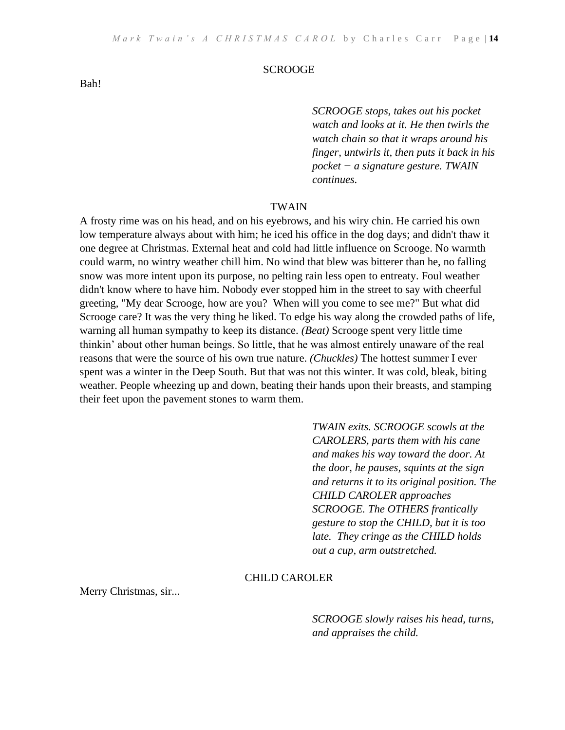SCROOGE

Bah!

*SCROOGE stops, takes out his pocket watch and looks at it. He then twirls the watch chain so that it wraps around his finger, untwirls it, then puts it back in his pocket − a signature gesture. TWAIN continues.*

TWAIN

A frosty rime was on his head, and on his eyebrows, and his wiry chin. He carried his own low temperature always about with him; he iced his office in the dog days; and didn't thaw it one degree at Christmas. External heat and cold had little influence on Scrooge. No warmth could warm, no wintry weather chill him. No wind that blew was bitterer than he, no falling snow was more intent upon its purpose, no pelting rain less open to entreaty. Foul weather didn't know where to have him. Nobody ever stopped him in the street to say with cheerful greeting, "My dear Scrooge, how are you? When will you come to see me?" But what did Scrooge care? It was the very thing he liked. To edge his way along the crowded paths of life, warning all human sympathy to keep its distance. *(Beat)* Scrooge spent very little time thinkin' about other human beings. So little, that he was almost entirely unaware of the real reasons that were the source of his own true nature. *(Chuckles)* The hottest summer I ever spent was a winter in the Deep South. But that was not this winter. It was cold, bleak, biting weather. People wheezing up and down, beating their hands upon their breasts, and stamping their feet upon the pavement stones to warm them.

*TWAIN exits. SCROOGE scowls at the CAROLERS, parts them with his cane and makes his way toward the door. At the door, he pauses, squints at the sign and returns it to its original position. The CHILD CAROLER approaches SCROOGE. The OTHERS frantically gesture to stop the CHILD, but it is too late. They cringe as the CHILD holds out a cup, arm outstretched.*

CHILD CAROLER

Merry Christmas, sir...

*SCROOGE slowly raises his head, turns, and appraises the child.*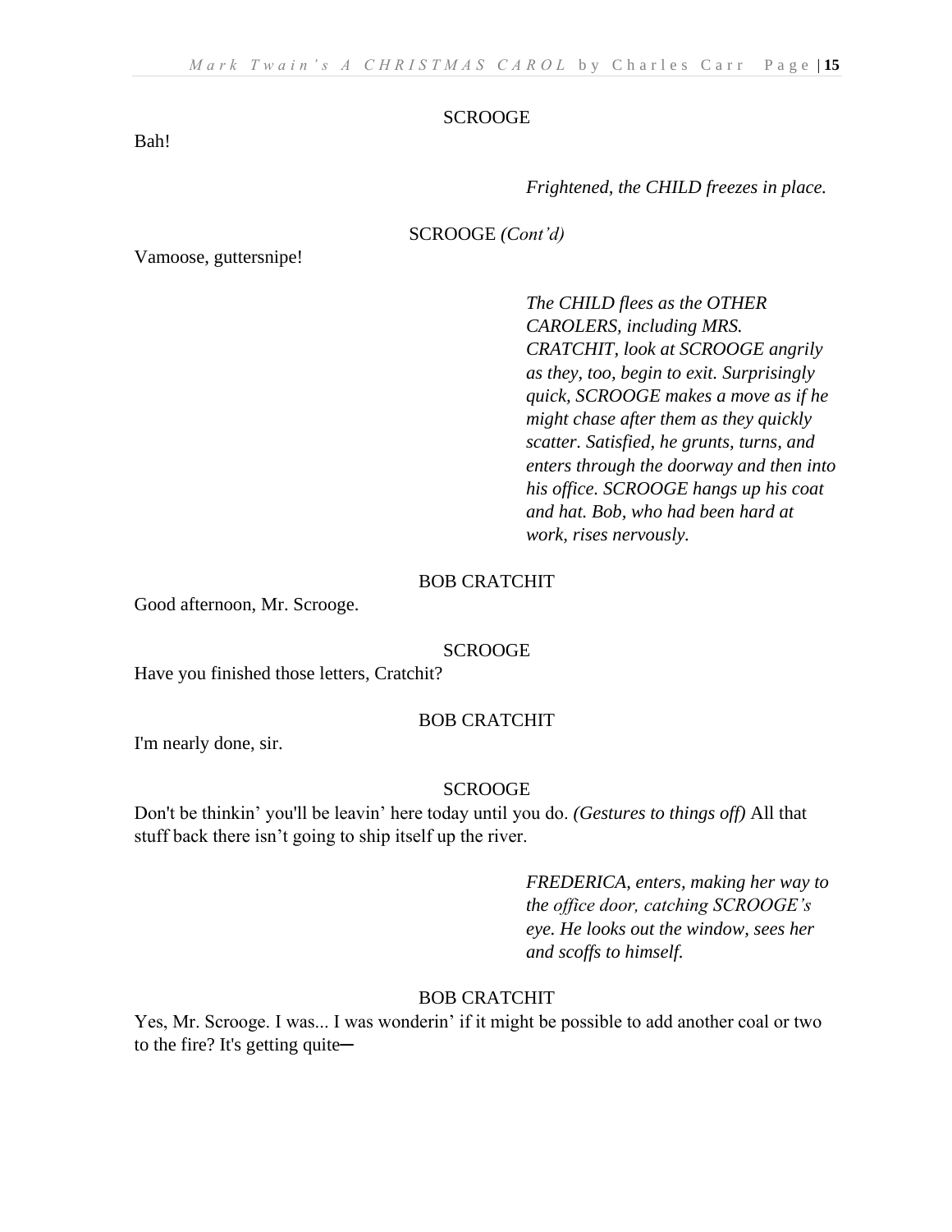SCROOGE

Bah!

*Frightened, the CHILD freezes in place.*

SCROOGE *(Cont'd)*

Vamoose, guttersnipe!

*The CHILD flees as the OTHER CAROLERS, including MRS. CRATCHIT, look at SCROOGE angrily as they, too, begin to exit. Surprisingly quick, SCROOGE makes a move as if he might chase after them as they quickly scatter. Satisfied, he grunts, turns, and enters through the doorway and then into his office. SCROOGE hangs up his coat and hat. Bob, who had been hard at work, rises nervously.*

BOB CRATCHIT

Good afternoon, Mr. Scrooge.

SCROOGE

Have you finished those letters, Cratchit?

BOB CRATCHIT

I'm nearly done, sir.

SCROOGE

Don't be thinkin' you'll be leavin' here today until you do. *(Gestures to things off)* All that stuff back there isn't going to ship itself up the river.

*FREDERICA, enters, making her way to the office door, catching SCROOGE's eye. He looks out the window, sees her and scoffs to himself.*

BOB CRATCHIT

Yes, Mr. Scrooge. I was... I was wonderin' if it might be possible to add another coal or two to the fire? It's getting quite─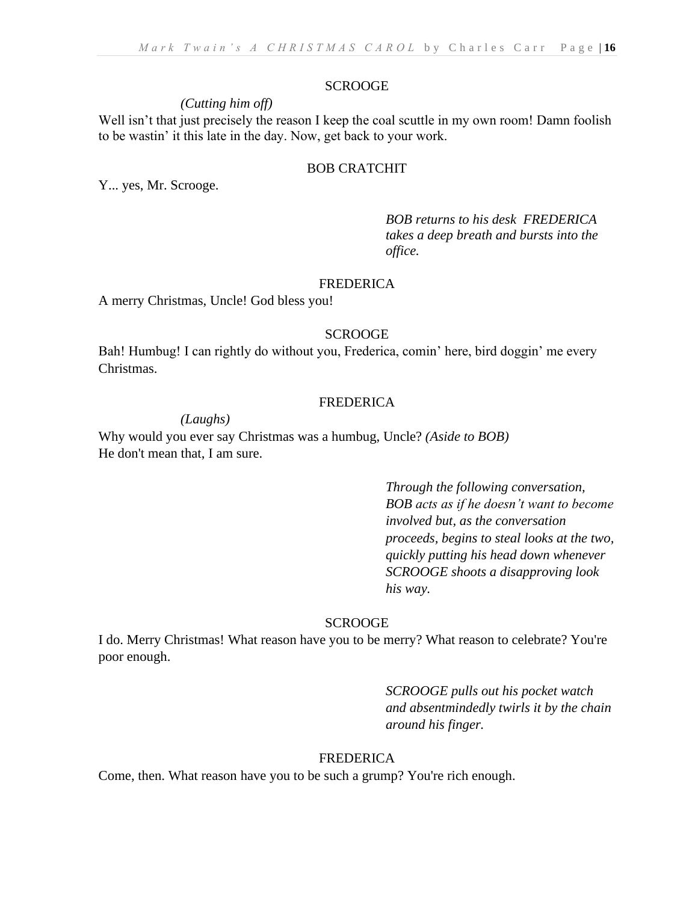SCROOGE

*(Cutting him off)*

Well isn't that just precisely the reason I keep the coal scuttle in my own room! Damn foolish to be wastin' it this late in the day. Now, get back to your work.

BOB CRATCHIT

Y... yes, Mr. Scrooge.

*BOB returns to his desk FREDERICA takes a deep breath and bursts into the office.*

FREDERICA

A merry Christmas, Uncle! God bless you!

SCROOGE

Bah! Humbug! I can rightly do without you, Frederica, comin' here, bird doggin' me every Christmas.

FREDERICA

*(Laughs)*

Why would you ever say Christmas was a humbug, Uncle? *(Aside to BOB)* He don't mean that, I am sure.

*Through the following conversation, BOB acts as if he doesn't want to become involved but, as the conversation proceeds, begins to steal looks at the two, quickly putting his head down whenever SCROOGE shoots a disapproving look his way.*

SCROOGE

I do. Merry Christmas! What reason have you to be merry? What reason to celebrate? You're poor enough.

*SCROOGE pulls out his pocket watch and absentmindedly twirls it by the chain around his finger.*

FREDERICA

Come, then. What reason have you to be such a grump? You're rich enough.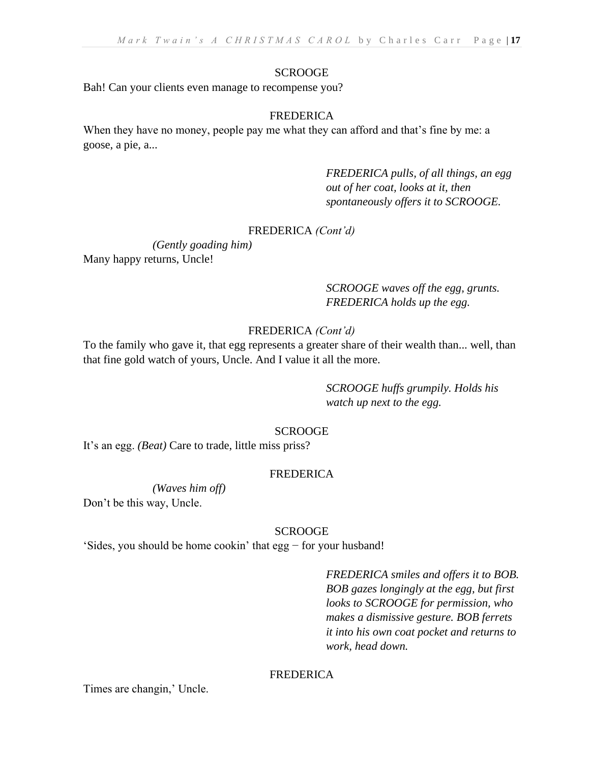SCROOGE

Bah! Can your clients even manage to recompense you?

FREDERICA

When they have no money, people pay me what they can afford and that's fine by me: a goose, a pie, a...

*FREDERICA pulls, of all things, an egg out of her coat, looks at it, then spontaneously offers it to SCROOGE.*

FREDERICA *(Cont'd)*

*(Gently goading him)*

Many happy returns, Uncle!

*SCROOGE waves off the egg, grunts. FREDERICA holds up the egg.*

FREDERICA *(Cont'd)*

To the family who gave it, that egg represents a greater share of their wealth than... well, than that fine gold watch of yours, Uncle. And I value it all the more.

*SCROOGE huffs grumpily. Holds his watch up next to the egg.*

SCROOGE

It's an egg. *(Beat)* Care to trade, little miss priss?

FREDERICA

*(Waves him off)*

Don't be this way, Uncle.

SCROOGE

'Sides, you should be home cookin' that egg − for your husband!

*FREDERICA smiles and offers it to BOB. BOB gazes longingly at the egg, but first looks to SCROOGE for permission, who makes a dismissive gesture. BOB ferrets it into his own coat pocket and returns to work, head down.*

FREDERICA

Times are changin,' Uncle.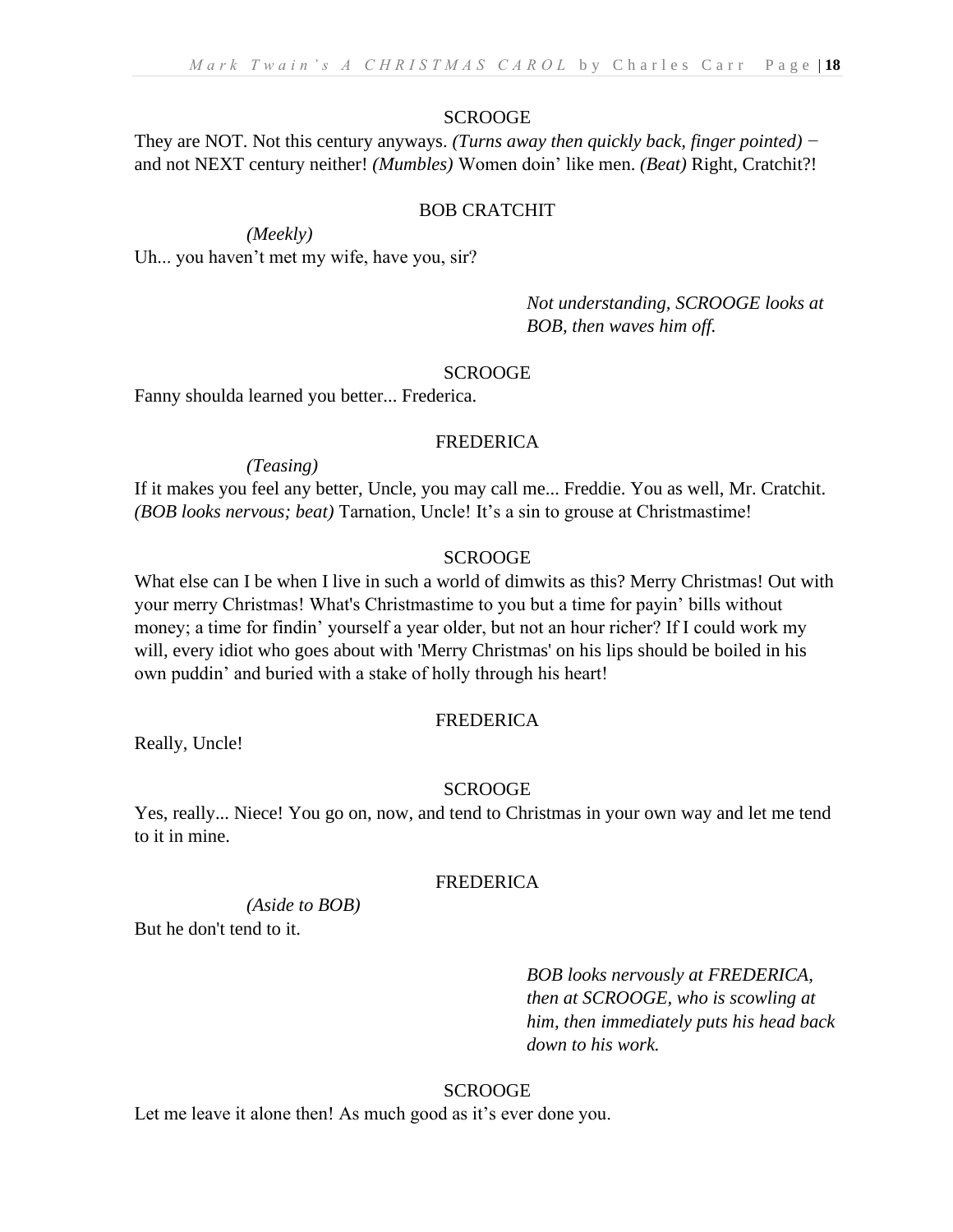SCROOGE

They are NOT. Not this century anyways. *(Turns away then quickly back, finger pointed)* − and not NEXT century neither! *(Mumbles)* Women doin' like men. *(Beat)* Right, Cratchit?!

BOB CRATCHIT

*(Meekly)*

Uh... you haven't met my wife, have you, sir?

*Not understanding, SCROOGE looks at BOB, then waves him off.*

SCROOGE

Fanny shoulda learned you better... Frederica.

FREDERICA

*(Teasing)*

If it makes you feel any better, Uncle, you may call me... Freddie. You as well, Mr. Cratchit. *(BOB looks nervous; beat)* Tarnation, Uncle! It's a sin to grouse at Christmastime!

SCROOGE

What else can I be when I live in such a world of dimwits as this? Merry Christmas! Out with your merry Christmas! What's Christmastime to you but a time for payin' bills without money; a time for findin' yourself a year older, but not an hour richer? If I could work my will, every idiot who goes about with 'Merry Christmas' on his lips should be boiled in his own puddin' and buried with a stake of holly through his heart!

FREDERICA

Really, Uncle!

SCROOGE

Yes, really... Niece! You go on, now, and tend to Christmas in your own way and let me tend to it in mine.

FREDERICA

*(Aside to BOB)*

But he don't tend to it.

*BOB looks nervously at FREDERICA, then at SCROOGE, who is scowling at him, then immediately puts his head back down to his work.*

SCROOGE

Let me leave it alone then! As much good as it's ever done you.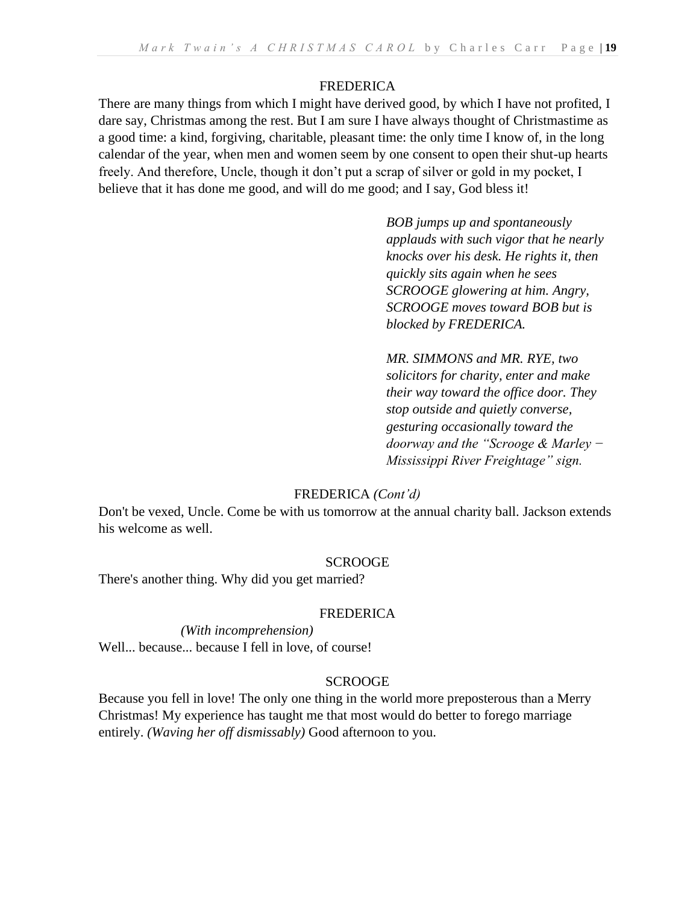FREDERICA

There are many things from which I might have derived good, by which I have not profited, I dare say, Christmas among the rest. But I am sure I have always thought of Christmastime as a good time: a kind, forgiving, charitable, pleasant time: the only time I know of, in the long calendar of the year, when men and women seem by one consent to open their shut-up hearts freely. And therefore, Uncle, though it don't put a scrap of silver or gold in my pocket, I believe that it has done me good, and will do me good; and I say, God bless it!

*BOB jumps up and spontaneously applauds with such vigor that he nearly knocks over his desk. He rights it, then quickly sits again when he sees SCROOGE glowering at him. Angry, SCROOGE moves toward BOB but is blocked by FREDERICA.*

*MR. SIMMONS and MR. RYE, two solicitors for charity, enter and make their way toward the office door. They stop outside and quietly converse, gesturing occasionally toward the doorway and the "Scrooge & Marley − Mississippi River Freightage" sign.*

FREDERICA *(Cont'd)*

Don't be vexed, Uncle. Come be with us tomorrow at the annual charity ball. Jackson extends his welcome as well.

SCROOGE

There's another thing. Why did you get married?

FREDERICA

*(With incomprehension)*

Well... because... because I fell in love, of course!

SCROOGE

Because you fell in love! The only one thing in the world more preposterous than a Merry Christmas! My experience has taught me that most would do better to forego marriage entirely. *(Waving her off dismissably)* Good afternoon to you.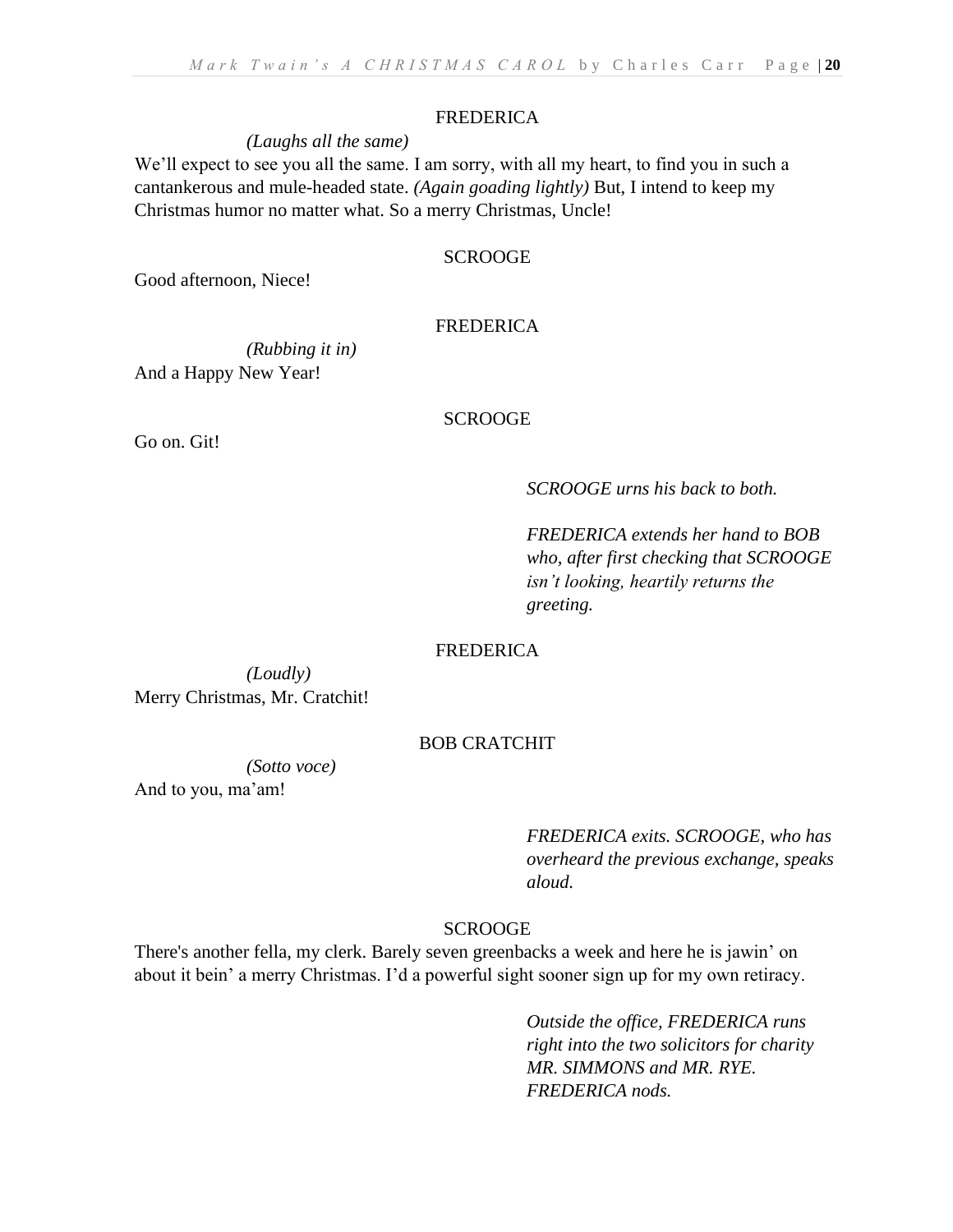FREDERICA

*(Laughs all the same)*

We'll expect to see you all the same. I am sorry, with all my heart, to find you in such a cantankerous and mule-headed state. *(Again goading lightly)* But, I intend to keep my Christmas humor no matter what. So a merry Christmas, Uncle!

SCROOGE

Good afternoon, Niece!

FREDERICA

*(Rubbing it in)*

And a Happy New Year!

SCROOGE

Go on. Git!

*SCROOGE urns his back to both.*

*FREDERICA extends her hand to BOB who, after first checking that SCROOGE isn't looking, heartily returns the greeting.*

FREDERICA

*(Loudly)*

Merry Christmas, Mr. Cratchit!

BOB CRATCHIT

*(Sotto voce)*

And to you, ma'am!

*FREDERICA exits. SCROOGE, who has overheard the previous exchange, speaks aloud.*

SCROOGE

There's another fella, my clerk. Barely seven greenbacks a week and here he is jawin' on about it bein' a merry Christmas. I'd a powerful sight sooner sign up for my own retiracy.

*Outside the office, FREDERICA runs right into the two solicitors for charity MR. SIMMONS and MR. RYE. FREDERICA nods.*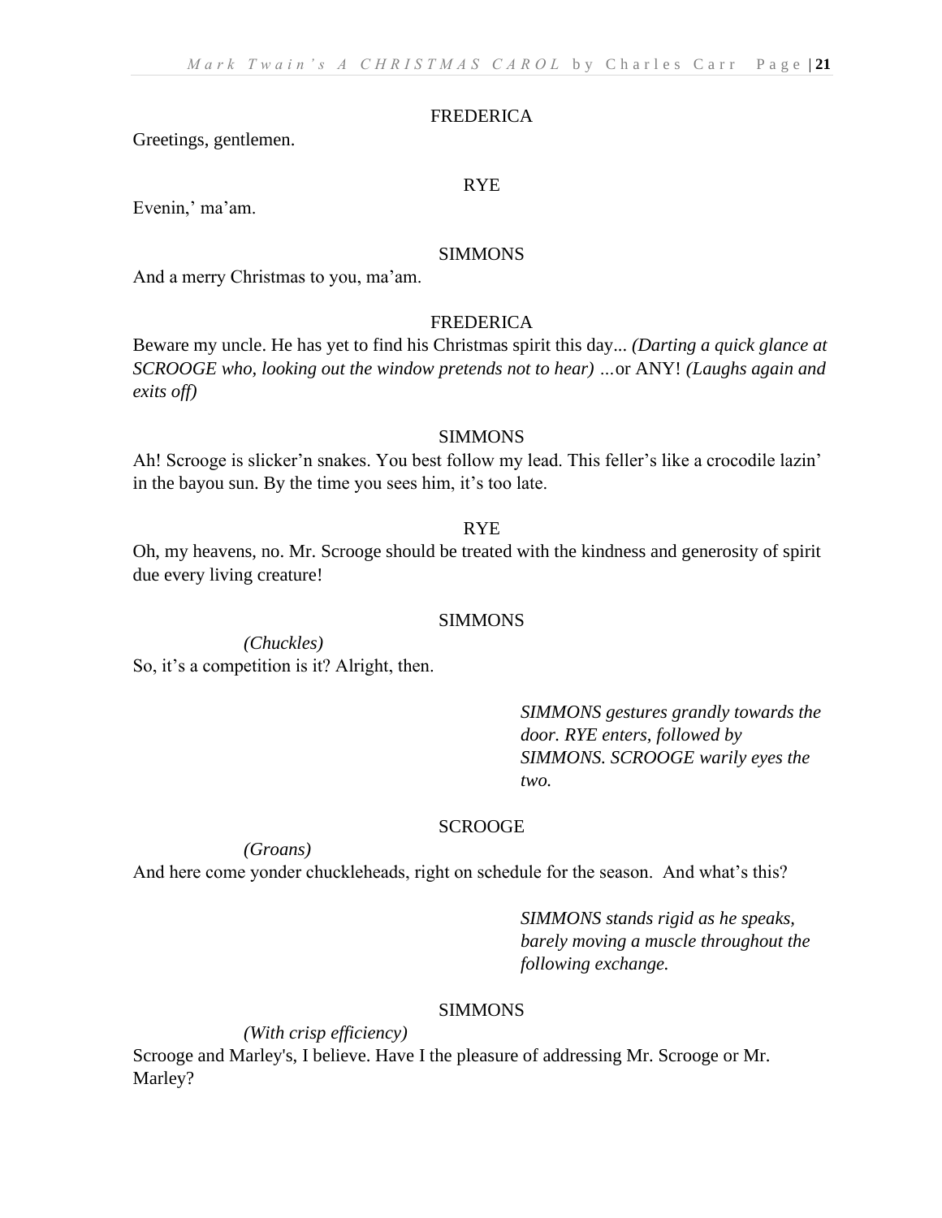FREDERICA

Greetings, gentlemen.

RYE

Evenin,' ma'am.

SIMMONS

And a merry Christmas to you, ma'am.

FREDERICA

Beware my uncle. He has yet to find his Christmas spirit this day... *(Darting a quick glance at SCROOGE who, looking out the window pretends not to hear) …*or ANY! *(Laughs again and exits off)*

SIMMONS

Ah! Scrooge is slicker'n snakes. You best follow my lead. This feller's like a crocodile lazin' in the bayou sun. By the time you sees him, it's too late.

RYE

Oh, my heavens, no. Mr. Scrooge should be treated with the kindness and generosity of spirit due every living creature!

SIMMONS

*(Chuckles)*

So, it's a competition is it? Alright, then.

*SIMMONS gestures grandly towards the door. RYE enters, followed by SIMMONS. SCROOGE warily eyes the two.*

SCROOGE

*(Groans)*

And here come yonder chuckleheads, right on schedule for the season. And what's this?

*SIMMONS stands rigid as he speaks, barely moving a muscle throughout the following exchange.*

SIMMONS

*(With crisp efficiency)*

Scrooge and Marley's, I believe. Have I the pleasure of addressing Mr. Scrooge or Mr. Marley?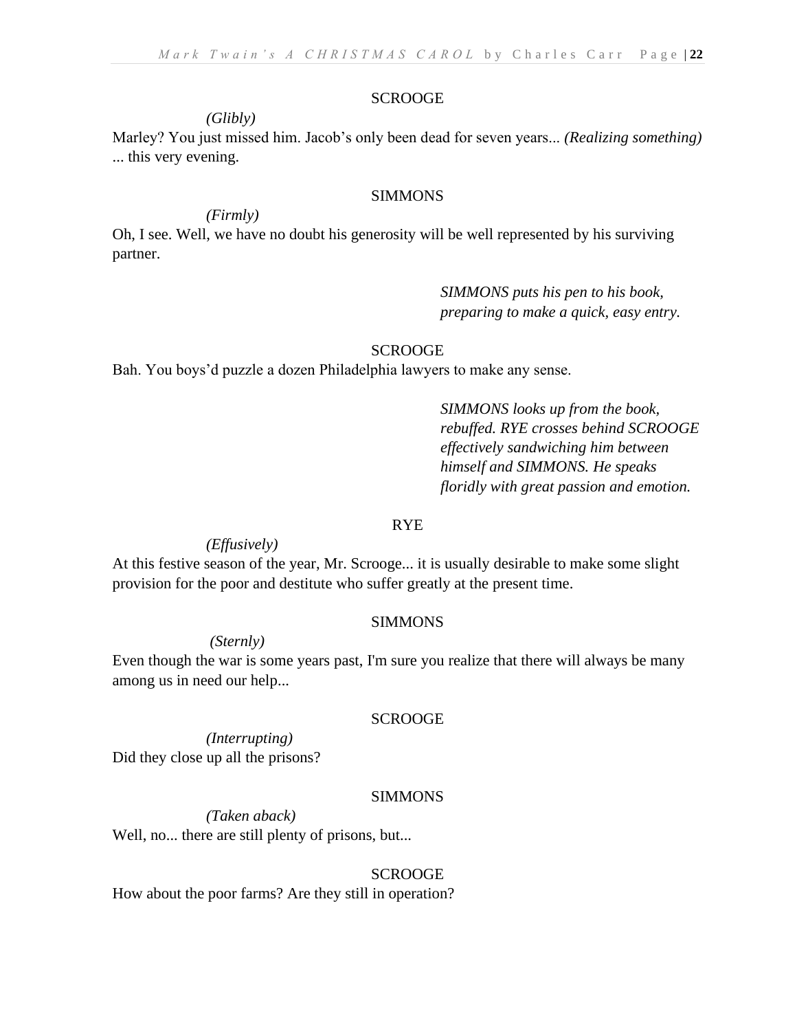SCROOGE

*(Glibly)*

Marley? You just missed him. Jacob's only been dead for seven years... *(Realizing something)* ... this very evening.

SIMMONS

*(Firmly)*

Oh, I see. Well, we have no doubt his generosity will be well represented by his surviving partner.

*SIMMONS puts his pen to his book, preparing to make a quick, easy entry.*

SCROOGE

Bah. You boys'd puzzle a dozen Philadelphia lawyers to make any sense.

*SIMMONS looks up from the book, rebuffed. RYE crosses behind SCROOGE effectively sandwiching him between himself and SIMMONS. He speaks floridly with great passion and emotion.*

RYE

*(Effusively)*

At this festive season of the year, Mr. Scrooge... it is usually desirable to make some slight provision for the poor and destitute who suffer greatly at the present time.

SIMMONS

*(Sternly)*

Even though the war is some years past, I'm sure you realize that there will always be many among us in need our help...

SCROOGE

*(Interrupting)*

Did they close up all the prisons?

SIMMONS

*(Taken aback)*

Well, no... there are still plenty of prisons, but...

SCROOGE

How about the poor farms? Are they still in operation?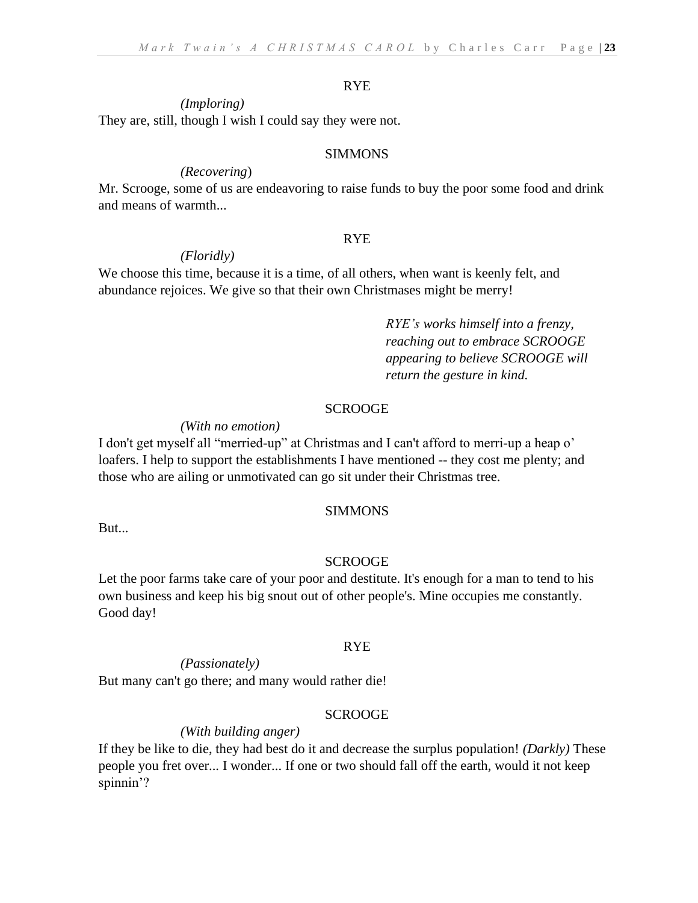RYE

*(Imploring)*

They are, still, though I wish I could say they were not.

SIMMONS

*(Recovering)*

Mr. Scrooge, some of us are endeavoring to raise funds to buy the poor some food and drink and means of warmth...

RYE

*(Floridly)*

We choose this time, because it is a time, of all others, when want is keenly felt, and abundance rejoices. We give so that their own Christmases might be merry!

*RYE's works himself into a frenzy, reaching out to embrace SCROOGE appearing to believe SCROOGE will return the gesture in kind.*

SCROOGE

*(With no emotion)*

I don't get myself all "merried-up" at Christmas and I can't afford to merri-up a heap o' loafers. I help to support the establishments I have mentioned -- they cost me plenty; and those who are ailing or unmotivated can go sit under their Christmas tree.

SIMMONS

But...

SCROOGE

Let the poor farms take care of your poor and destitute. It's enough for a man to tend to his own business and keep his big snout out of other people's. Mine occupies me constantly. Good day!

RYE

*(Passionately)*

But many can't go there; and many would rather die!

SCROOGE

*(With building anger)*

If they be like to die, they had best do it and decrease the surplus population! *(Darkly)* These people you fret over... I wonder... If one or two should fall off the earth, would it not keep spinnin'?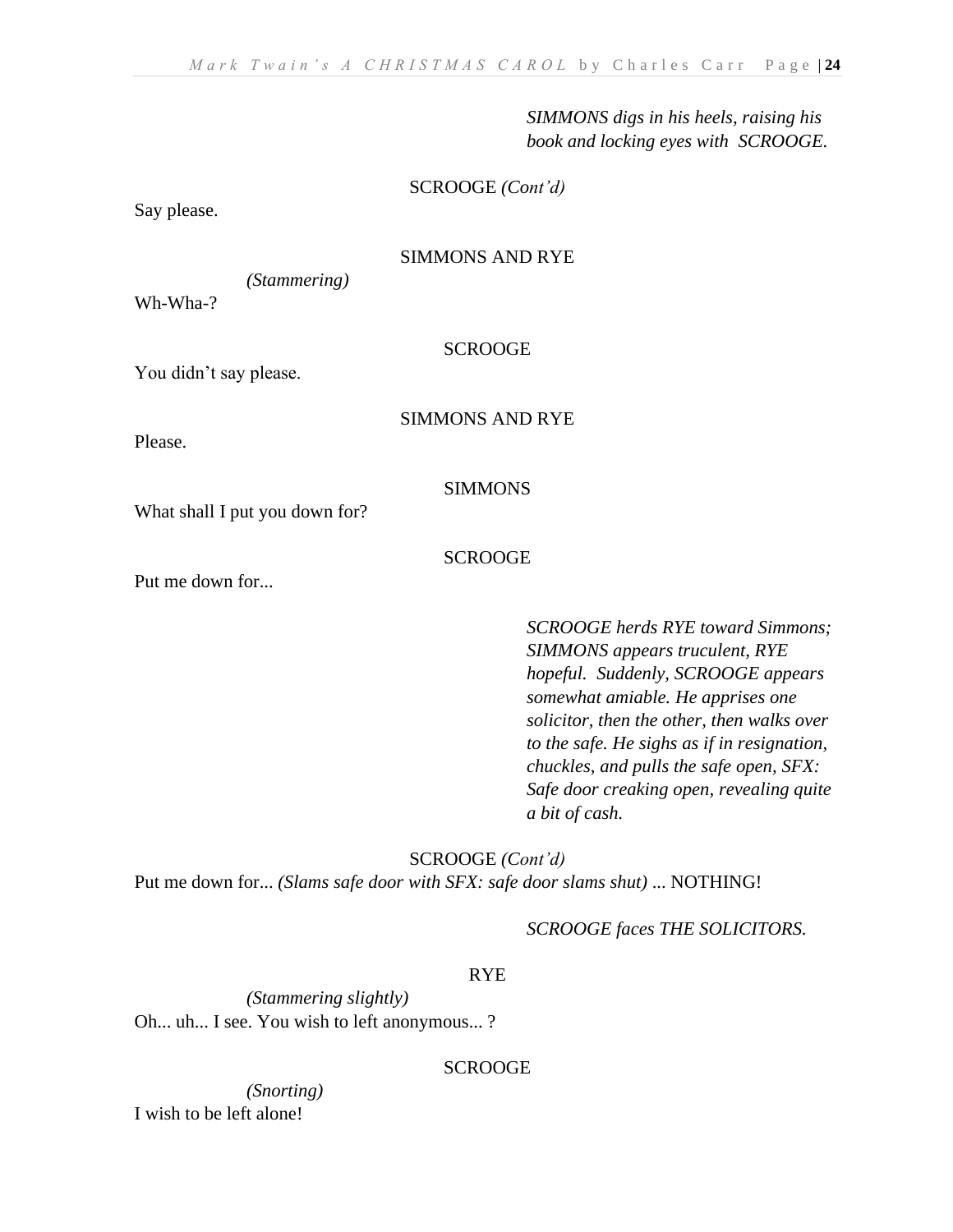*SIMMONS digs in his heels, raising his book and locking eyes with SCROOGE.*

SCROOGE *(Cont'd)*

Say please.

SIMMONS AND RYE

*(Stammering)*

Wh-Wha-?

SCROOGE

You didn't say please.

SIMMONS AND RYE

Please.

SIMMONS

What shall I put you down for?

SCROOGE

Put me down for...

*SCROOGE herds RYE toward Simmons; SIMMONS appears truculent, RYE hopeful. Suddenly, SCROOGE appears somewhat amiable. He apprises one solicitor, then the other, then walks over to the safe. He sighs as if in resignation, chuckles, and pulls the safe open, SFX: Safe door creaking open, revealing quite a bit of cash.*

SCROOGE *(Cont'd)*

Put me down for... *(Slams safe door with SFX: safe door slams shut)* ... NOTHING!

*SCROOGE faces THE SOLICITORS.*

RYE

*(Stammering slightly)*

Oh... uh... I see. You wish to left anonymous... ?

SCROOGE

*(Snorting)*

I wish to be left alone!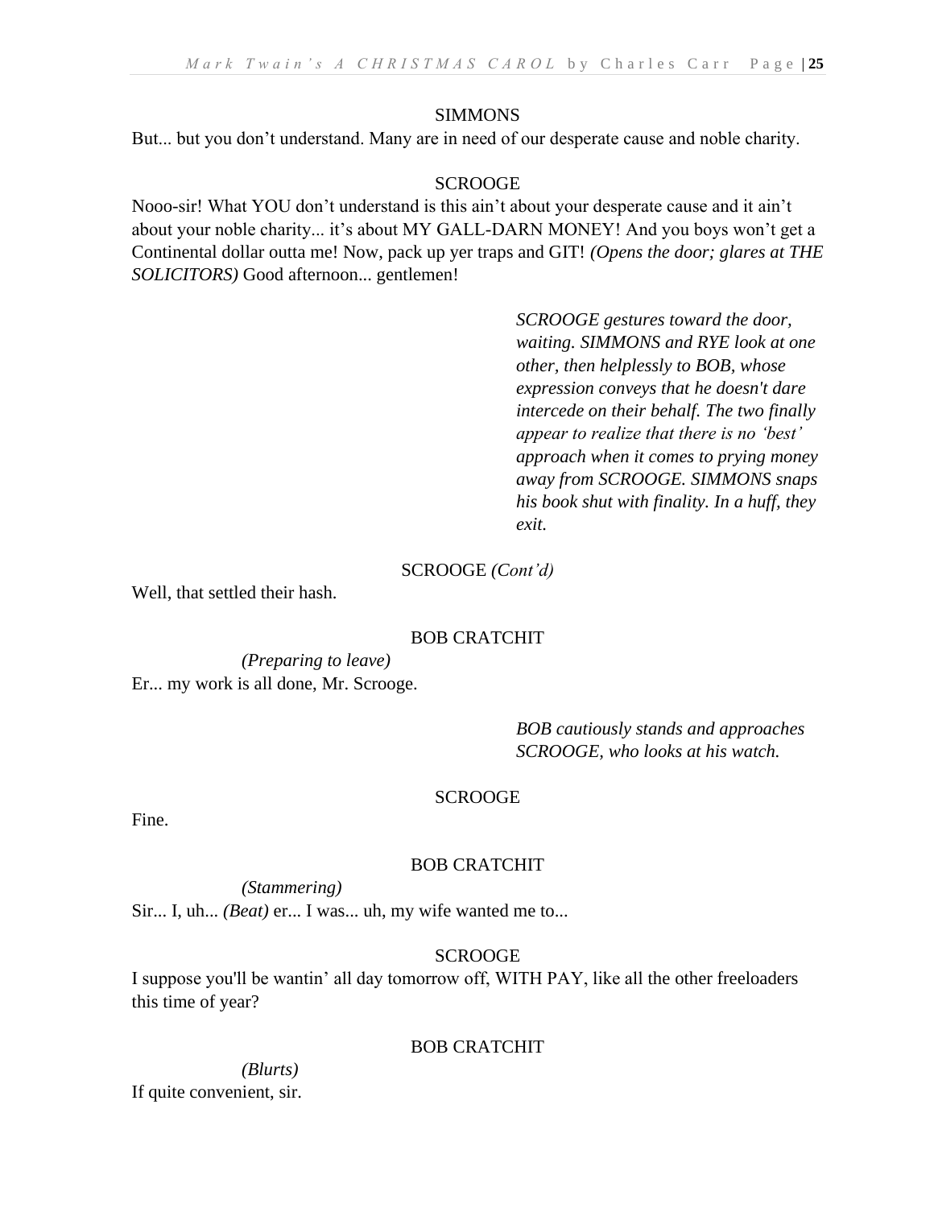SIMMONS

But... but you don't understand. Many are in need of our desperate cause and noble charity.

SCROOGE

Nooo-sir! What YOU don't understand is this ain't about your desperate cause and it ain't about your noble charity... it's about MY GALL-DARN MONEY! And you boys won't get a Continental dollar outta me! Now, pack up yer traps and GIT! *(Opens the door; glares at THE SOLICITORS)* Good afternoon... gentlemen!

*SCROOGE gestures toward the door, waiting. SIMMONS and RYE look at one other, then helplessly to BOB, whose expression conveys that he doesn't dare intercede on their behalf. The two finally appear to realize that there is no 'best' approach when it comes to prying money away from SCROOGE. SIMMONS snaps his book shut with finality. In a huff, they exit.*

SCROOGE *(Cont'd)*

Well, that settled their hash.

BOB CRATCHIT

*(Preparing to leave)*

Er... my work is all done, Mr. Scrooge.

*BOB cautiously stands and approaches SCROOGE, who looks at his watch.*

SCROOGE

Fine.

BOB CRATCHIT

*(Stammering)*

Sir... I, uh... *(Beat)* er... I was... uh, my wife wanted me to...

SCROOGE

I suppose you'll be wantin' all day tomorrow off, WITH PAY, like all the other freeloaders this time of year?

BOB CRATCHIT

*(Blurts)*

If quite convenient, sir.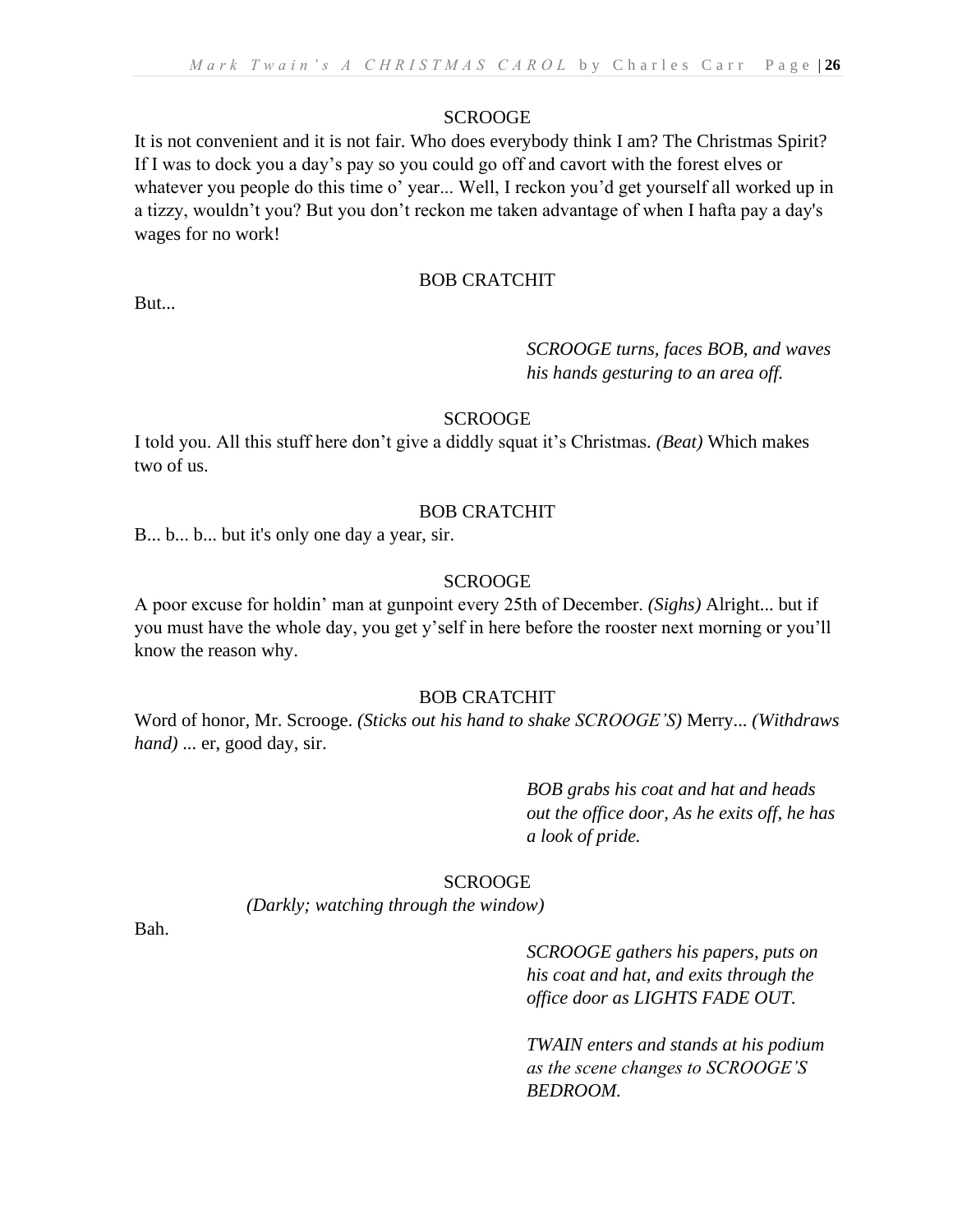SCROOGE

It is not convenient and it is not fair. Who does everybody think I am? The Christmas Spirit? If I was to dock you a day's pay so you could go off and cavort with the forest elves or whatever you people do this time o' year... Well, I reckon you'd get yourself all worked up in a tizzy, wouldn't you? But you don't reckon me taken advantage of when I hafta pay a day's wages for no work!

BOB CRATCHIT

But...

*SCROOGE turns, faces BOB, and waves his hands gesturing to an area off.*

SCROOGE

I told you. All this stuff here don't give a diddly squat it's Christmas. *(Beat)* Which makes two of us.

BOB CRATCHIT

B... b... b... but it's only one day a year, sir.

SCROOGE

A poor excuse for holdin' man at gunpoint every 25th of December. *(Sighs)* Alright... but if you must have the whole day, you get y'self in here before the rooster next morning or you'll know the reason why.

BOB CRATCHIT

Word of honor, Mr. Scrooge. *(Sticks out his hand to shake SCROOGE'S)* Merry... *(Withdraws hand)* ... er, good day, sir.

*BOB grabs his coat and hat and heads out the office door, As he exits off, he has a look of pride.*

SCROOGE

*(Darkly; watching through the window)*

Bah.

*SCROOGE gathers his papers, puts on his coat and hat, and exits through the office door as LIGHTS FADE OUT.*

*TWAIN enters and stands at his podium as the scene changes to SCROOGE'S BEDROOM.*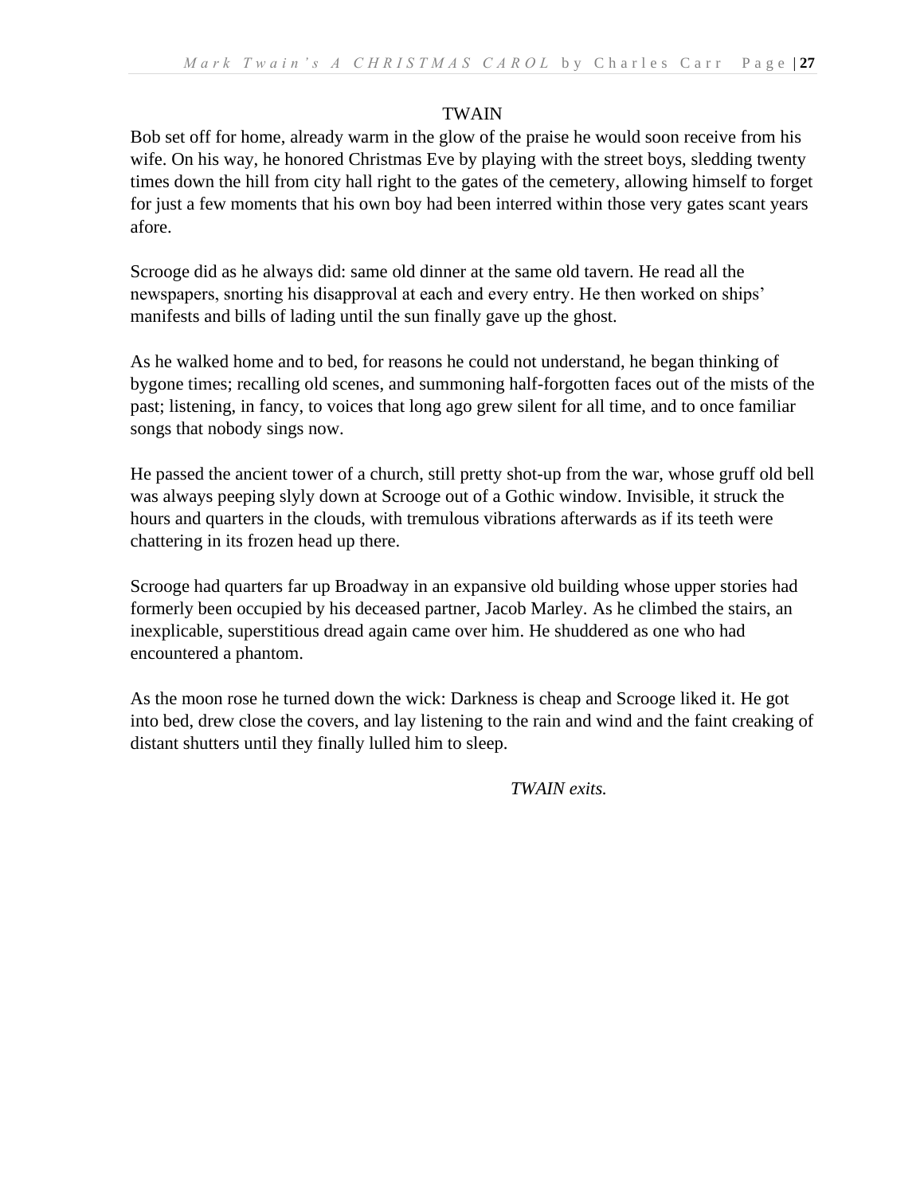TWAIN

Bob set off for home, already warm in the glow of the praise he would soon receive from his wife. On his way, he honored Christmas Eve by playing with the street boys, sledding twenty times down the hill from city hall right to the gates of the cemetery, allowing himself to forget for just a few moments that his own boy had been interred within those very gates scant years afore.

Scrooge did as he always did: same old dinner at the same old tavern. He read all the newspapers, snorting his disapproval at each and every entry. He then worked on ships' manifests and bills of lading until the sun finally gave up the ghost.

As he walked home and to bed, for reasons he could not understand, he began thinking of bygone times; recalling old scenes, and summoning half-forgotten faces out of the mists of the past; listening, in fancy, to voices that long ago grew silent for all time, and to once familiar songs that nobody sings now.

He passed the ancient tower of a church, still pretty shot-up from the war, whose gruff old bell was always peeping slyly down at Scrooge out of a Gothic window. Invisible, it struck the hours and quarters in the clouds, with tremulous vibrations afterwards as if its teeth were chattering in its frozen head up there.

Scrooge had quarters far up Broadway in an expansive old building whose upper stories had formerly been occupied by his deceased partner, Jacob Marley. As he climbed the stairs, an inexplicable, superstitious dread again came over him. He shuddered as one who had encountered a phantom.

As the moon rose he turned down the wick: Darkness is cheap and Scrooge liked it. He got into bed, drew close the covers, and lay listening to the rain and wind and the faint creaking of distant shutters until they finally lulled him to sleep.

*TWAIN exits.*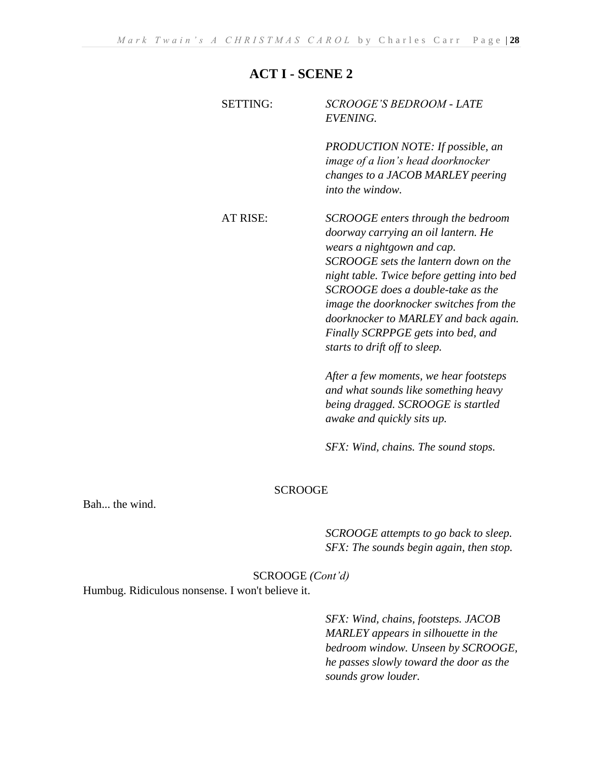## ACT I - SCENE 2

SETTING: *SCROOGE'S BEDROOM - LATE EVENING.*

*PRODUCTION NOTE: If possible, an image of a lion's head doorknocker changes to a JACOB MARLEY peering into the window.*

AT RISE: *SCROOGE enters through the bedroom doorway carrying an oil lantern. He wears a nightgown and cap. SCROOGE sets the lantern down on the night table. Twice before getting into bed SCROOGE does a double-take as the image the doorknocker switches from the doorknocker to MARLEY and back again. Finally SCRPPGE gets into bed, and starts to drift off to sleep.*

*After a few moments, we hear footsteps and what sounds like something heavy being dragged. SCROOGE is startled awake and quickly sits up.*

*SFX: Wind, chains. The sound stops.*

SCROOGE

Bah... the wind.

*SCROOGE attempts to go back to sleep. SFX: The sounds begin again, then stop.*

SCROOGE *(Cont'd)*

Humbug. Ridiculous nonsense. I won't believe it.

*SFX: Wind, chains, footsteps. JACOB MARLEY appears in silhouette in the bedroom window. Unseen by SCROOGE, he passes slowly toward the door as the sounds grow louder.*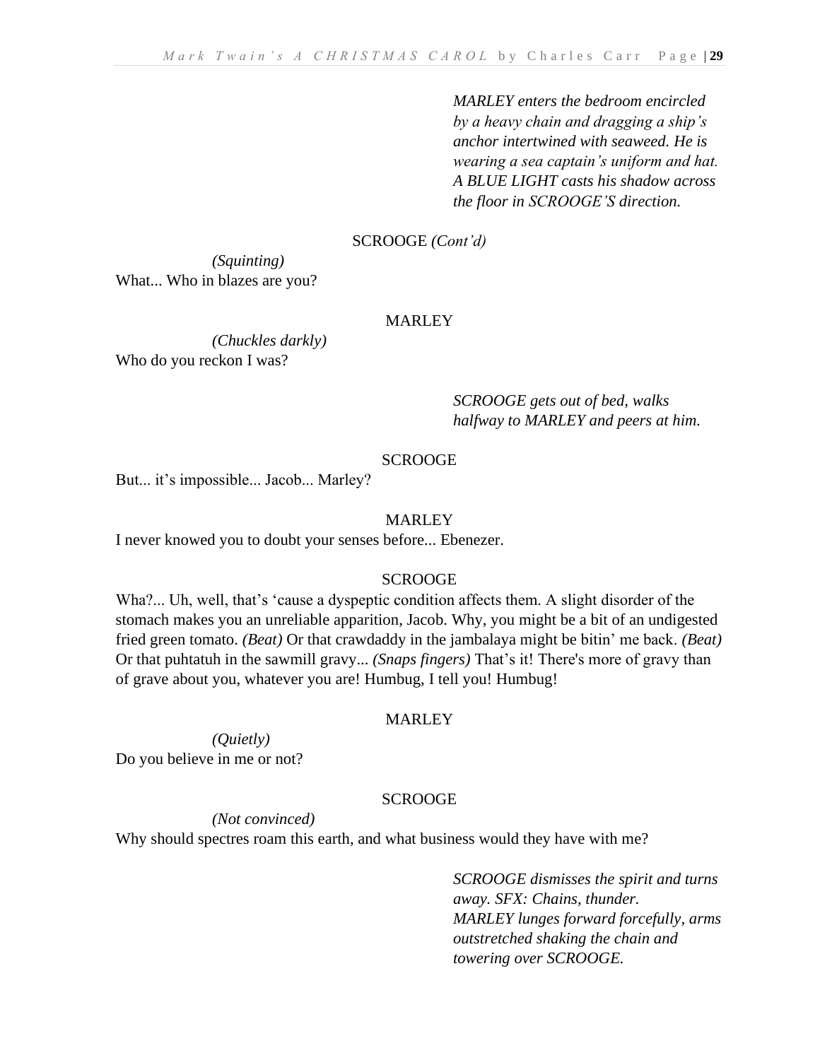*MARLEY enters the bedroom encircled by a heavy chain and dragging a ship's anchor intertwined with seaweed. He is wearing a sea captain's uniform and hat. A BLUE LIGHT casts his shadow across the floor in SCROOGE'S direction.*

SCROOGE *(Cont'd)*

*(Squinting)*
What... Who in blazes are you?

MARLEY

*(Chuckles darkly)*
Who do you reckon I was?

*SCROOGE gets out of bed, walks halfway to MARLEY and peers at him.*

SCROOGE

But... it's impossible... Jacob... Marley?

MARLEY

I never knowed you to doubt your senses before... Ebenezer.

SCROOGE

Wha?... Uh, well, that's 'cause a dyspeptic condition affects them. A slight disorder of the stomach makes you an unreliable apparition, Jacob. Why, you might be a bit of an undigested fried green tomato. *(Beat)* Or that crawdaddy in the jambalaya might be bitin' me back. *(Beat)* Or that puhtatuh in the sawmill gravy... *(Snaps fingers)* That's it! There's more of gravy than of grave about you, whatever you are! Humbug, I tell you! Humbug!

MARLEY

*(Quietly)*
Do you believe in me or not?

SCROOGE

*(Not convinced)*
Why should spectres roam this earth, and what business would they have with me?

*SCROOGE dismisses the spirit and turns away. SFX: Chains, thunder.*
*MARLEY lunges forward forcefully, arms outstretched shaking the chain and towering over SCROOGE.*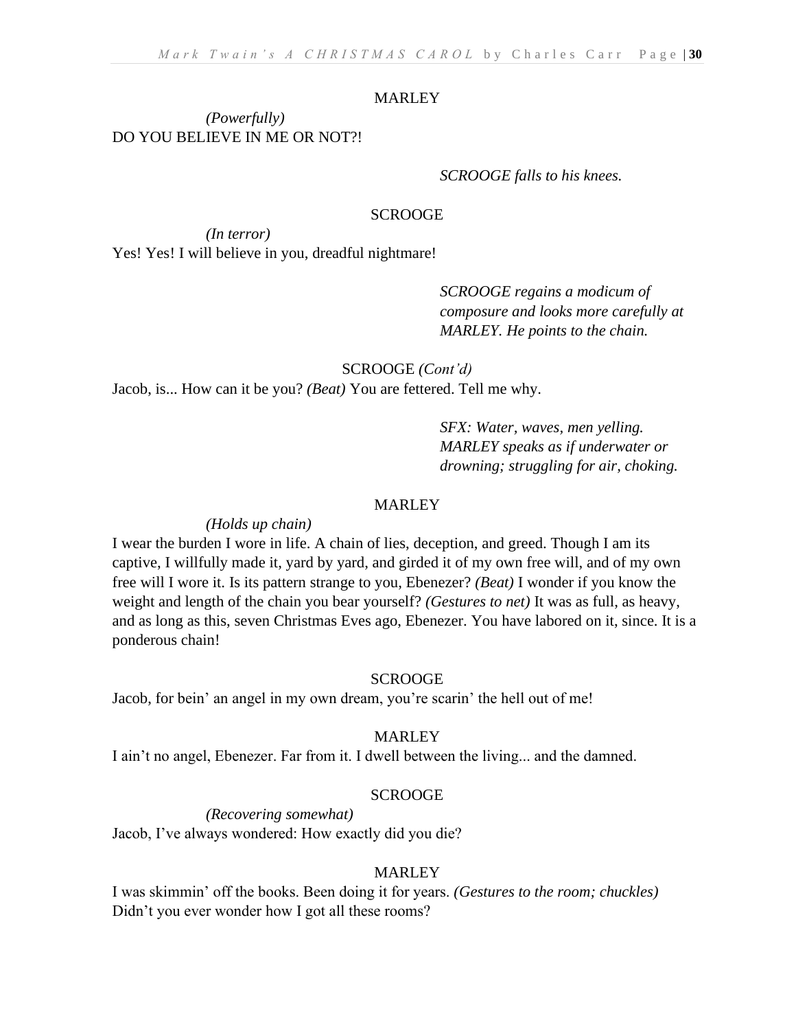MARLEY

*(Powerfully)*
DO YOU BELIEVE IN ME OR NOT?!

*SCROOGE falls to his knees.*

SCROOGE

*(In terror)*
Yes! Yes! I will believe in you, dreadful nightmare!

*SCROOGE regains a modicum of composure and looks more carefully at MARLEY. He points to the chain.*

SCROOGE *(Cont'd)*
Jacob, is... How can it be you? *(Beat)* You are fettered. Tell me why.

*SFX: Water, waves, men yelling. MARLEY speaks as if underwater or drowning; struggling for air, choking.*

MARLEY

*(Holds up chain)*
I wear the burden I wore in life. A chain of lies, deception, and greed. Though I am its captive, I willfully made it, yard by yard, and girded it of my own free will, and of my own free will I wore it. Is its pattern strange to you, Ebenezer? *(Beat)* I wonder if you know the weight and length of the chain you bear yourself? *(Gestures to net)* It was as full, as heavy, and as long as this, seven Christmas Eves ago, Ebenezer. You have labored on it, since. It is a ponderous chain!

SCROOGE
Jacob, for bein' an angel in my own dream, you're scarin' the hell out of me!

MARLEY
I ain't no angel, Ebenezer. Far from it. I dwell between the living... and the damned.

SCROOGE

*(Recovering somewhat)*
Jacob, I've always wondered: How exactly did you die?

MARLEY
I was skimmin' off the books. Been doing it for years. *(Gestures to the room; chuckles)* Didn't you ever wonder how I got all these rooms?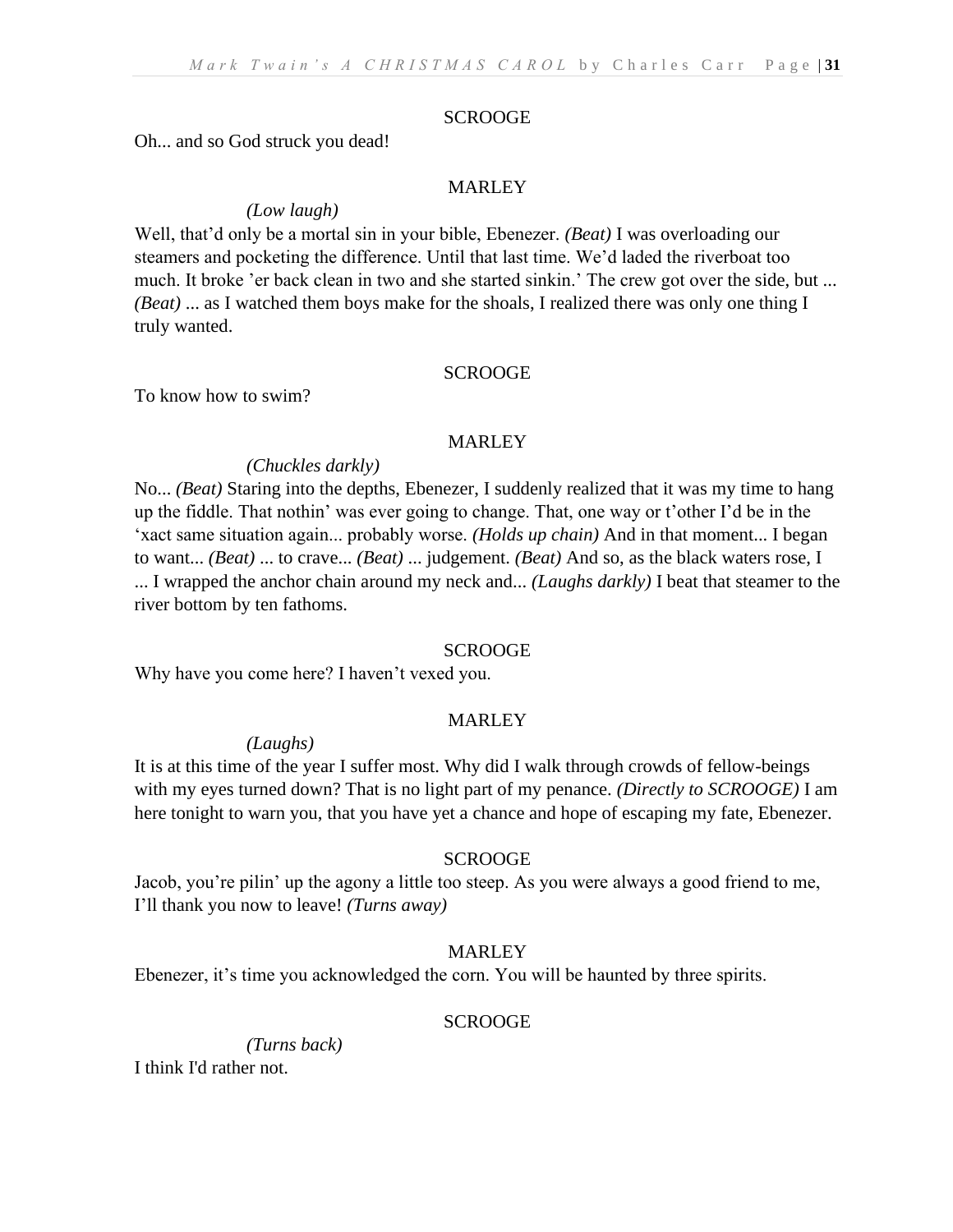SCROOGE

Oh... and so God struck you dead!

MARLEY

*(Low laugh)*

Well, that'd only be a mortal sin in your bible, Ebenezer. *(Beat)* I was overloading our steamers and pocketing the difference. Until that last time. We'd laded the riverboat too much. It broke 'er back clean in two and she started sinkin.' The crew got over the side, but ... *(Beat)* ... as I watched them boys make for the shoals, I realized there was only one thing I truly wanted.

SCROOGE

To know how to swim?

MARLEY

*(Chuckles darkly)*

No... *(Beat)* Staring into the depths, Ebenezer, I suddenly realized that it was my time to hang up the fiddle. That nothin' was ever going to change. That, one way or t'other I'd be in the 'xact same situation again... probably worse. *(Holds up chain)* And in that moment... I began to want... *(Beat)* ... to crave... *(Beat)* ... judgement. *(Beat)* And so, as the black waters rose, I ... I wrapped the anchor chain around my neck and... *(Laughs darkly)* I beat that steamer to the river bottom by ten fathoms.

SCROOGE

Why have you come here? I haven't vexed you.

MARLEY

*(Laughs)*

It is at this time of the year I suffer most. Why did I walk through crowds of fellow-beings with my eyes turned down? That is no light part of my penance. *(Directly to SCROOGE)* I am here tonight to warn you, that you have yet a chance and hope of escaping my fate, Ebenezer.

SCROOGE

Jacob, you're pilin' up the agony a little too steep. As you were always a good friend to me, I'll thank you now to leave! *(Turns away)*

MARLEY

Ebenezer, it's time you acknowledged the corn. You will be haunted by three spirits.

SCROOGE

*(Turns back)*

I think I'd rather not.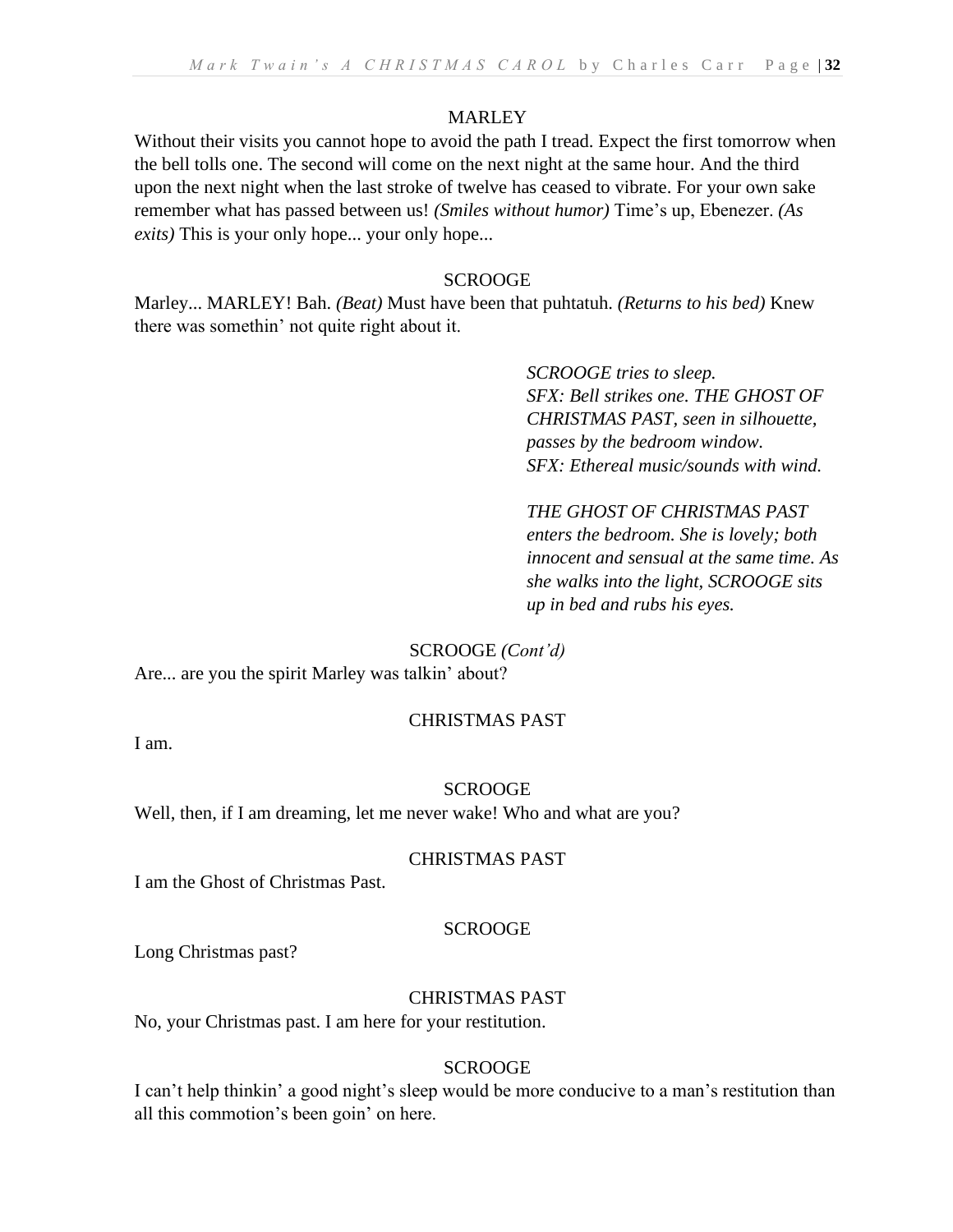MARLEY

Without their visits you cannot hope to avoid the path I tread. Expect the first tomorrow when the bell tolls one. The second will come on the next night at the same hour. And the third upon the next night when the last stroke of twelve has ceased to vibrate. For your own sake remember what has passed between us! *(Smiles without humor)* Time's up, Ebenezer. *(As exits)* This is your only hope... your only hope...

SCROOGE

Marley... MARLEY! Bah. *(Beat)* Must have been that puhtatuh. *(Returns to his bed)* Knew there was somethin' not quite right about it.

*SCROOGE tries to sleep.*
*SFX: Bell strikes one. THE GHOST OF CHRISTMAS PAST, seen in silhouette, passes by the bedroom window.*
*SFX: Ethereal music/sounds with wind.*

*THE GHOST OF CHRISTMAS PAST enters the bedroom. She is lovely; both innocent and sensual at the same time. As she walks into the light, SCROOGE sits up in bed and rubs his eyes.*

SCROOGE *(Cont'd)*

Are... are you the spirit Marley was talkin' about?

CHRISTMAS PAST

I am.

SCROOGE

Well, then, if I am dreaming, let me never wake! Who and what are you?

CHRISTMAS PAST

I am the Ghost of Christmas Past.

SCROOGE

Long Christmas past?

CHRISTMAS PAST

No, your Christmas past. I am here for your restitution.

SCROOGE

I can't help thinkin' a good night's sleep would be more conducive to a man's restitution than all this commotion's been goin' on here.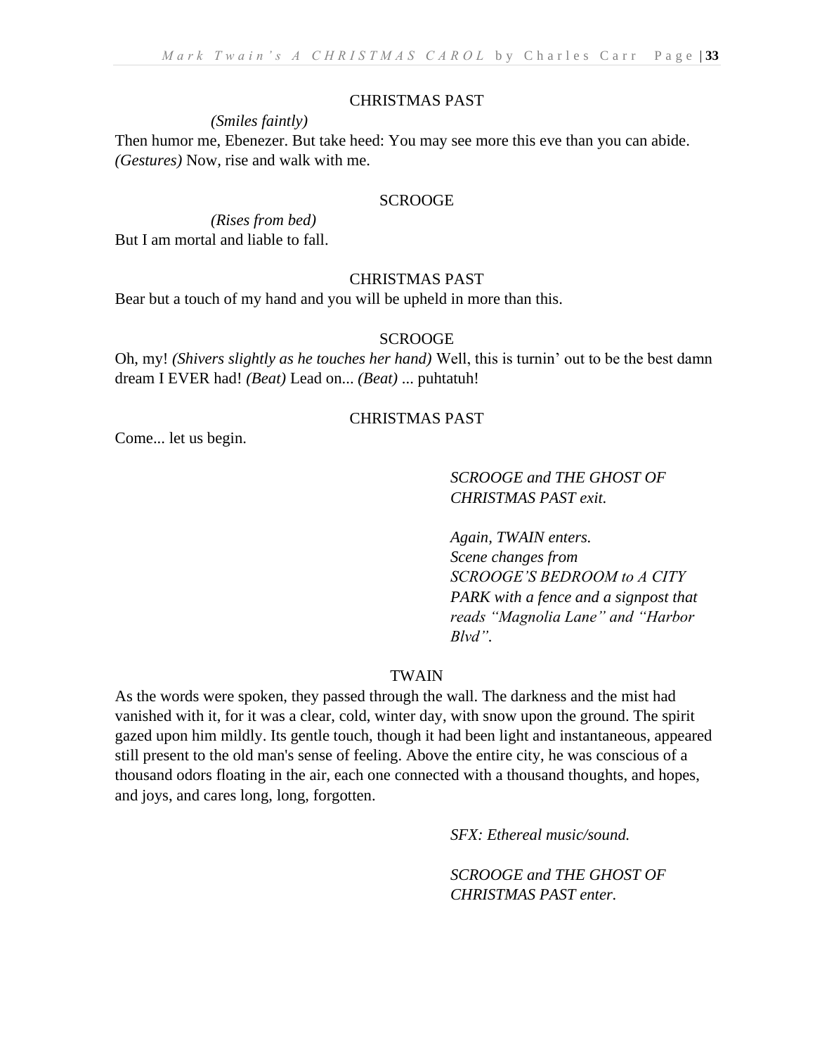CHRISTMAS PAST

*(Smiles faintly)*

Then humor me, Ebenezer. But take heed: You may see more this eve than you can abide. *(Gestures)* Now, rise and walk with me.

SCROOGE

*(Rises from bed)*

But I am mortal and liable to fall.

CHRISTMAS PAST

Bear but a touch of my hand and you will be upheld in more than this.

SCROOGE

Oh, my! *(Shivers slightly as he touches her hand)* Well, this is turnin' out to be the best damn dream I EVER had! *(Beat)* Lead on... *(Beat)* ... puhtatuh!

CHRISTMAS PAST

Come... let us begin.

*SCROOGE and THE GHOST OF CHRISTMAS PAST exit.*

*Again, TWAIN enters. Scene changes from SCROOGE'S BEDROOM to A CITY PARK with a fence and a signpost that reads "Magnolia Lane" and "Harbor Blvd".*

TWAIN

As the words were spoken, they passed through the wall. The darkness and the mist had vanished with it, for it was a clear, cold, winter day, with snow upon the ground. The spirit gazed upon him mildly. Its gentle touch, though it had been light and instantaneous, appeared still present to the old man's sense of feeling. Above the entire city, he was conscious of a thousand odors floating in the air, each one connected with a thousand thoughts, and hopes, and joys, and cares long, long, forgotten.

*SFX: Ethereal music/sound.*

*SCROOGE and THE GHOST OF CHRISTMAS PAST enter.*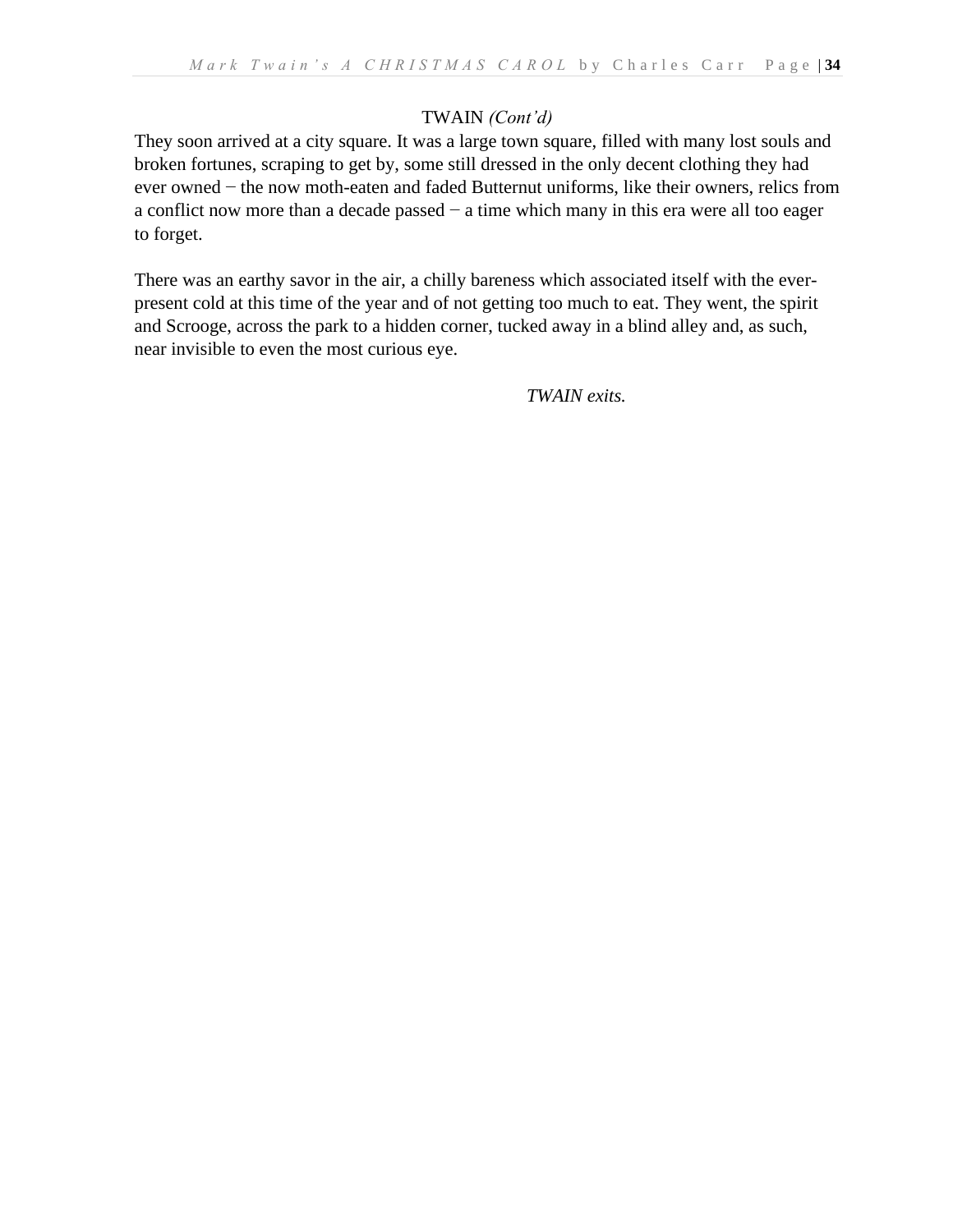TWAIN *(Cont'd)*

They soon arrived at a city square. It was a large town square, filled with many lost souls and broken fortunes, scraping to get by, some still dressed in the only decent clothing they had ever owned − the now moth-eaten and faded Butternut uniforms, like their owners, relics from a conflict now more than a decade passed − a time which many in this era were all too eager to forget.

There was an earthy savor in the air, a chilly bareness which associated itself with the ever-present cold at this time of the year and of not getting too much to eat. They went, the spirit and Scrooge, across the park to a hidden corner, tucked away in a blind alley and, as such, near invisible to even the most curious eye.

*TWAIN exits.*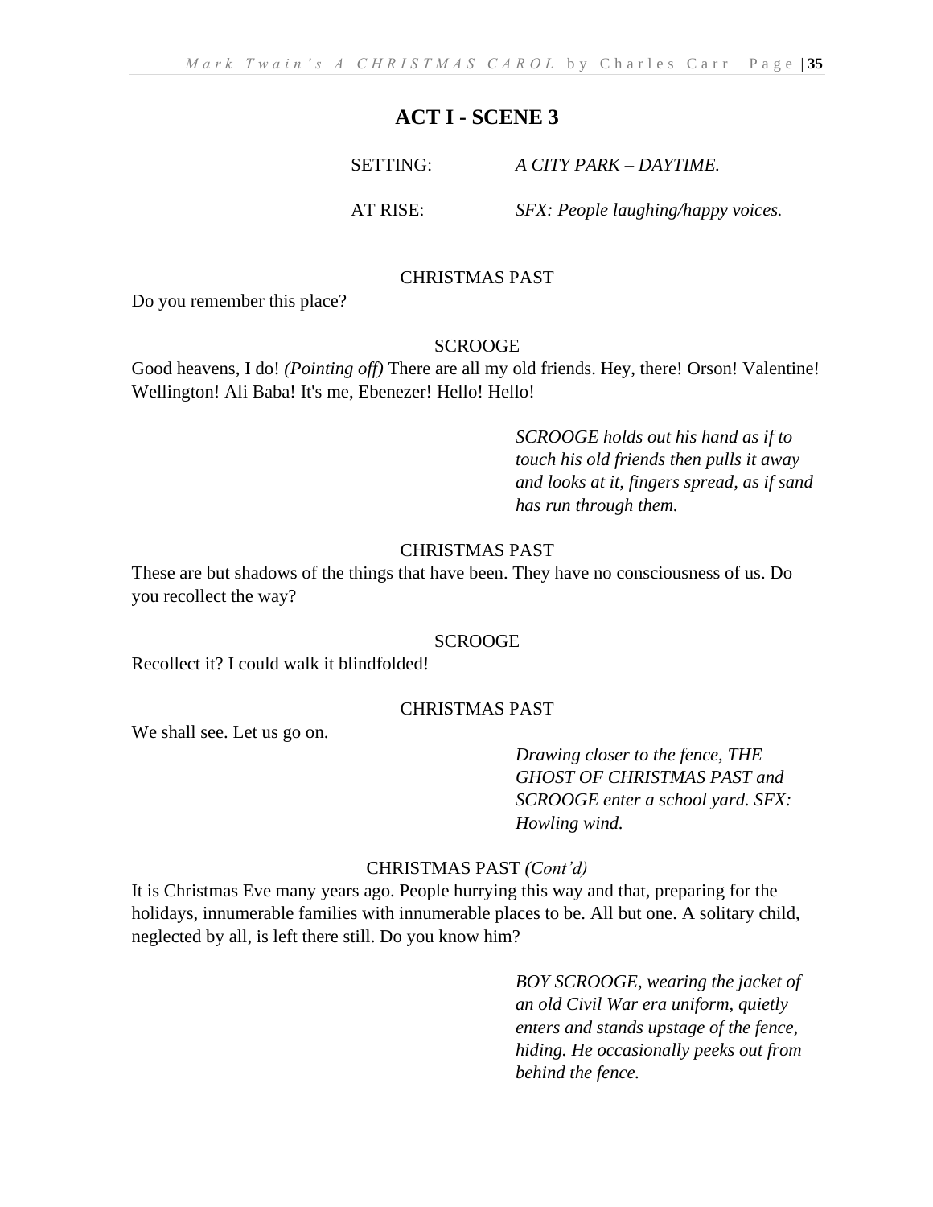## ACT I - SCENE 3

SETTING: *A CITY PARK – DAYTIME.*

AT RISE: *SFX: People laughing/happy voices.*

CHRISTMAS PAST

Do you remember this place?

SCROOGE

Good heavens, I do! *(Pointing off)* There are all my old friends. Hey, there! Orson! Valentine! Wellington! Ali Baba! It's me, Ebenezer! Hello! Hello!

*SCROOGE holds out his hand as if to touch his old friends then pulls it away and looks at it, fingers spread, as if sand has run through them.*

CHRISTMAS PAST

These are but shadows of the things that have been. They have no consciousness of us. Do you recollect the way?

SCROOGE

Recollect it? I could walk it blindfolded!

CHRISTMAS PAST

We shall see. Let us go on.

*Drawing closer to the fence, THE GHOST OF CHRISTMAS PAST and SCROOGE enter a school yard. SFX: Howling wind.*

CHRISTMAS PAST *(Cont'd)*

It is Christmas Eve many years ago. People hurrying this way and that, preparing for the holidays, innumerable families with innumerable places to be. All but one. A solitary child, neglected by all, is left there still. Do you know him?

*BOY SCROOGE, wearing the jacket of an old Civil War era uniform, quietly enters and stands upstage of the fence, hiding. He occasionally peeks out from behind the fence.*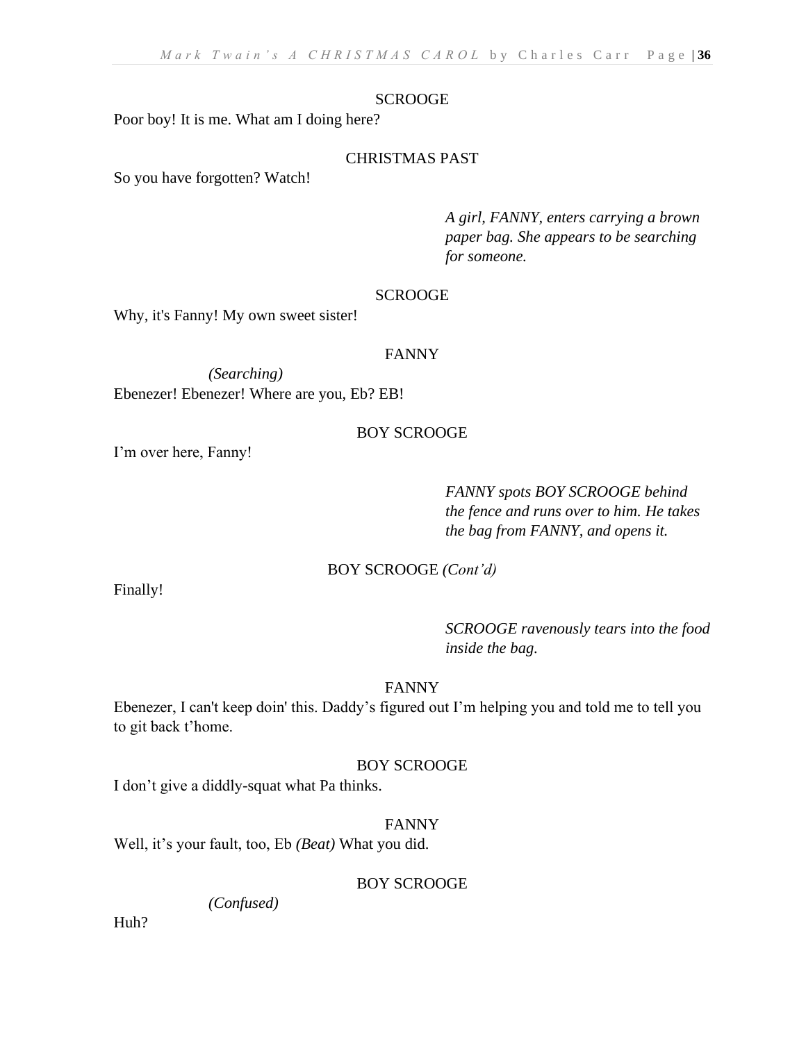SCROOGE

Poor boy! It is me. What am I doing here?

CHRISTMAS PAST

So you have forgotten? Watch!

*A girl, FANNY, enters carrying a brown paper bag. She appears to be searching for someone.*

SCROOGE

Why, it's Fanny! My own sweet sister!

FANNY

*(Searching)*

Ebenezer! Ebenezer! Where are you, Eb? EB!

BOY SCROOGE

I'm over here, Fanny!

*FANNY spots BOY SCROOGE behind the fence and runs over to him. He takes the bag from FANNY, and opens it.*

BOY SCROOGE *(Cont'd)*

Finally!

*SCROOGE ravenously tears into the food inside the bag.*

FANNY

Ebenezer, I can't keep doin' this. Daddy's figured out I'm helping you and told me to tell you to git back t'home.

BOY SCROOGE

I don't give a diddly-squat what Pa thinks.

FANNY

Well, it's your fault, too, Eb *(Beat)* What you did.

BOY SCROOGE

*(Confused)*

Huh?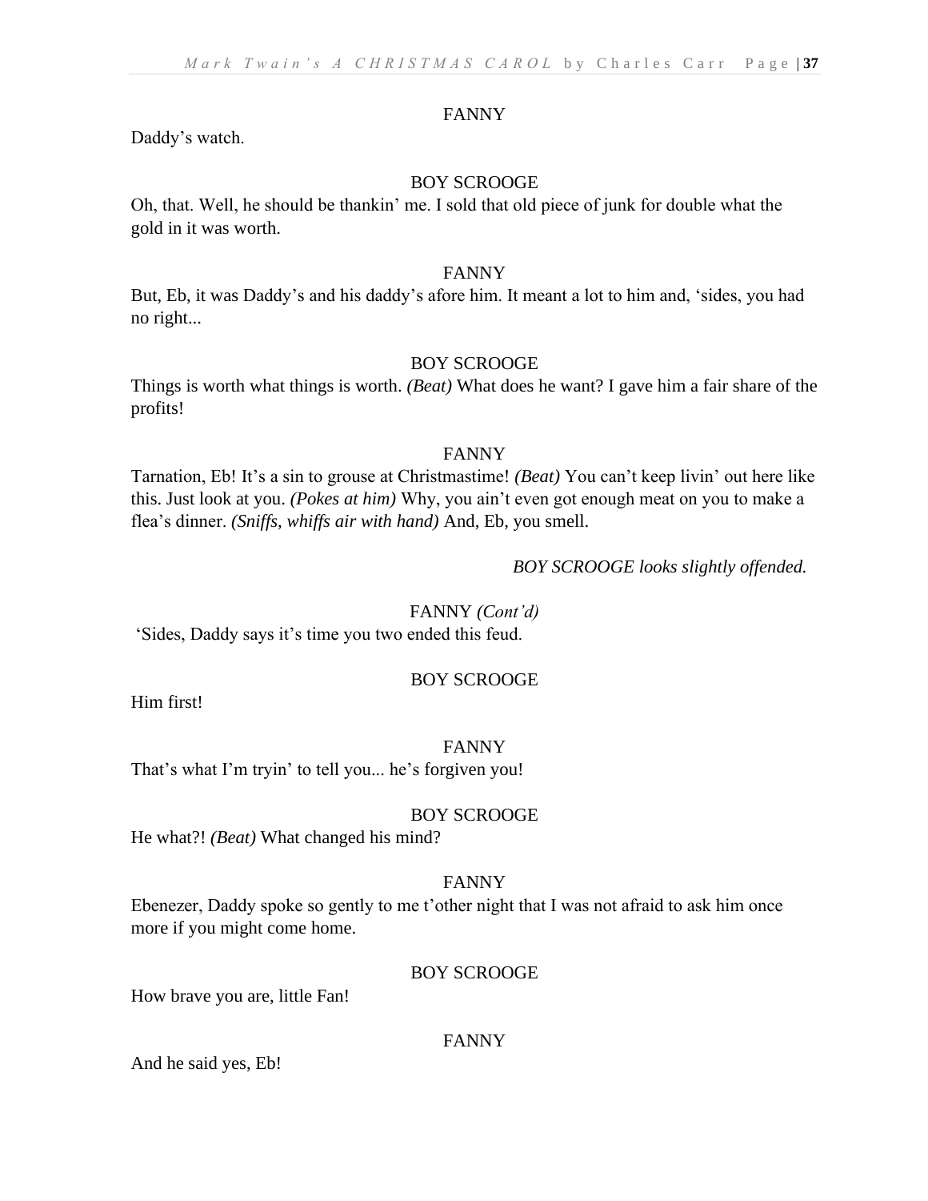FANNY

Daddy's watch.

BOY SCROOGE

Oh, that. Well, he should be thankin' me. I sold that old piece of junk for double what the gold in it was worth.

FANNY

But, Eb, it was Daddy's and his daddy's afore him. It meant a lot to him and, 'sides, you had no right...

BOY SCROOGE

Things is worth what things is worth. *(Beat)* What does he want? I gave him a fair share of the profits!

FANNY

Tarnation, Eb! It's a sin to grouse at Christmastime! *(Beat)* You can't keep livin' out here like this. Just look at you. *(Pokes at him)* Why, you ain't even got enough meat on you to make a flea's dinner. *(Sniffs, whiffs air with hand)* And, Eb, you smell.

*BOY SCROOGE looks slightly offended.*

FANNY *(Cont'd)*

'Sides, Daddy says it's time you two ended this feud.

BOY SCROOGE

Him first!

FANNY

That's what I'm tryin' to tell you... he's forgiven you!

BOY SCROOGE

He what?! *(Beat)* What changed his mind?

FANNY

Ebenezer, Daddy spoke so gently to me t'other night that I was not afraid to ask him once more if you might come home.

BOY SCROOGE

How brave you are, little Fan!

FANNY

And he said yes, Eb!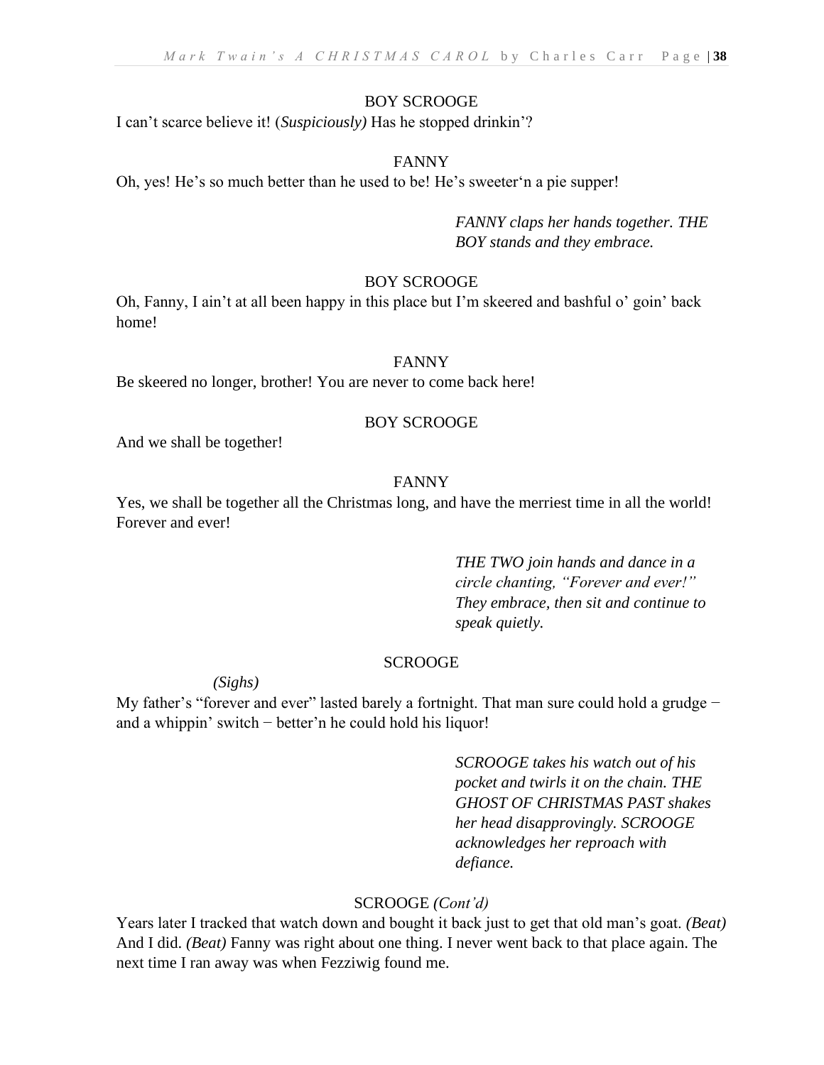BOY SCROOGE

I can't scarce believe it! (*Suspiciously)* Has he stopped drinkin'?

FANNY

Oh, yes! He's so much better than he used to be! He's sweeter'n a pie supper!

*FANNY claps her hands together. THE BOY stands and they embrace.*

BOY SCROOGE

Oh, Fanny, I ain't at all been happy in this place but I'm skeered and bashful o' goin' back home!

FANNY

Be skeered no longer, brother! You are never to come back here!

BOY SCROOGE

And we shall be together!

FANNY

Yes, we shall be together all the Christmas long, and have the merriest time in all the world! Forever and ever!

*THE TWO join hands and dance in a circle chanting, "Forever and ever!" They embrace, then sit and continue to speak quietly.*

SCROOGE

*(Sighs)*

My father's "forever and ever" lasted barely a fortnight. That man sure could hold a grudge − and a whippin' switch − better'n he could hold his liquor!

*SCROOGE takes his watch out of his pocket and twirls it on the chain. THE GHOST OF CHRISTMAS PAST shakes her head disapprovingly. SCROOGE acknowledges her reproach with defiance.*

SCROOGE *(Cont'd)*

Years later I tracked that watch down and bought it back just to get that old man's goat. *(Beat)* And I did. *(Beat)* Fanny was right about one thing. I never went back to that place again. The next time I ran away was when Fezziwig found me.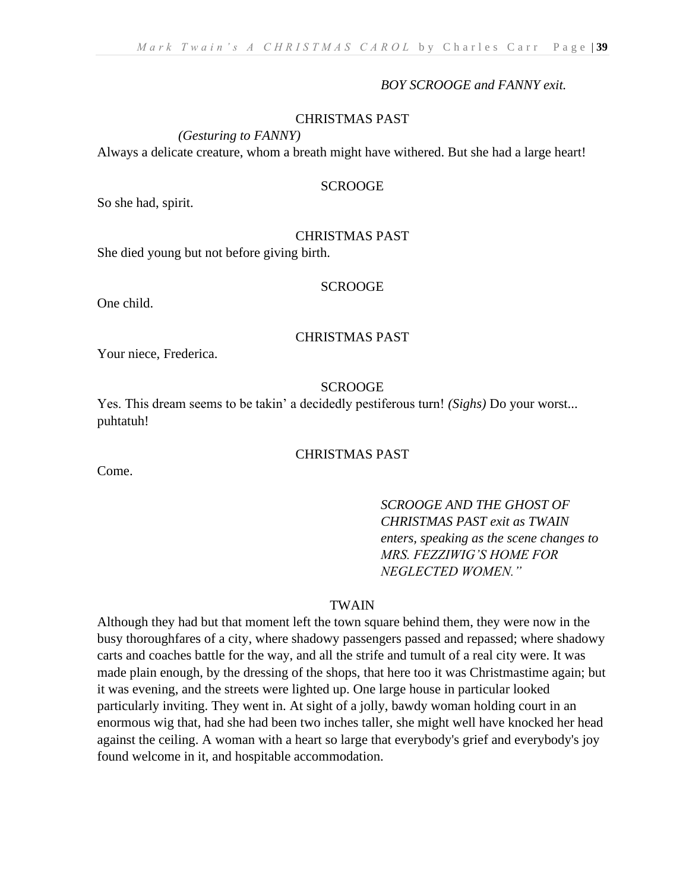*BOY SCROOGE and FANNY exit.*

CHRISTMAS PAST

*(Gesturing to FANNY)*

Always a delicate creature, whom a breath might have withered. But she had a large heart!

SCROOGE

So she had, spirit.

CHRISTMAS PAST

She died young but not before giving birth.

SCROOGE

One child.

CHRISTMAS PAST

Your niece, Frederica.

SCROOGE

Yes. This dream seems to be takin' a decidedly pestiferous turn! *(Sighs)* Do your worst... puhtatuh!

CHRISTMAS PAST

Come.

*SCROOGE AND THE GHOST OF CHRISTMAS PAST exit as TWAIN enters, speaking as the scene changes to MRS. FEZZIWIG'S HOME FOR NEGLECTED WOMEN."*

TWAIN

Although they had but that moment left the town square behind them, they were now in the busy thoroughfares of a city, where shadowy passengers passed and repassed; where shadowy carts and coaches battle for the way, and all the strife and tumult of a real city were. It was made plain enough, by the dressing of the shops, that here too it was Christmastime again; but it was evening, and the streets were lighted up. One large house in particular looked particularly inviting. They went in. At sight of a jolly, bawdy woman holding court in an enormous wig that, had she had been two inches taller, she might well have knocked her head against the ceiling. A woman with a heart so large that everybody's grief and everybody's joy found welcome in it, and hospitable accommodation.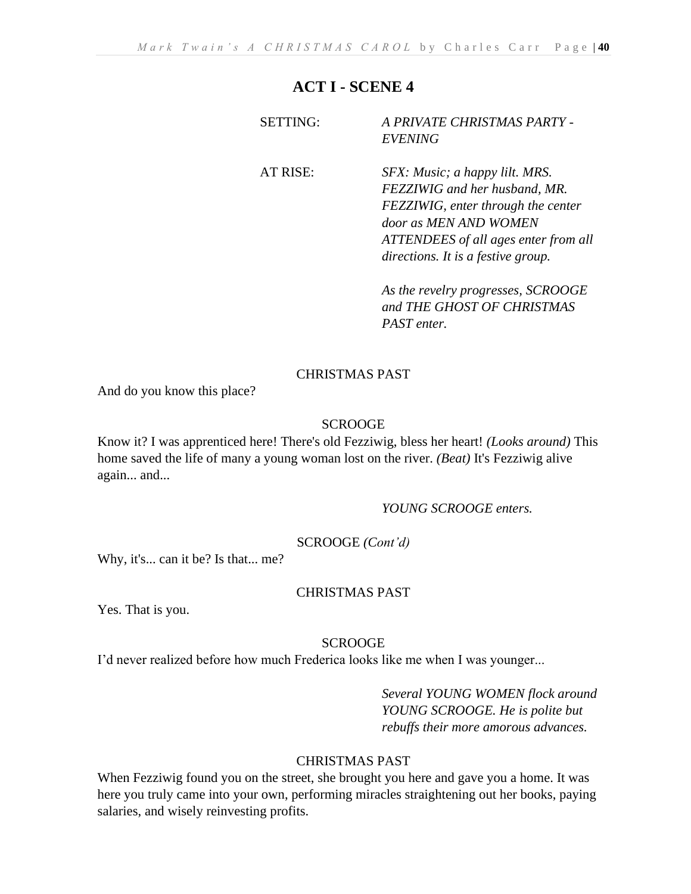## ACT I - SCENE 4

SETTING: *A PRIVATE CHRISTMAS PARTY - EVENING*

AT RISE: *SFX: Music; a happy lilt. MRS. FEZZIWIG and her husband, MR. FEZZIWIG, enter through the center door as MEN AND WOMEN ATTENDEES of all ages enter from all directions. It is a festive group.*

*As the revelry progresses, SCROOGE and THE GHOST OF CHRISTMAS PAST enter.*

CHRISTMAS PAST

And do you know this place?

SCROOGE

Know it? I was apprenticed here! There's old Fezziwig, bless her heart! *(Looks around)* This home saved the life of many a young woman lost on the river. *(Beat)* It's Fezziwig alive again... and...

*YOUNG SCROOGE enters.*

SCROOGE *(Cont'd)*

Why, it's... can it be? Is that... me?

CHRISTMAS PAST

Yes. That is you.

SCROOGE

I'd never realized before how much Frederica looks like me when I was younger...

*Several YOUNG WOMEN flock around YOUNG SCROOGE. He is polite but rebuffs their more amorous advances.*

CHRISTMAS PAST

When Fezziwig found you on the street, she brought you here and gave you a home. It was here you truly came into your own, performing miracles straightening out her books, paying salaries, and wisely reinvesting profits.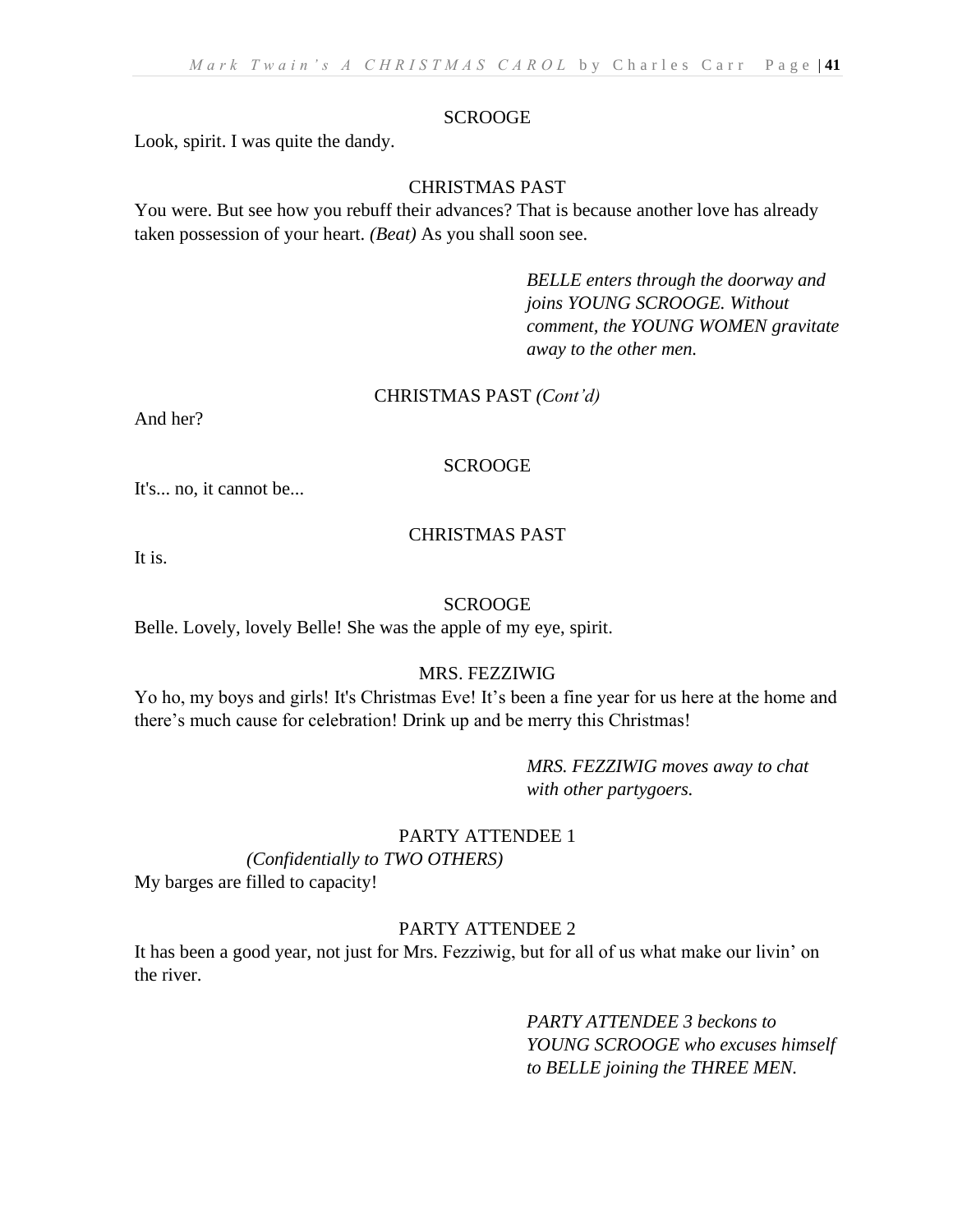SCROOGE

Look, spirit. I was quite the dandy.

CHRISTMAS PAST

You were. But see how you rebuff their advances? That is because another love has already taken possession of your heart. *(Beat)* As you shall soon see.

*BELLE enters through the doorway and joins YOUNG SCROOGE. Without comment, the YOUNG WOMEN gravitate away to the other men.*

CHRISTMAS PAST *(Cont'd)*

And her?

SCROOGE

It's... no, it cannot be...

CHRISTMAS PAST

It is.

SCROOGE

Belle. Lovely, lovely Belle! She was the apple of my eye, spirit.

MRS. FEZZIWIG

Yo ho, my boys and girls! It's Christmas Eve! It's been a fine year for us here at the home and there's much cause for celebration! Drink up and be merry this Christmas!

*MRS. FEZZIWIG moves away to chat with other partygoers.*

PARTY ATTENDEE 1

*(Confidentially to TWO OTHERS)*

My barges are filled to capacity!

PARTY ATTENDEE 2

It has been a good year, not just for Mrs. Fezziwig, but for all of us what make our livin' on the river.

*PARTY ATTENDEE 3 beckons to YOUNG SCROOGE who excuses himself to BELLE joining the THREE MEN.*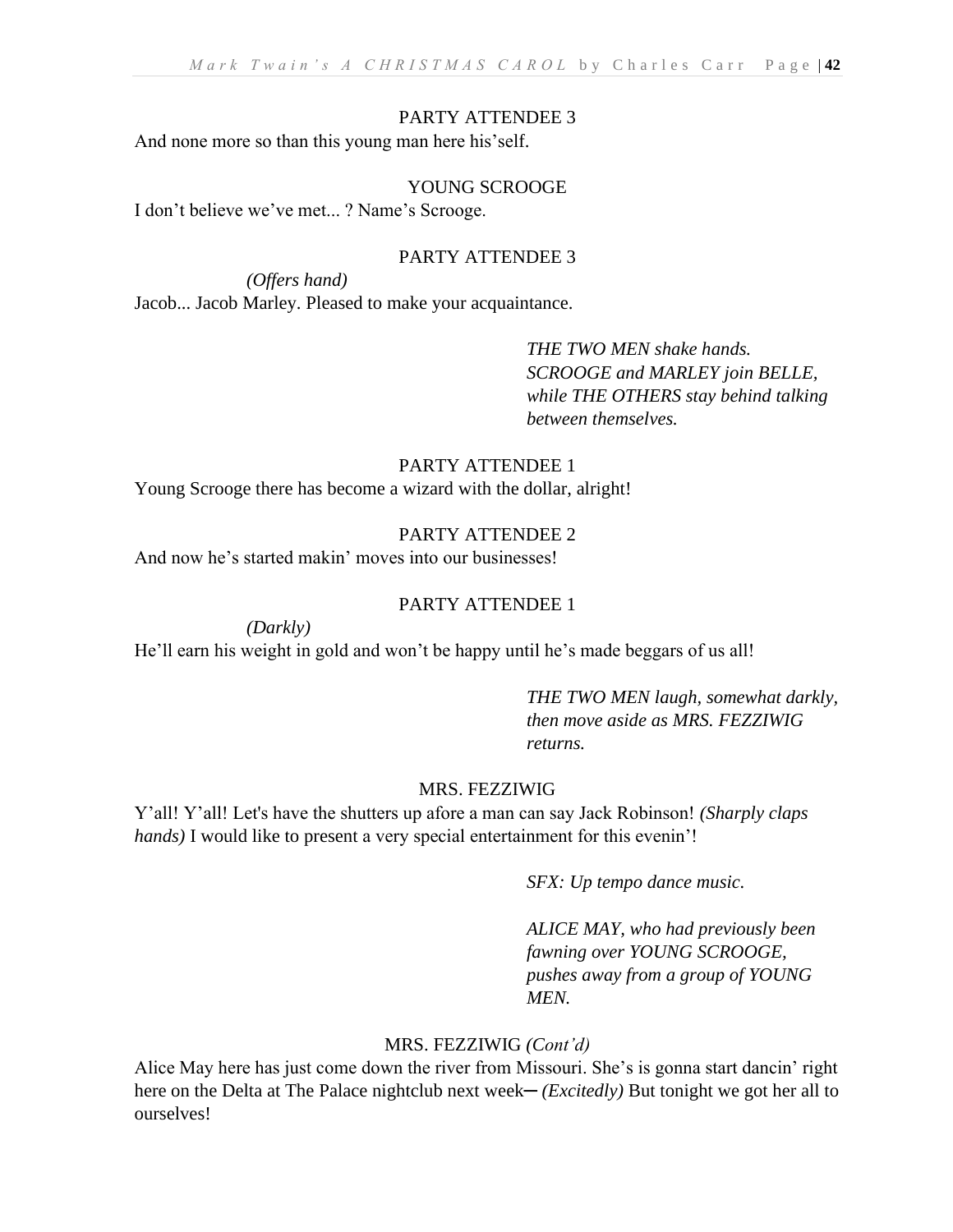PARTY ATTENDEE 3

And none more so than this young man here his'self.

YOUNG SCROOGE

I don't believe we've met... ? Name's Scrooge.

PARTY ATTENDEE 3

*(Offers hand)*

Jacob... Jacob Marley. Pleased to make your acquaintance.

*THE TWO MEN shake hands. SCROOGE and MARLEY join BELLE, while THE OTHERS stay behind talking between themselves.*

PARTY ATTENDEE 1

Young Scrooge there has become a wizard with the dollar, alright!

PARTY ATTENDEE 2

And now he's started makin' moves into our businesses!

PARTY ATTENDEE 1

*(Darkly)*

He'll earn his weight in gold and won't be happy until he's made beggars of us all!

*THE TWO MEN laugh, somewhat darkly, then move aside as MRS. FEZZIWIG returns.*

MRS. FEZZIWIG

Y'all! Y'all! Let's have the shutters up afore a man can say Jack Robinson! *(Sharply claps hands)* I would like to present a very special entertainment for this evenin'!

*SFX: Up tempo dance music.*

*ALICE MAY, who had previously been fawning over YOUNG SCROOGE, pushes away from a group of YOUNG MEN.*

MRS. FEZZIWIG *(Cont'd)*

Alice May here has just come down the river from Missouri. She's is gonna start dancin' right here on the Delta at The Palace nightclub next week─ *(Excitedly)* But tonight we got her all to ourselves!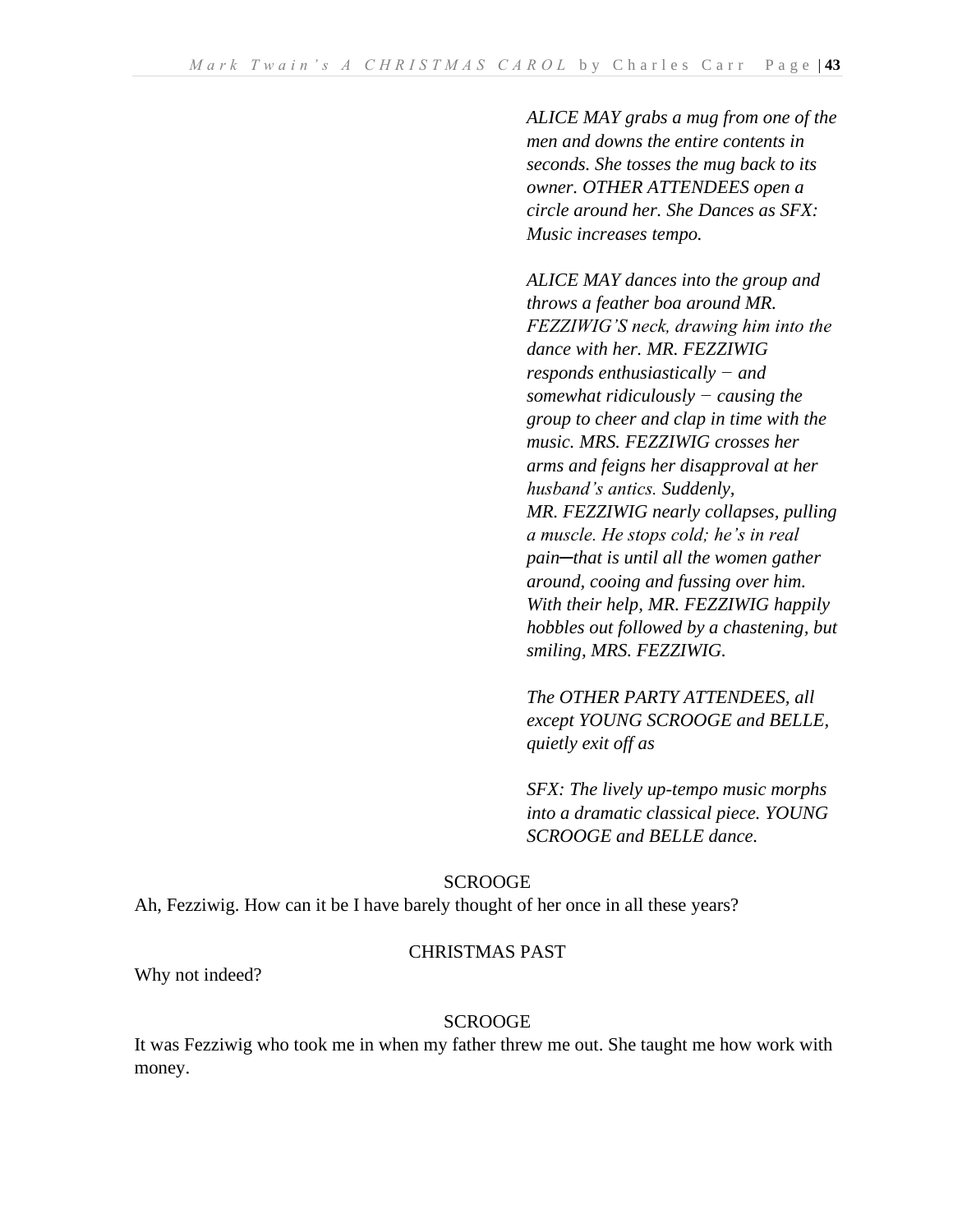*ALICE MAY grabs a mug from one of the men and downs the entire contents in seconds. She tosses the mug back to its owner. OTHER ATTENDEES open a circle around her. She Dances as SFX: Music increases tempo.*

*ALICE MAY dances into the group and throws a feather boa around MR. FEZZIWIG'S neck, drawing him into the dance with her. MR. FEZZIWIG responds enthusiastically − and somewhat ridiculously − causing the group to cheer and clap in time with the music. MRS. FEZZIWIG crosses her arms and feigns her disapproval at her husband's antics. Suddenly, MR. FEZZIWIG nearly collapses, pulling a muscle. He stops cold; he's in real pain─that is until all the women gather around, cooing and fussing over him. With their help, MR. FEZZIWIG happily hobbles out followed by a chastening, but smiling, MRS. FEZZIWIG.*

*The OTHER PARTY ATTENDEES, all except YOUNG SCROOGE and BELLE, quietly exit off as*

*SFX: The lively up-tempo music morphs into a dramatic classical piece. YOUNG SCROOGE and BELLE dance.*

SCROOGE

Ah, Fezziwig. How can it be I have barely thought of her once in all these years?

CHRISTMAS PAST

Why not indeed?

SCROOGE

It was Fezziwig who took me in when my father threw me out. She taught me how work with money.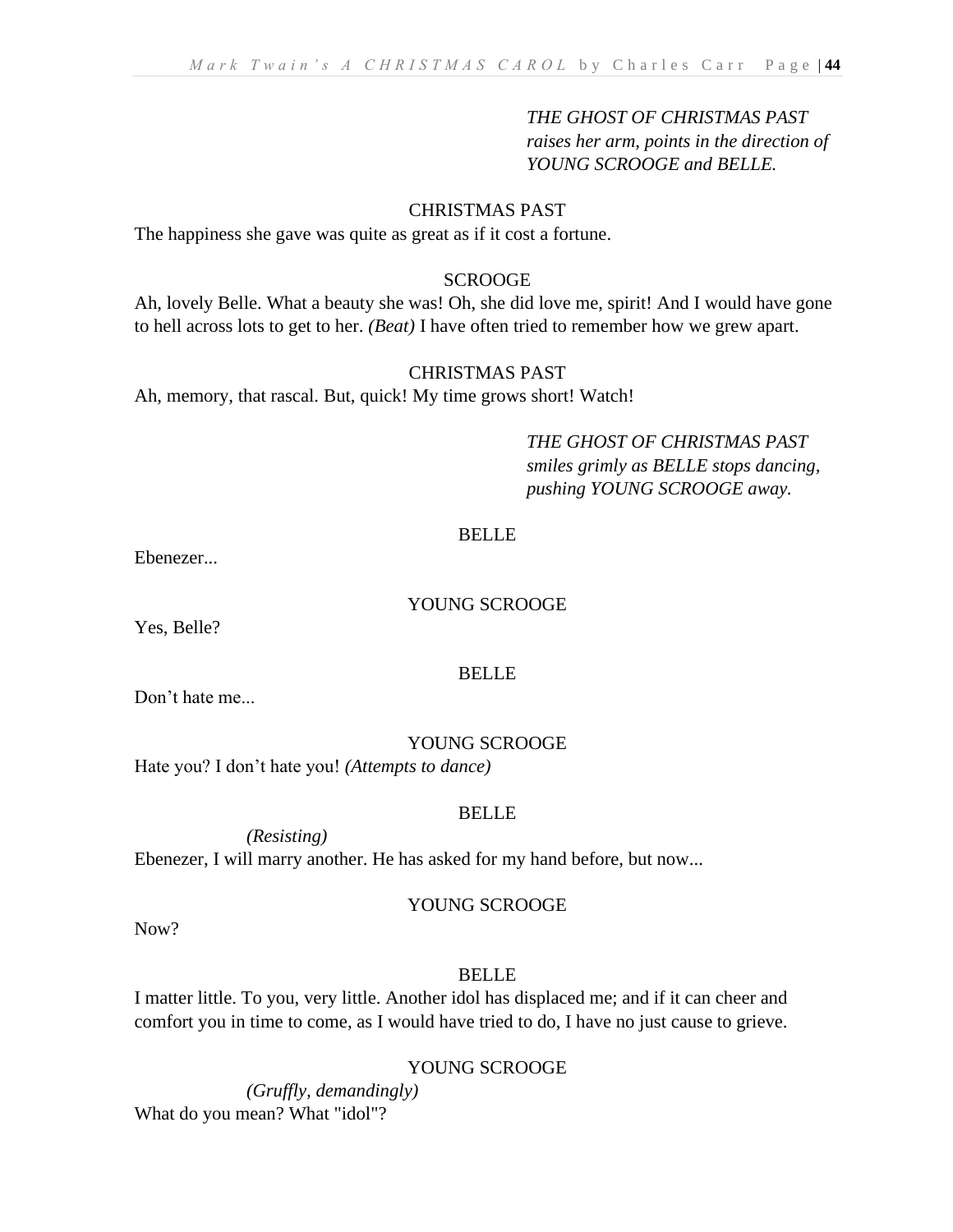*THE GHOST OF CHRISTMAS PAST raises her arm, points in the direction of YOUNG SCROOGE and BELLE.*

CHRISTMAS PAST

The happiness she gave was quite as great as if it cost a fortune.

SCROOGE

Ah, lovely Belle. What a beauty she was! Oh, she did love me, spirit! And I would have gone to hell across lots to get to her. *(Beat)* I have often tried to remember how we grew apart.

CHRISTMAS PAST

Ah, memory, that rascal. But, quick! My time grows short! Watch!

*THE GHOST OF CHRISTMAS PAST smiles grimly as BELLE stops dancing, pushing YOUNG SCROOGE away.*

BELLE

Ebenezer...

YOUNG SCROOGE

Yes, Belle?

BELLE

Don't hate me...

YOUNG SCROOGE

Hate you? I don't hate you! *(Attempts to dance)*

BELLE

*(Resisting)*

Ebenezer, I will marry another. He has asked for my hand before, but now...

YOUNG SCROOGE

Now?

BELLE

I matter little. To you, very little. Another idol has displaced me; and if it can cheer and comfort you in time to come, as I would have tried to do, I have no just cause to grieve.

YOUNG SCROOGE

*(Gruffly, demandingly)*

What do you mean? What "idol"?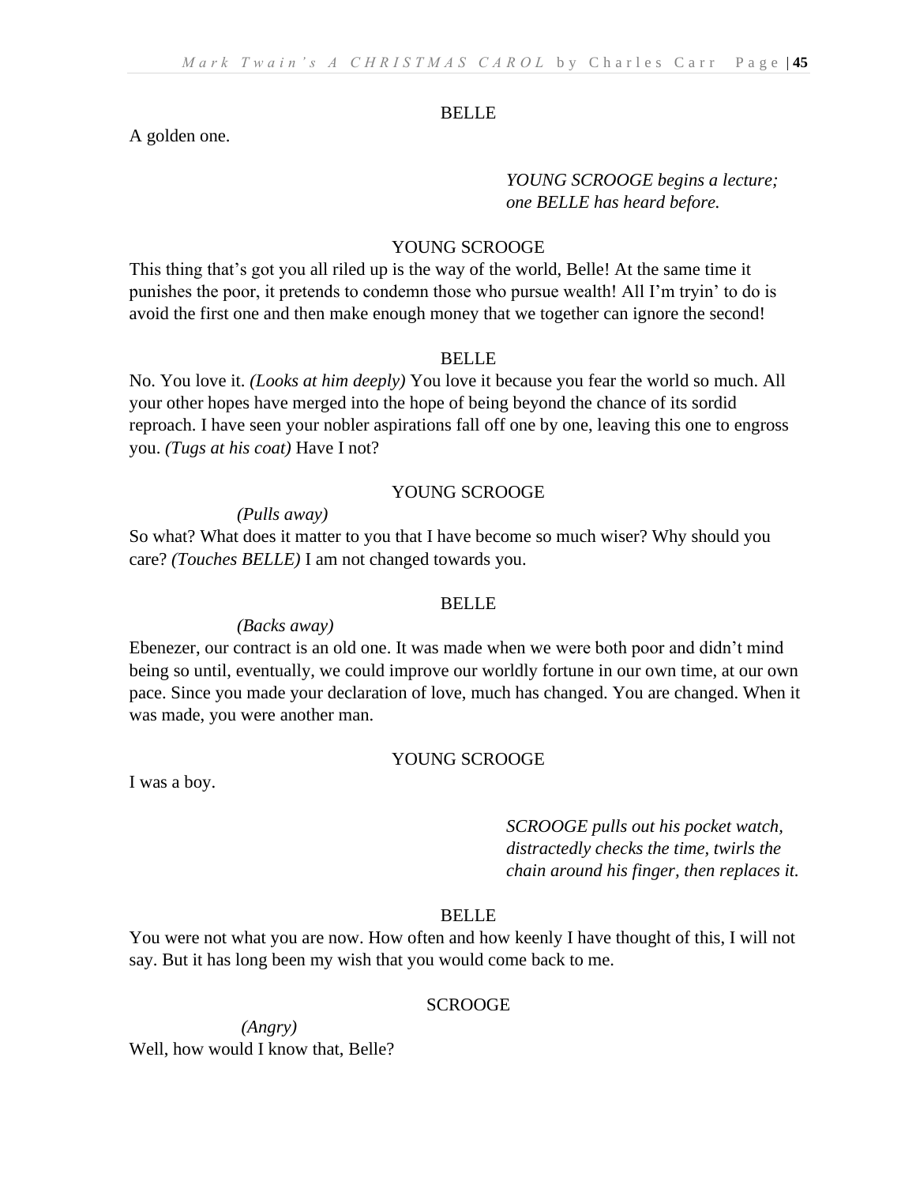BELLE

A golden one.

*YOUNG SCROOGE begins a lecture; one BELLE has heard before.*

YOUNG SCROOGE

This thing that's got you all riled up is the way of the world, Belle! At the same time it punishes the poor, it pretends to condemn those who pursue wealth! All I'm tryin' to do is avoid the first one and then make enough money that we together can ignore the second!

BELLE

No. You love it. *(Looks at him deeply)* You love it because you fear the world so much. All your other hopes have merged into the hope of being beyond the chance of its sordid reproach. I have seen your nobler aspirations fall off one by one, leaving this one to engross you. *(Tugs at his coat)* Have I not?

YOUNG SCROOGE

*(Pulls away)*

So what? What does it matter to you that I have become so much wiser? Why should you care? *(Touches BELLE)* I am not changed towards you.

BELLE

*(Backs away)*

Ebenezer, our contract is an old one. It was made when we were both poor and didn't mind being so until, eventually, we could improve our worldly fortune in our own time, at our own pace. Since you made your declaration of love, much has changed. You are changed. When it was made, you were another man.

YOUNG SCROOGE

I was a boy.

*SCROOGE pulls out his pocket watch, distractedly checks the time, twirls the chain around his finger, then replaces it.*

BELLE

You were not what you are now. How often and how keenly I have thought of this, I will not say. But it has long been my wish that you would come back to me.

SCROOGE

*(Angry)*

Well, how would I know that, Belle?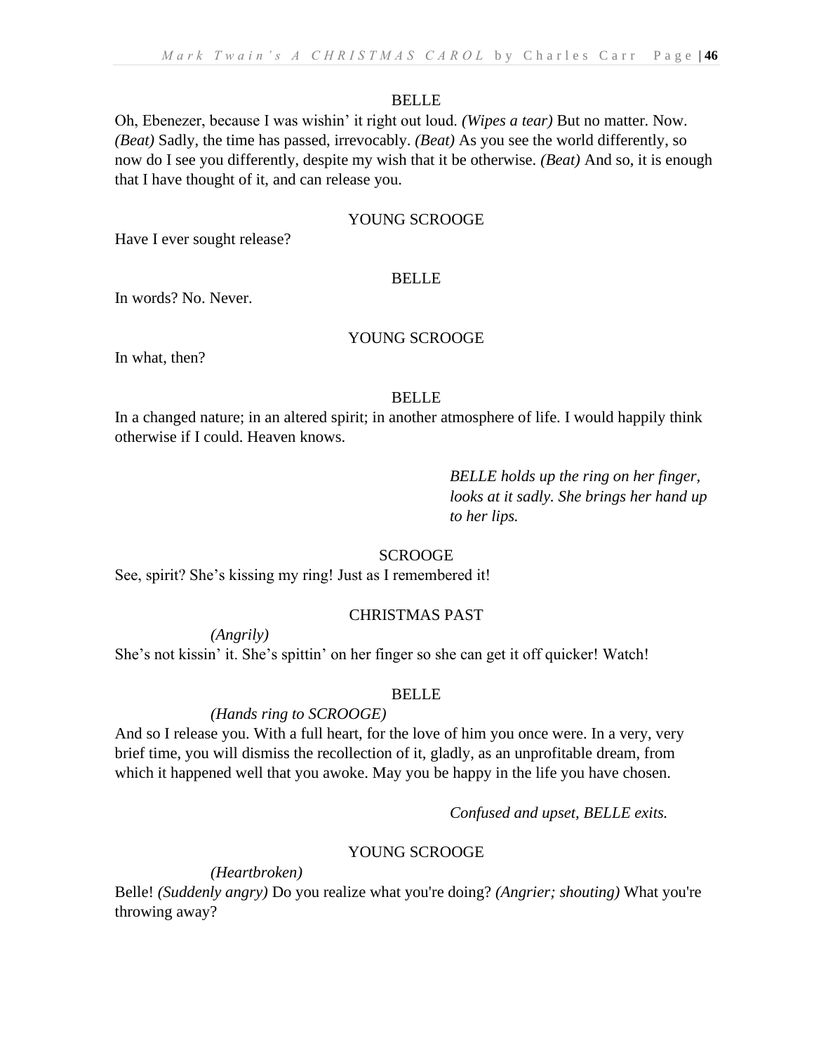BELLE

Oh, Ebenezer, because I was wishin' it right out loud. *(Wipes a tear)* But no matter. Now. *(Beat)* Sadly, the time has passed, irrevocably. *(Beat)* As you see the world differently, so now do I see you differently, despite my wish that it be otherwise. *(Beat)* And so, it is enough that I have thought of it, and can release you.

YOUNG SCROOGE

Have I ever sought release?

BELLE

In words? No. Never.

YOUNG SCROOGE

In what, then?

BELLE

In a changed nature; in an altered spirit; in another atmosphere of life. I would happily think otherwise if I could. Heaven knows.

*BELLE holds up the ring on her finger, looks at it sadly. She brings her hand up to her lips.*

SCROOGE

See, spirit? She's kissing my ring! Just as I remembered it!

CHRISTMAS PAST

*(Angrily)*

She's not kissin' it. She's spittin' on her finger so she can get it off quicker! Watch!

BELLE

*(Hands ring to SCROOGE)*

And so I release you. With a full heart, for the love of him you once were. In a very, very brief time, you will dismiss the recollection of it, gladly, as an unprofitable dream, from which it happened well that you awoke. May you be happy in the life you have chosen.

*Confused and upset, BELLE exits.*

YOUNG SCROOGE

*(Heartbroken)*

Belle! *(Suddenly angry)* Do you realize what you're doing? *(Angrier; shouting)* What you're throwing away?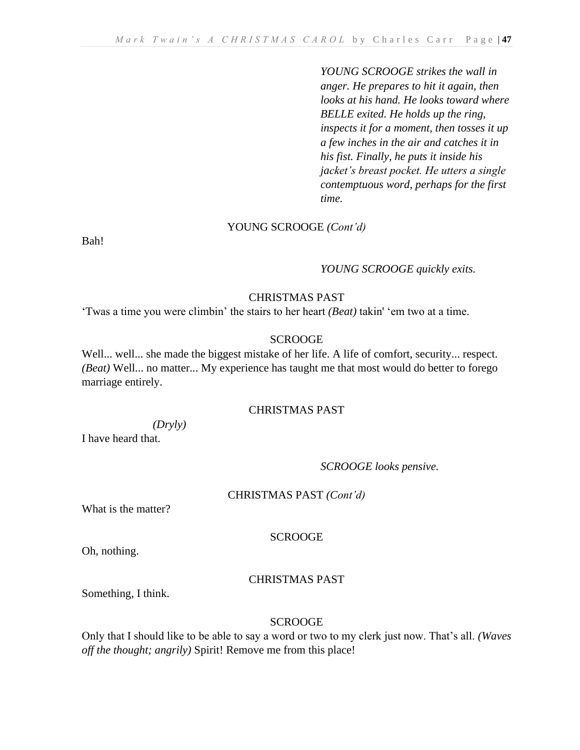*YOUNG SCROOGE strikes the wall in anger. He prepares to hit it again, then looks at his hand. He looks toward where BELLE exited. He holds up the ring, inspects it for a moment, then tosses it up a few inches in the air and catches it in his fist. Finally, he puts it inside his jacket's breast pocket. He utters a single contemptuous word, perhaps for the first time.*

YOUNG SCROOGE *(Cont'd)*

Bah!

*YOUNG SCROOGE quickly exits.*

CHRISTMAS PAST

'Twas a time you were climbin' the stairs to her heart *(Beat)* takin' 'em two at a time.

SCROOGE

Well... well... she made the biggest mistake of her life. A life of comfort, security... respect. *(Beat)* Well... no matter... My experience has taught me that most would do better to forego marriage entirely.

CHRISTMAS PAST

*(Dryly)*

I have heard that.

*SCROOGE looks pensive.*

CHRISTMAS PAST *(Cont'd)*

What is the matter?

SCROOGE

Oh, nothing.

CHRISTMAS PAST

Something, I think.

SCROOGE

Only that I should like to be able to say a word or two to my clerk just now. That's all. *(Waves off the thought; angrily)* Spirit! Remove me from this place!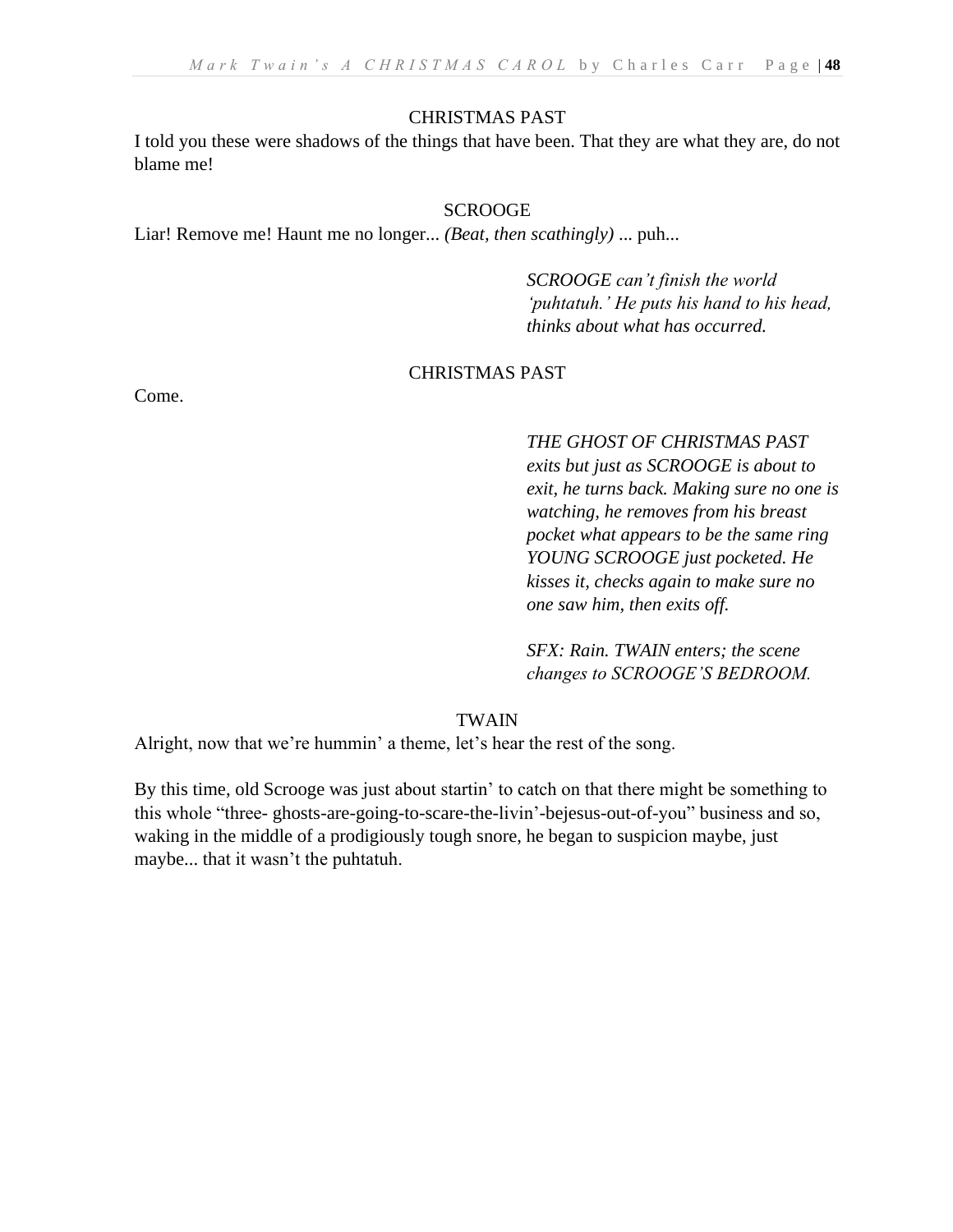CHRISTMAS PAST

I told you these were shadows of the things that have been. That they are what they are, do not blame me!

SCROOGE

Liar! Remove me! Haunt me no longer... *(Beat, then scathingly)* ... puh...

*SCROOGE can't finish the world 'puhtatuh.' He puts his hand to his head, thinks about what has occurred.*

CHRISTMAS PAST

Come.

*THE GHOST OF CHRISTMAS PAST exits but just as SCROOGE is about to exit, he turns back. Making sure no one is watching, he removes from his breast pocket what appears to be the same ring YOUNG SCROOGE just pocketed. He kisses it, checks again to make sure no one saw him, then exits off.*

*SFX: Rain. TWAIN enters; the scene changes to SCROOGE'S BEDROOM.*

TWAIN

Alright, now that we're hummin' a theme, let's hear the rest of the song.

By this time, old Scrooge was just about startin' to catch on that there might be something to this whole "three- ghosts-are-going-to-scare-the-livin'-bejesus-out-of-you" business and so, waking in the middle of a prodigiously tough snore, he began to suspicion maybe, just maybe... that it wasn't the puhtatuh.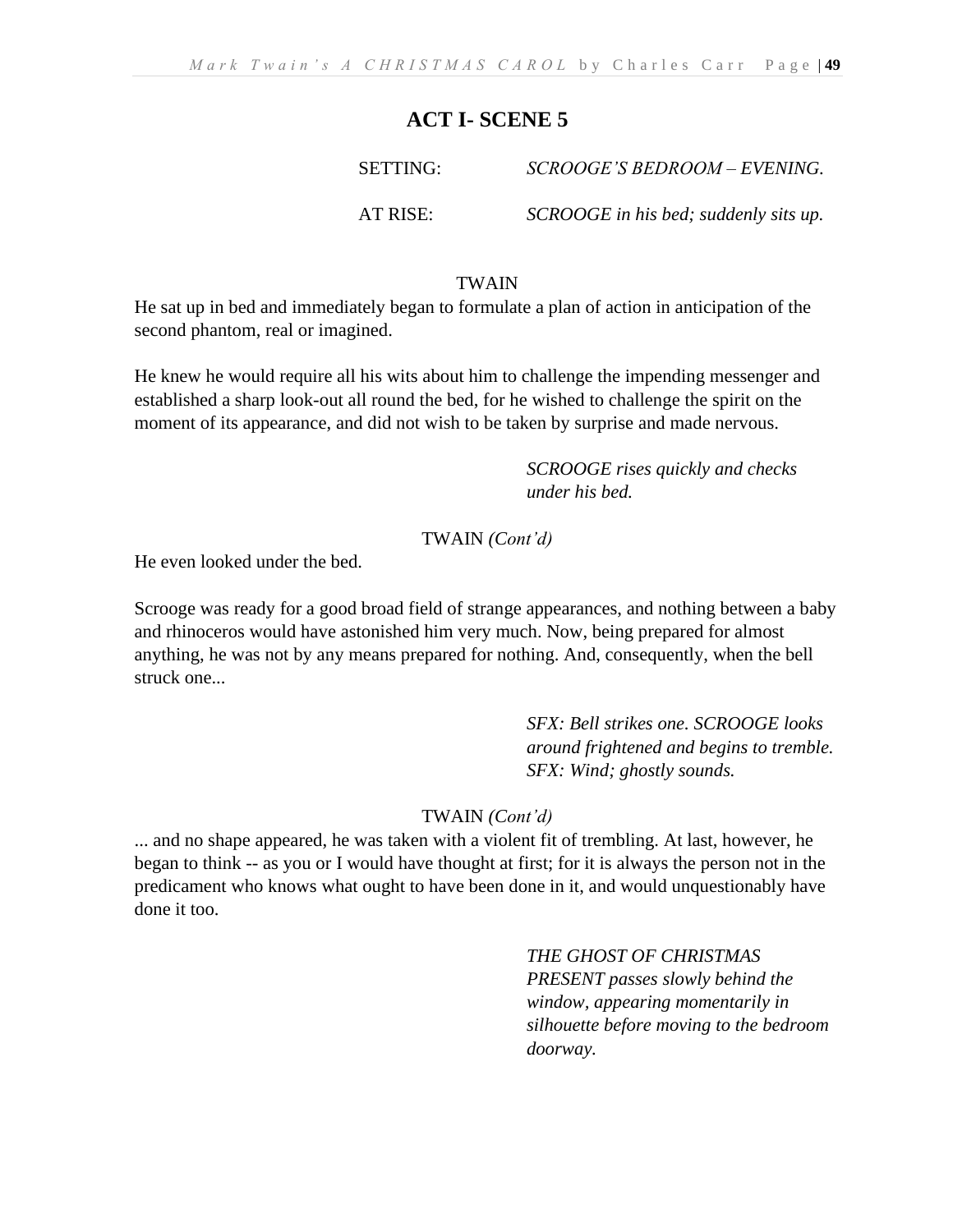## ACT I- SCENE 5

SETTING: *SCROOGE'S BEDROOM – EVENING.*

AT RISE: *SCROOGE in his bed; suddenly sits up.*

TWAIN

He sat up in bed and immediately began to formulate a plan of action in anticipation of the second phantom, real or imagined.

He knew he would require all his wits about him to challenge the impending messenger and established a sharp look-out all round the bed, for he wished to challenge the spirit on the moment of its appearance, and did not wish to be taken by surprise and made nervous.

*SCROOGE rises quickly and checks under his bed.*

TWAIN *(Cont'd)*

He even looked under the bed.

Scrooge was ready for a good broad field of strange appearances, and nothing between a baby and rhinoceros would have astonished him very much. Now, being prepared for almost anything, he was not by any means prepared for nothing. And, consequently, when the bell struck one...

*SFX: Bell strikes one. SCROOGE looks around frightened and begins to tremble. SFX: Wind; ghostly sounds.*

TWAIN *(Cont'd)*

... and no shape appeared, he was taken with a violent fit of trembling. At last, however, he began to think -- as you or I would have thought at first; for it is always the person not in the predicament who knows what ought to have been done in it, and would unquestionably have done it too.

*THE GHOST OF CHRISTMAS PRESENT passes slowly behind the window, appearing momentarily in silhouette before moving to the bedroom doorway.*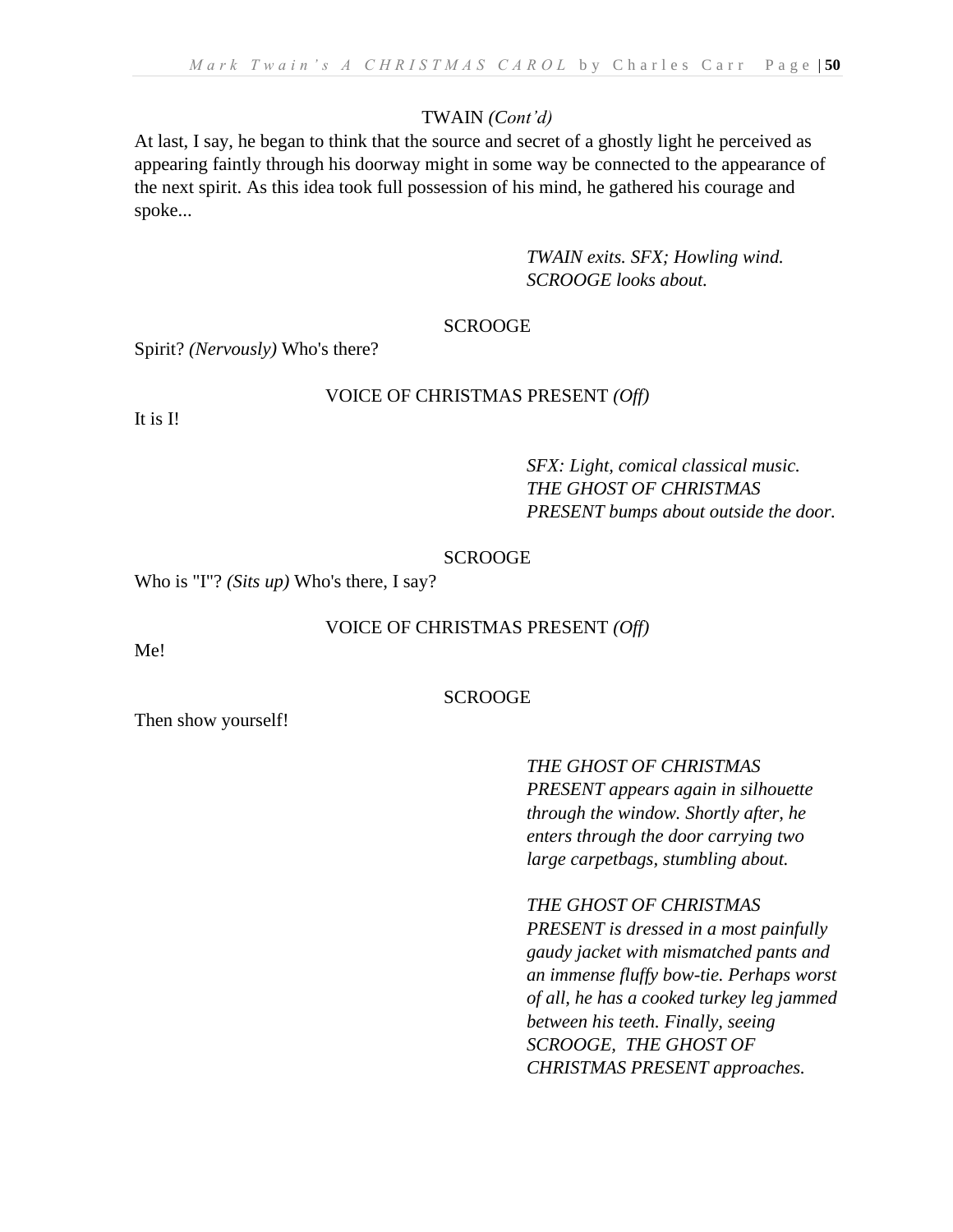TWAIN *(Cont'd)*

At last, I say, he began to think that the source and secret of a ghostly light he perceived as appearing faintly through his doorway might in some way be connected to the appearance of the next spirit. As this idea took full possession of his mind, he gathered his courage and spoke...

*TWAIN exits. SFX; Howling wind. SCROOGE looks about.*

SCROOGE

Spirit? *(Nervously)* Who's there?

VOICE OF CHRISTMAS PRESENT *(Off)*

It is I!

*SFX: Light, comical classical music. THE GHOST OF CHRISTMAS PRESENT bumps about outside the door.*

SCROOGE

Who is "I"? *(Sits up)* Who's there, I say?

VOICE OF CHRISTMAS PRESENT *(Off)*

Me!

SCROOGE

Then show yourself!

*THE GHOST OF CHRISTMAS PRESENT appears again in silhouette through the window. Shortly after, he enters through the door carrying two large carpetbags, stumbling about.*

*THE GHOST OF CHRISTMAS PRESENT is dressed in a most painfully gaudy jacket with mismatched pants and an immense fluffy bow-tie. Perhaps worst of all, he has a cooked turkey leg jammed between his teeth. Finally, seeing SCROOGE, THE GHOST OF CHRISTMAS PRESENT approaches.*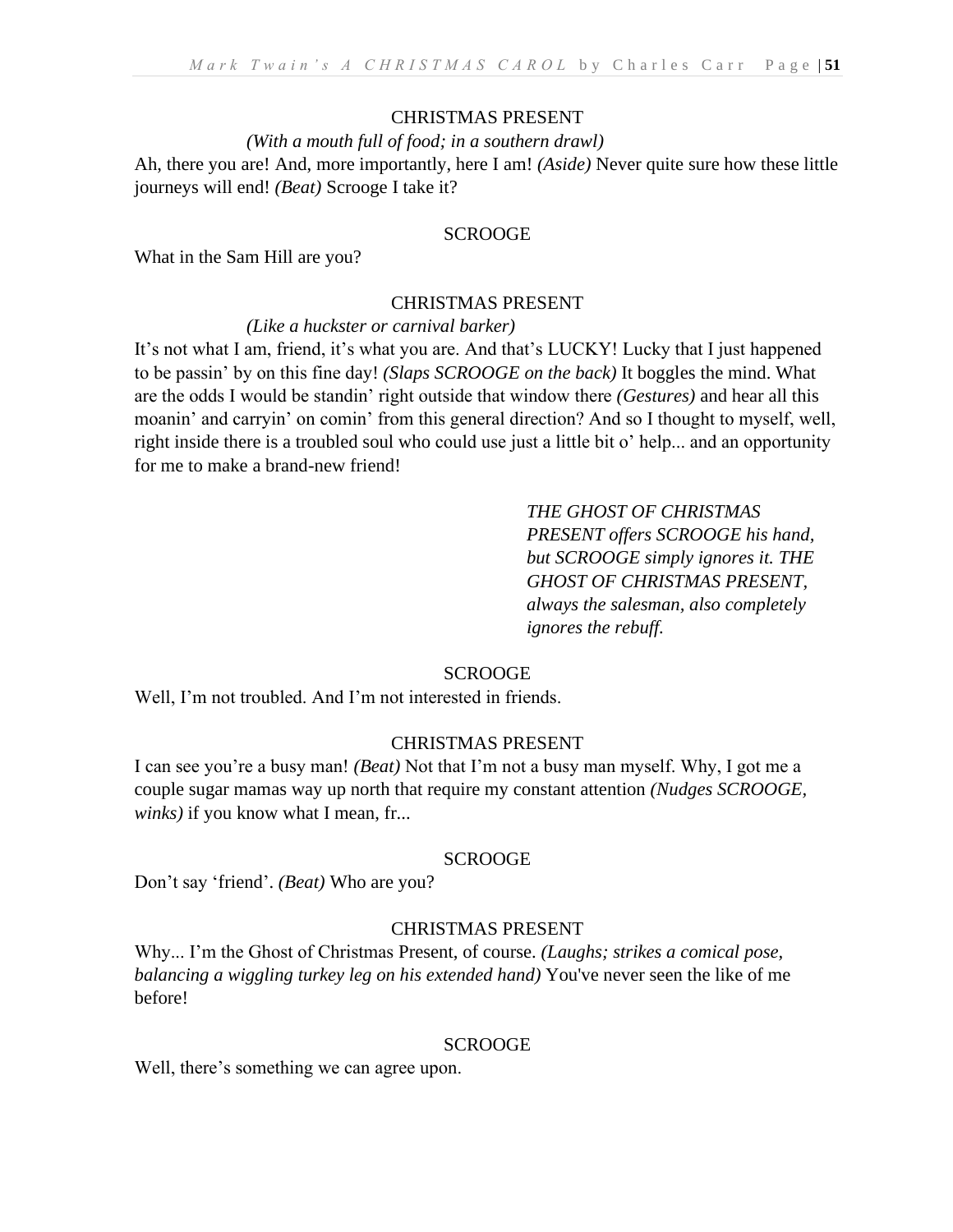CHRISTMAS PRESENT

*(With a mouth full of food; in a southern drawl)*

Ah, there you are! And, more importantly, here I am! *(Aside)* Never quite sure how these little journeys will end! *(Beat)* Scrooge I take it?

SCROOGE

What in the Sam Hill are you?

CHRISTMAS PRESENT

*(Like a huckster or carnival barker)*

It's not what I am, friend, it's what you are. And that's LUCKY! Lucky that I just happened to be passin' by on this fine day! *(Slaps SCROOGE on the back)* It boggles the mind. What are the odds I would be standin' right outside that window there *(Gestures)* and hear all this moanin' and carryin' on comin' from this general direction? And so I thought to myself, well, right inside there is a troubled soul who could use just a little bit o' help... and an opportunity for me to make a brand-new friend!

*THE GHOST OF CHRISTMAS PRESENT offers SCROOGE his hand, but SCROOGE simply ignores it. THE GHOST OF CHRISTMAS PRESENT, always the salesman, also completely ignores the rebuff.*

SCROOGE

Well, I'm not troubled. And I'm not interested in friends.

CHRISTMAS PRESENT

I can see you're a busy man! *(Beat)* Not that I'm not a busy man myself. Why, I got me a couple sugar mamas way up north that require my constant attention *(Nudges SCROOGE, winks)* if you know what I mean, fr...

SCROOGE

Don't say 'friend'. *(Beat)* Who are you?

CHRISTMAS PRESENT

Why... I'm the Ghost of Christmas Present, of course. *(Laughs; strikes a comical pose, balancing a wiggling turkey leg on his extended hand)* You've never seen the like of me before!

SCROOGE

Well, there's something we can agree upon.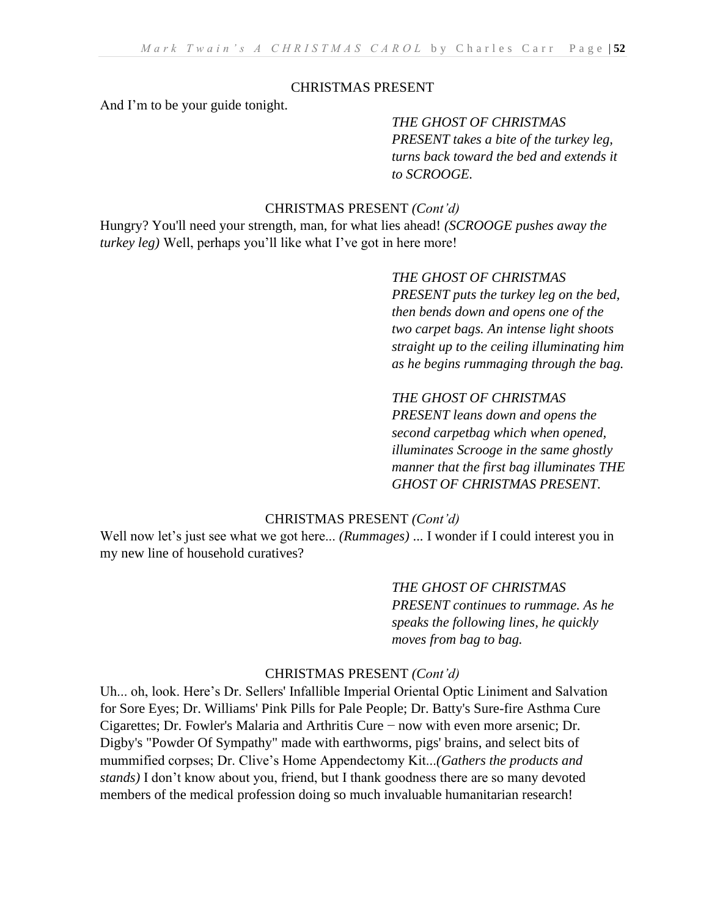CHRISTMAS PRESENT

And I'm to be your guide tonight.

*THE GHOST OF CHRISTMAS PRESENT takes a bite of the turkey leg, turns back toward the bed and extends it to SCROOGE.*

CHRISTMAS PRESENT *(Cont'd)*

Hungry? You'll need your strength, man, for what lies ahead! *(SCROOGE pushes away the turkey leg)* Well, perhaps you'll like what I've got in here more!

*THE GHOST OF CHRISTMAS PRESENT puts the turkey leg on the bed, then bends down and opens one of the two carpet bags. An intense light shoots straight up to the ceiling illuminating him as he begins rummaging through the bag.*

*THE GHOST OF CHRISTMAS PRESENT leans down and opens the second carpetbag which when opened, illuminates Scrooge in the same ghostly manner that the first bag illuminates THE GHOST OF CHRISTMAS PRESENT.*

CHRISTMAS PRESENT *(Cont'd)*

Well now let's just see what we got here... *(Rummages)* ... I wonder if I could interest you in my new line of household curatives?

*THE GHOST OF CHRISTMAS PRESENT continues to rummage. As he speaks the following lines, he quickly moves from bag to bag.*

CHRISTMAS PRESENT *(Cont'd)*

Uh... oh, look. Here's Dr. Sellers' Infallible Imperial Oriental Optic Liniment and Salvation for Sore Eyes; Dr. Williams' Pink Pills for Pale People; Dr. Batty's Sure-fire Asthma Cure Cigarettes; Dr. Fowler's Malaria and Arthritis Cure – now with even more arsenic; Dr. Digby's "Powder Of Sympathy" made with earthworms, pigs' brains, and select bits of mummified corpses; Dr. Clive's Home Appendectomy Kit...*(Gathers the products and stands)* I don't know about you, friend, but I thank goodness there are so many devoted members of the medical profession doing so much invaluable humanitarian research!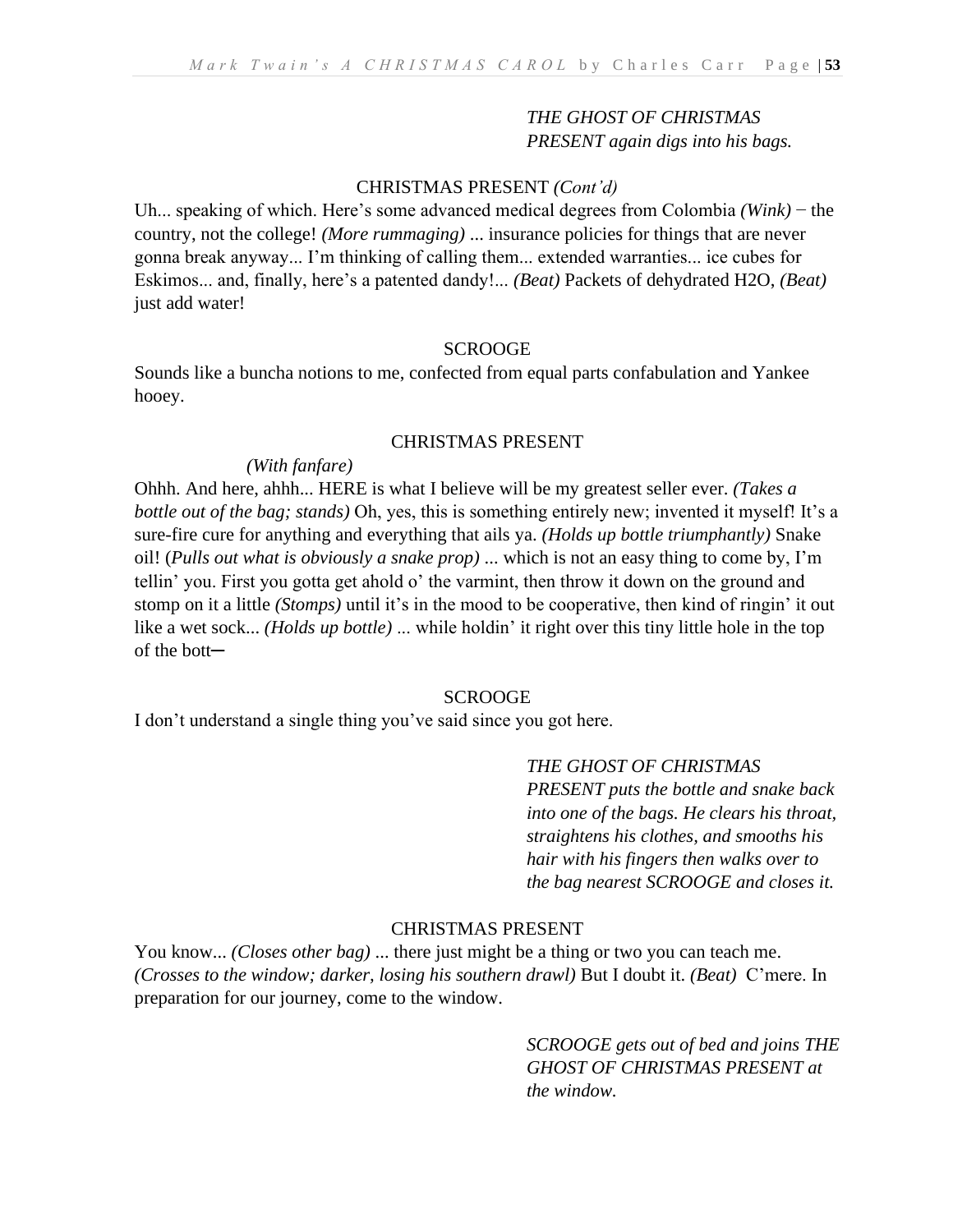*THE GHOST OF CHRISTMAS PRESENT again digs into his bags.*

CHRISTMAS PRESENT *(Cont'd)*

Uh... speaking of which. Here's some advanced medical degrees from Colombia *(Wink)* − the country, not the college! *(More rummaging)* ... insurance policies for things that are never gonna break anyway... I'm thinking of calling them... extended warranties... ice cubes for Eskimos... and, finally, here's a patented dandy!... *(Beat)* Packets of dehydrated H2O, *(Beat)* just add water!

SCROOGE

Sounds like a buncha notions to me, confected from equal parts confabulation and Yankee hooey.

CHRISTMAS PRESENT

*(With fanfare)*

Ohhh. And here, ahhh... HERE is what I believe will be my greatest seller ever. *(Takes a bottle out of the bag; stands)* Oh, yes, this is something entirely new; invented it myself! It's a sure-fire cure for anything and everything that ails ya. *(Holds up bottle triumphantly)* Snake oil! (*Pulls out what is obviously a snake prop)* ... which is not an easy thing to come by, I'm tellin' you. First you gotta get ahold o' the varmint, then throw it down on the ground and stomp on it a little *(Stomps)* until it's in the mood to be cooperative, then kind of ringin' it out like a wet sock... *(Holds up bottle)* ... while holdin' it right over this tiny little hole in the top of the bott─

SCROOGE

I don't understand a single thing you've said since you got here.

*THE GHOST OF CHRISTMAS PRESENT puts the bottle and snake back into one of the bags. He clears his throat, straightens his clothes, and smooths his hair with his fingers then walks over to the bag nearest SCROOGE and closes it.*

CHRISTMAS PRESENT

You know... *(Closes other bag)* ... there just might be a thing or two you can teach me. *(Crosses to the window; darker, losing his southern drawl)* But I doubt it. *(Beat)* C'mere. In preparation for our journey, come to the window.

*SCROOGE gets out of bed and joins THE GHOST OF CHRISTMAS PRESENT at the window.*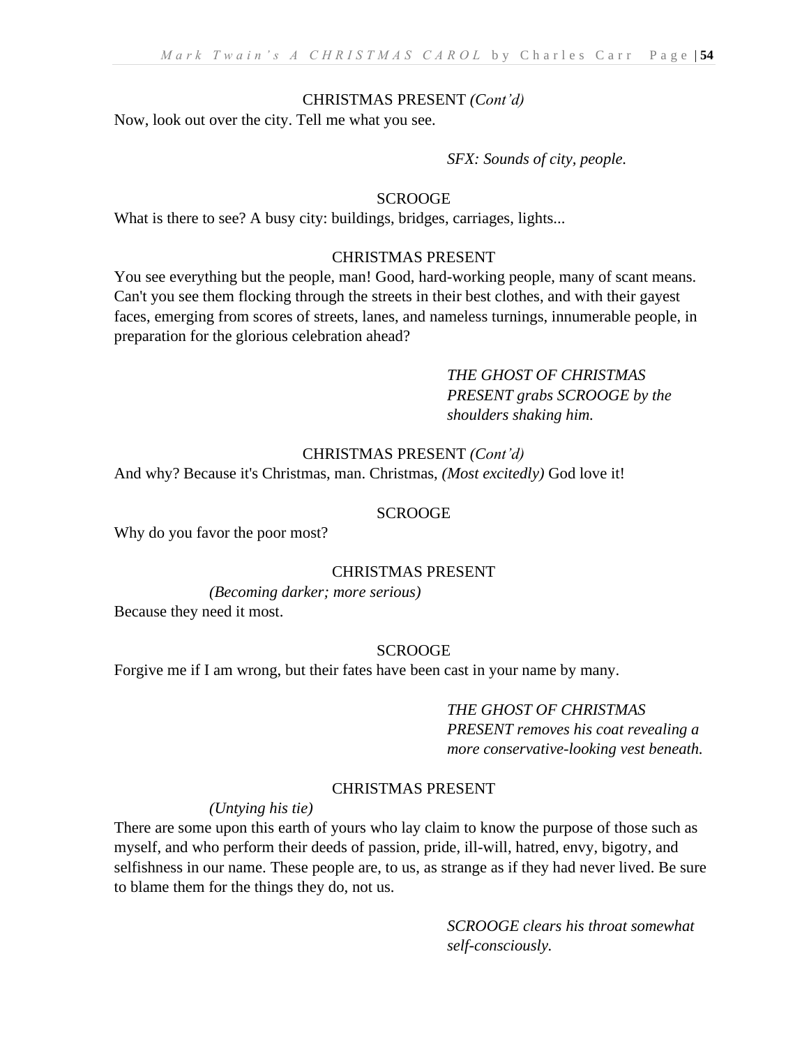CHRISTMAS PRESENT *(Cont'd)*

Now, look out over the city. Tell me what you see.

*SFX: Sounds of city, people.*

SCROOGE

What is there to see? A busy city: buildings, bridges, carriages, lights...

CHRISTMAS PRESENT

You see everything but the people, man! Good, hard-working people, many of scant means. Can't you see them flocking through the streets in their best clothes, and with their gayest faces, emerging from scores of streets, lanes, and nameless turnings, innumerable people, in preparation for the glorious celebration ahead?

*THE GHOST OF CHRISTMAS PRESENT grabs SCROOGE by the shoulders shaking him.*

CHRISTMAS PRESENT *(Cont'd)*

And why? Because it's Christmas, man. Christmas, *(Most excitedly)* God love it!

SCROOGE

Why do you favor the poor most?

CHRISTMAS PRESENT

*(Becoming darker; more serious)*

Because they need it most.

SCROOGE

Forgive me if I am wrong, but their fates have been cast in your name by many.

*THE GHOST OF CHRISTMAS PRESENT removes his coat revealing a more conservative-looking vest beneath.*

CHRISTMAS PRESENT

*(Untying his tie)*

There are some upon this earth of yours who lay claim to know the purpose of those such as myself, and who perform their deeds of passion, pride, ill-will, hatred, envy, bigotry, and selfishness in our name. These people are, to us, as strange as if they had never lived. Be sure to blame them for the things they do, not us.

*SCROOGE clears his throat somewhat self-consciously.*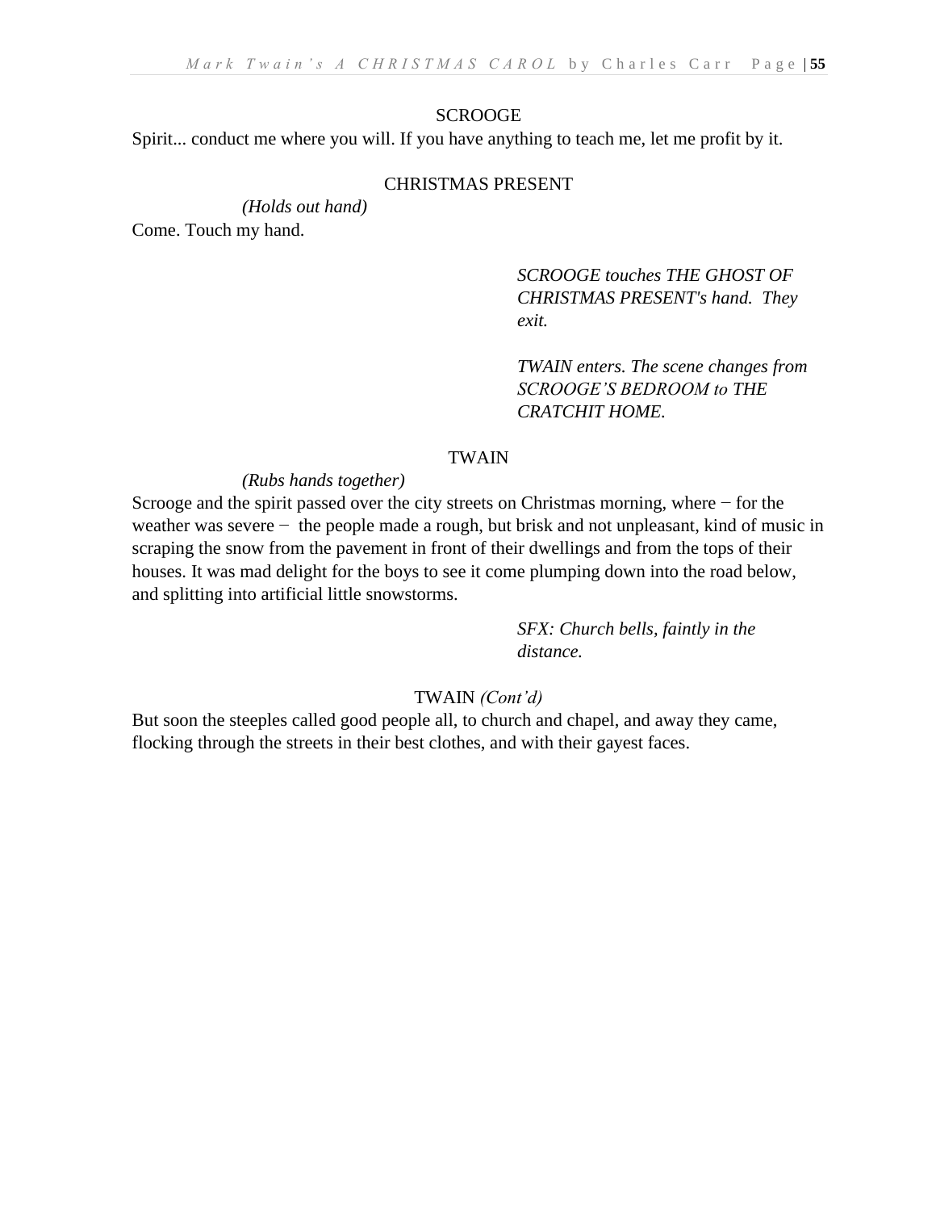SCROOGE

Spirit... conduct me where you will. If you have anything to teach me, let me profit by it.

CHRISTMAS PRESENT

*(Holds out hand)*

Come. Touch my hand.

*SCROOGE touches THE GHOST OF CHRISTMAS PRESENT's hand. They exit.*

*TWAIN enters. The scene changes from SCROOGE'S BEDROOM to THE CRATCHIT HOME.*

TWAIN

*(Rubs hands together)*

Scrooge and the spirit passed over the city streets on Christmas morning, where − for the weather was severe − the people made a rough, but brisk and not unpleasant, kind of music in scraping the snow from the pavement in front of their dwellings and from the tops of their houses. It was mad delight for the boys to see it come plumping down into the road below, and splitting into artificial little snowstorms.

*SFX: Church bells, faintly in the distance.*

TWAIN *(Cont'd)*

But soon the steeples called good people all, to church and chapel, and away they came, flocking through the streets in their best clothes, and with their gayest faces.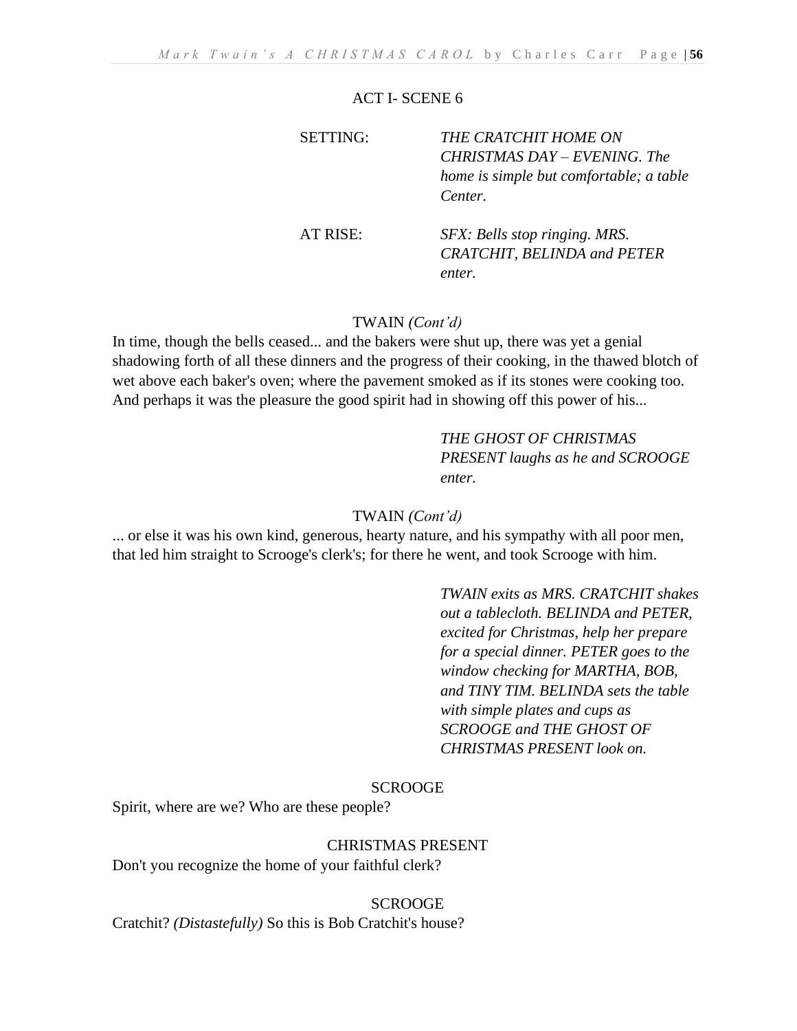ACT I- SCENE 6

SETTING: *THE CRATCHIT HOME ON CHRISTMAS DAY – EVENING. The home is simple but comfortable; a table Center.*

AT RISE: *SFX: Bells stop ringing. MRS. CRATCHIT, BELINDA and PETER enter.*

TWAIN *(Cont'd)*

In time, though the bells ceased... and the bakers were shut up, there was yet a genial shadowing forth of all these dinners and the progress of their cooking, in the thawed blotch of wet above each baker's oven; where the pavement smoked as if its stones were cooking too. And perhaps it was the pleasure the good spirit had in showing off this power of his...

*THE GHOST OF CHRISTMAS PRESENT laughs as he and SCROOGE enter.*

TWAIN *(Cont'd)*

... or else it was his own kind, generous, hearty nature, and his sympathy with all poor men, that led him straight to Scrooge's clerk's; for there he went, and took Scrooge with him.

*TWAIN exits as MRS. CRATCHIT shakes out a tablecloth. BELINDA and PETER, excited for Christmas, help her prepare for a special dinner. PETER goes to the window checking for MARTHA, BOB, and TINY TIM. BELINDA sets the table with simple plates and cups as SCROOGE and THE GHOST OF CHRISTMAS PRESENT look on.*

SCROOGE

Spirit, where are we? Who are these people?

CHRISTMAS PRESENT

Don't you recognize the home of your faithful clerk?

SCROOGE

Cratchit? *(Distastefully)* So this is Bob Cratchit's house?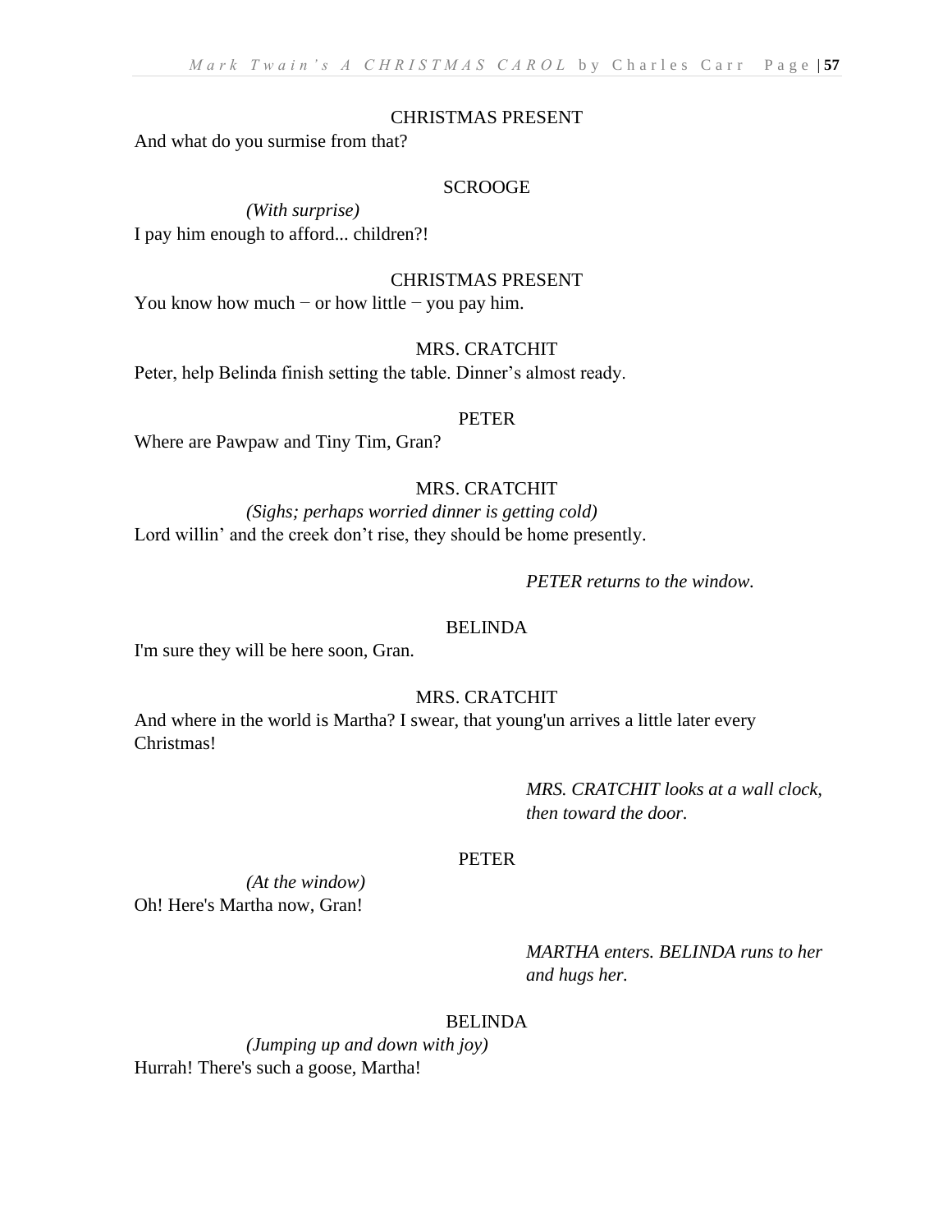CHRISTMAS PRESENT

And what do you surmise from that?

SCROOGE

*(With surprise)*

I pay him enough to afford... children?!

CHRISTMAS PRESENT

You know how much − or how little − you pay him.

MRS. CRATCHIT

Peter, help Belinda finish setting the table. Dinner's almost ready.

PETER

Where are Pawpaw and Tiny Tim, Gran?

MRS. CRATCHIT

*(Sighs; perhaps worried dinner is getting cold)*

Lord willin' and the creek don't rise, they should be home presently.

*PETER returns to the window.*

BELINDA

I'm sure they will be here soon, Gran.

MRS. CRATCHIT

And where in the world is Martha? I swear, that young'un arrives a little later every Christmas!

*MRS. CRATCHIT looks at a wall clock, then toward the door.*

PETER

*(At the window)*

Oh! Here's Martha now, Gran!

*MARTHA enters. BELINDA runs to her and hugs her.*

BELINDA

*(Jumping up and down with joy)*

Hurrah! There's such a goose, Martha!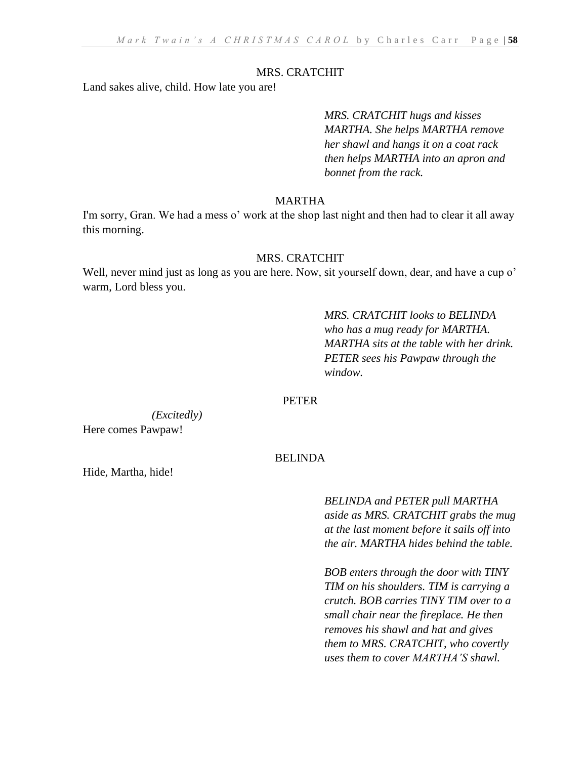MRS. CRATCHIT

Land sakes alive, child. How late you are!

*MRS. CRATCHIT hugs and kisses MARTHA. She helps MARTHA remove her shawl and hangs it on a coat rack then helps MARTHA into an apron and bonnet from the rack.*

MARTHA

I'm sorry, Gran. We had a mess o' work at the shop last night and then had to clear it all away this morning.

MRS. CRATCHIT

Well, never mind just as long as you are here. Now, sit yourself down, dear, and have a cup o' warm, Lord bless you.

*MRS. CRATCHIT looks to BELINDA who has a mug ready for MARTHA. MARTHA sits at the table with her drink. PETER sees his Pawpaw through the window.*

PETER

*(Excitedly)*

Here comes Pawpaw!

BELINDA

Hide, Martha, hide!

*BELINDA and PETER pull MARTHA aside as MRS. CRATCHIT grabs the mug at the last moment before it sails off into the air. MARTHA hides behind the table.*

*BOB enters through the door with TINY TIM on his shoulders. TIM is carrying a crutch. BOB carries TINY TIM over to a small chair near the fireplace. He then removes his shawl and hat and gives them to MRS. CRATCHIT, who covertly uses them to cover MARTHA'S shawl.*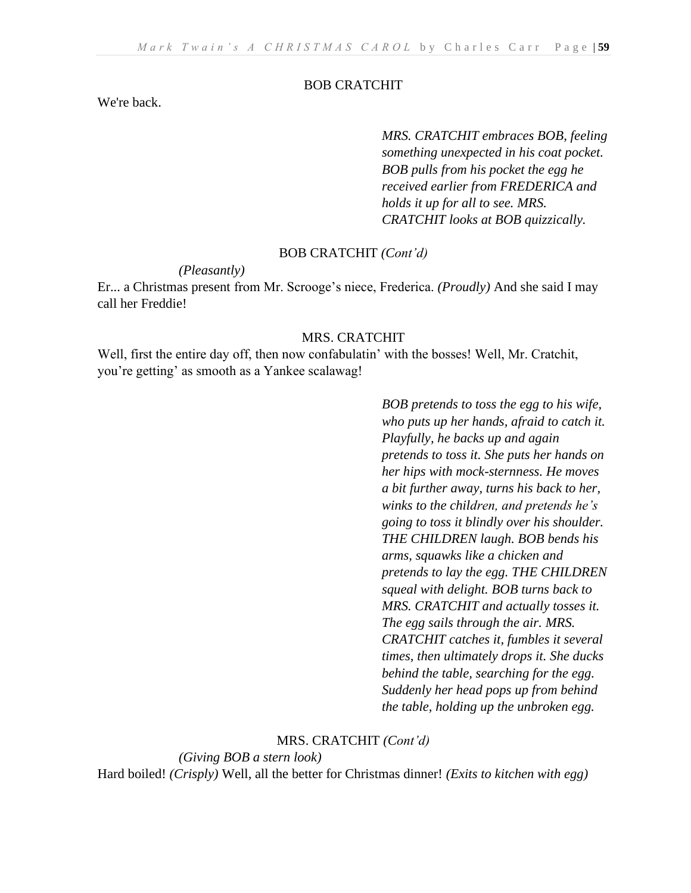BOB CRATCHIT

We're back.

*MRS. CRATCHIT embraces BOB, feeling something unexpected in his coat pocket. BOB pulls from his pocket the egg he received earlier from FREDERICA and holds it up for all to see. MRS. CRATCHIT looks at BOB quizzically.*

BOB CRATCHIT *(Cont'd)*

*(Pleasantly)*

Er... a Christmas present from Mr. Scrooge's niece, Frederica. *(Proudly)* And she said I may call her Freddie!

MRS. CRATCHIT

Well, first the entire day off, then now confabulatin' with the bosses! Well, Mr. Cratchit, you're getting' as smooth as a Yankee scalawag!

*BOB pretends to toss the egg to his wife, who puts up her hands, afraid to catch it. Playfully, he backs up and again pretends to toss it. She puts her hands on her hips with mock-sternness. He moves a bit further away, turns his back to her, winks to the children, and pretends he's going to toss it blindly over his shoulder. THE CHILDREN laugh. BOB bends his arms, squawks like a chicken and pretends to lay the egg. THE CHILDREN squeal with delight. BOB turns back to MRS. CRATCHIT and actually tosses it. The egg sails through the air. MRS. CRATCHIT catches it, fumbles it several times, then ultimately drops it. She ducks behind the table, searching for the egg. Suddenly her head pops up from behind the table, holding up the unbroken egg.*

MRS. CRATCHIT *(Cont'd)*

*(Giving BOB a stern look)*

Hard boiled! *(Crisply)* Well, all the better for Christmas dinner! *(Exits to kitchen with egg)*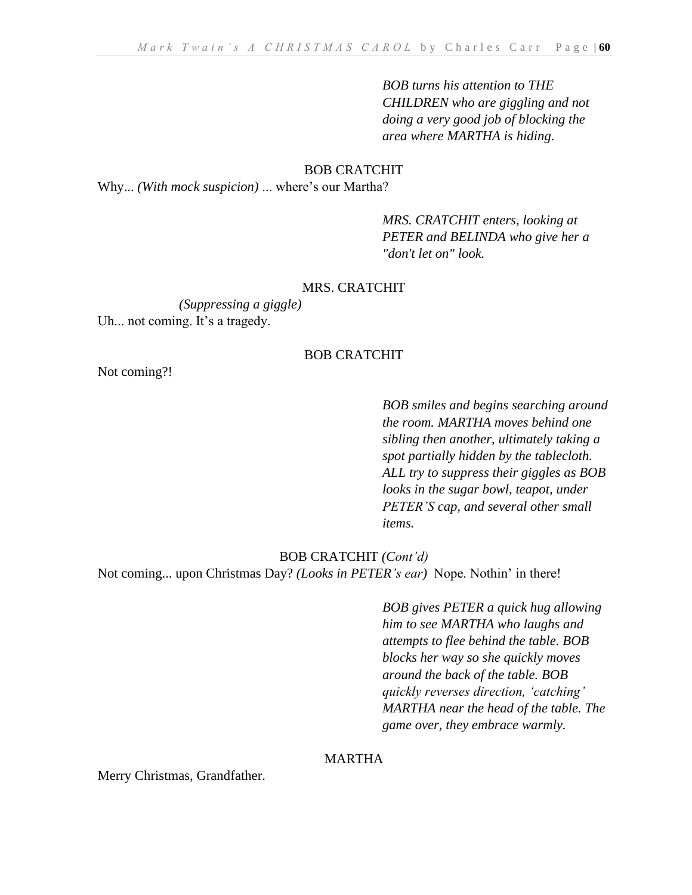*BOB turns his attention to THE CHILDREN who are giggling and not doing a very good job of blocking the area where MARTHA is hiding.*

BOB CRATCHIT

Why... *(With mock suspicion)* ... where's our Martha?

*MRS. CRATCHIT enters, looking at PETER and BELINDA who give her a "don't let on" look.*

MRS. CRATCHIT

*(Suppressing a giggle)*

Uh... not coming. It's a tragedy.

BOB CRATCHIT

Not coming?!

*BOB smiles and begins searching around the room. MARTHA moves behind one sibling then another, ultimately taking a spot partially hidden by the tablecloth. ALL try to suppress their giggles as BOB looks in the sugar bowl, teapot, under PETER'S cap, and several other small items.*

BOB CRATCHIT *(Cont'd)*

Not coming... upon Christmas Day? *(Looks in PETER's ear)* Nope. Nothin' in there!

*BOB gives PETER a quick hug allowing him to see MARTHA who laughs and attempts to flee behind the table. BOB blocks her way so she quickly moves around the back of the table. BOB quickly reverses direction, 'catching' MARTHA near the head of the table. The game over, they embrace warmly.*

MARTHA

Merry Christmas, Grandfather.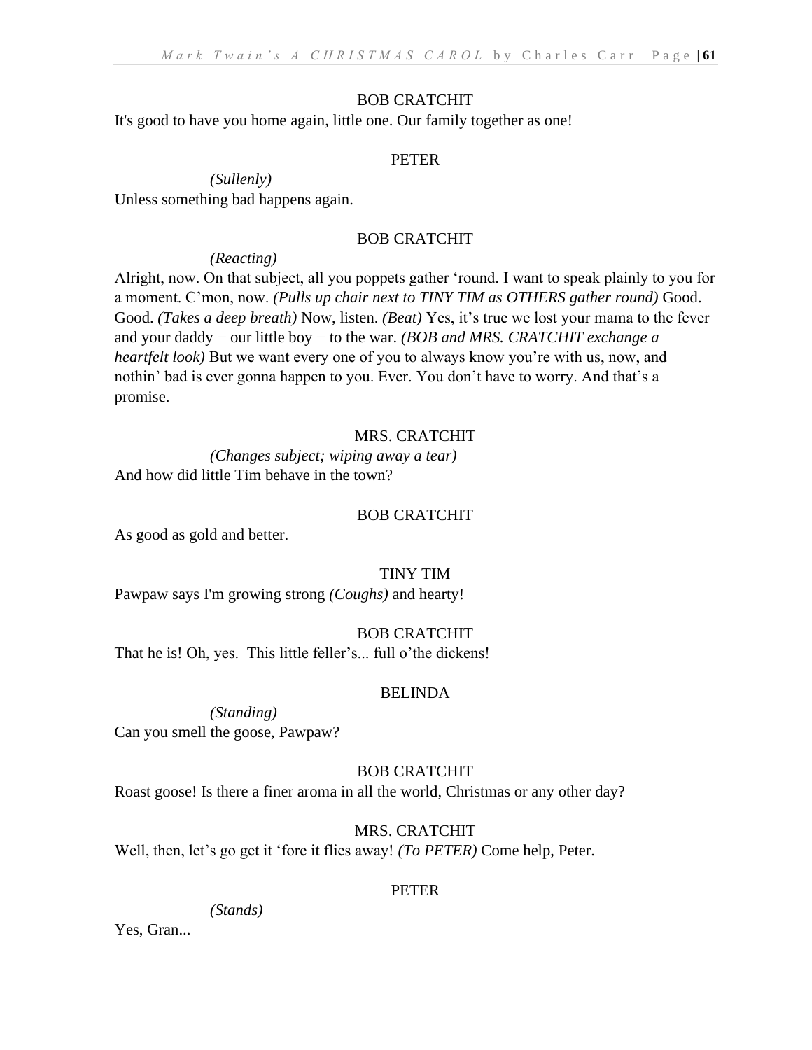BOB CRATCHIT

It's good to have you home again, little one. Our family together as one!

PETER

*(Sullenly)*

Unless something bad happens again.

BOB CRATCHIT

*(Reacting)*

Alright, now. On that subject, all you poppets gather ‘round. I want to speak plainly to you for a moment. C’mon, now. *(Pulls up chair next to TINY TIM as OTHERS gather round)* Good. Good. *(Takes a deep breath)* Now, listen. *(Beat)* Yes, it’s true we lost your mama to the fever and your daddy − our little boy − to the war. *(BOB and MRS. CRATCHIT exchange a heartfelt look)* But we want every one of you to always know you’re with us, now, and nothin’ bad is ever gonna happen to you. Ever. You don’t have to worry. And that’s a promise.

MRS. CRATCHIT

*(Changes subject; wiping away a tear)*

And how did little Tim behave in the town?

BOB CRATCHIT

As good as gold and better.

TINY TIM

Pawpaw says I'm growing strong *(Coughs)* and hearty!

BOB CRATCHIT

That he is! Oh, yes. This little feller’s... full o’the dickens!

BELINDA

*(Standing)*

Can you smell the goose, Pawpaw?

BOB CRATCHIT

Roast goose! Is there a finer aroma in all the world, Christmas or any other day?

MRS. CRATCHIT

Well, then, let’s go get it ‘fore it flies away! *(To PETER)* Come help, Peter.

PETER

*(Stands)*

Yes, Gran...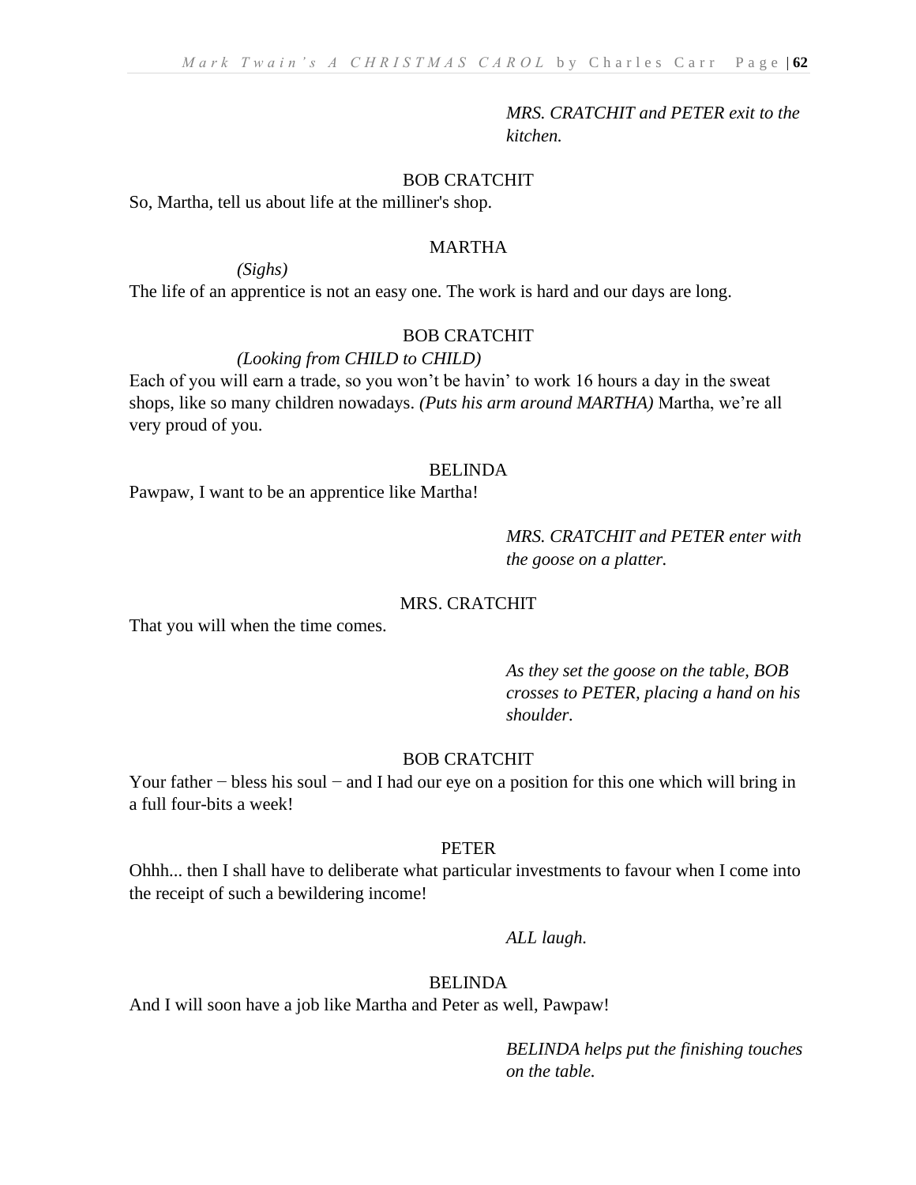*MRS. CRATCHIT and PETER exit to the kitchen.*

BOB CRATCHIT

So, Martha, tell us about life at the milliner's shop.

MARTHA

*(Sighs)*

The life of an apprentice is not an easy one. The work is hard and our days are long.

BOB CRATCHIT

*(Looking from CHILD to CHILD)*

Each of you will earn a trade, so you won't be havin' to work 16 hours a day in the sweat shops, like so many children nowadays. *(Puts his arm around MARTHA)* Martha, we're all very proud of you.

BELINDA

Pawpaw, I want to be an apprentice like Martha!

*MRS. CRATCHIT and PETER enter with the goose on a platter.*

MRS. CRATCHIT

That you will when the time comes.

*As they set the goose on the table, BOB crosses to PETER, placing a hand on his shoulder.*

BOB CRATCHIT

Your father − bless his soul − and I had our eye on a position for this one which will bring in a full four-bits a week!

PETER

Ohhh... then I shall have to deliberate what particular investments to favour when I come into the receipt of such a bewildering income!

*ALL laugh.*

BELINDA

And I will soon have a job like Martha and Peter as well, Pawpaw!

*BELINDA helps put the finishing touches on the table.*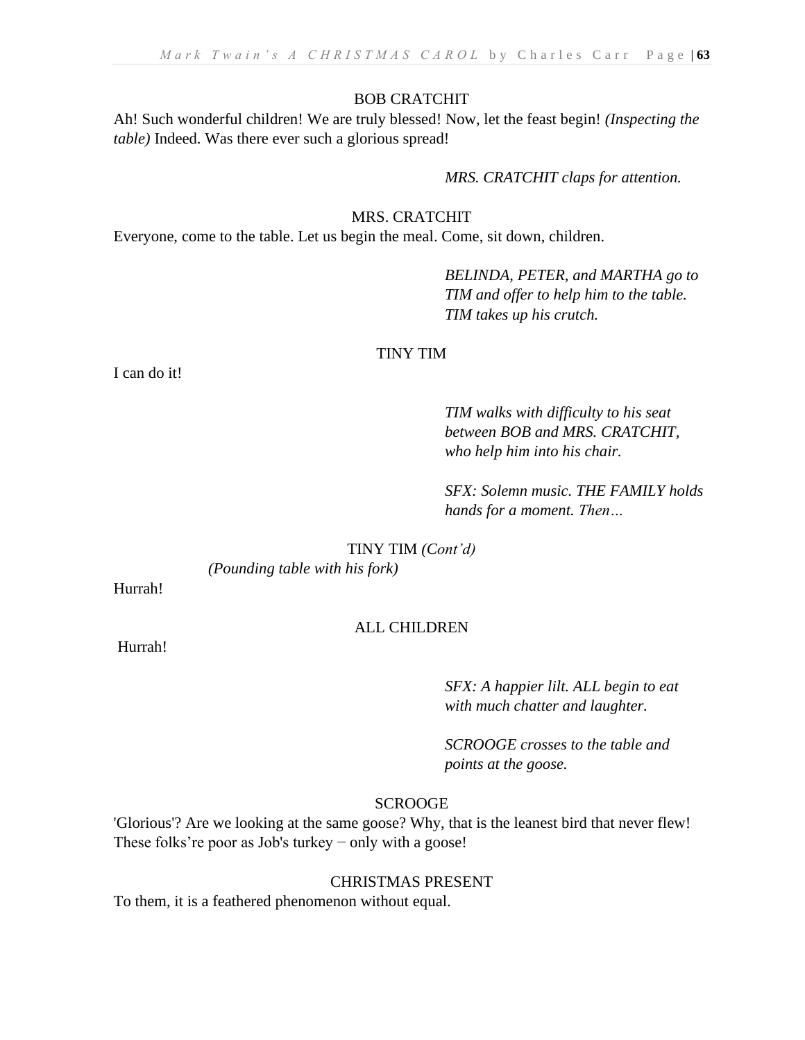BOB CRATCHIT

Ah! Such wonderful children! We are truly blessed! Now, let the feast begin! *(Inspecting the table)* Indeed. Was there ever such a glorious spread!

*MRS. CRATCHIT claps for attention.*

MRS. CRATCHIT

Everyone, come to the table. Let us begin the meal. Come, sit down, children.

*BELINDA, PETER, and MARTHA go to TIM and offer to help him to the table. TIM takes up his crutch.*

TINY TIM

I can do it!

*TIM walks with difficulty to his seat between BOB and MRS. CRATCHIT, who help him into his chair.*

*SFX: Solemn music. THE FAMILY holds hands for a moment. Then…*

TINY TIM *(Cont'd)*

*(Pounding table with his fork)*

Hurrah!

ALL CHILDREN

Hurrah!

*SFX: A happier lilt. ALL begin to eat with much chatter and laughter.*

*SCROOGE crosses to the table and points at the goose.*

SCROOGE

'Glorious'? Are we looking at the same goose? Why, that is the leanest bird that never flew! These folks're poor as Job's turkey − only with a goose!

CHRISTMAS PRESENT

To them, it is a feathered phenomenon without equal.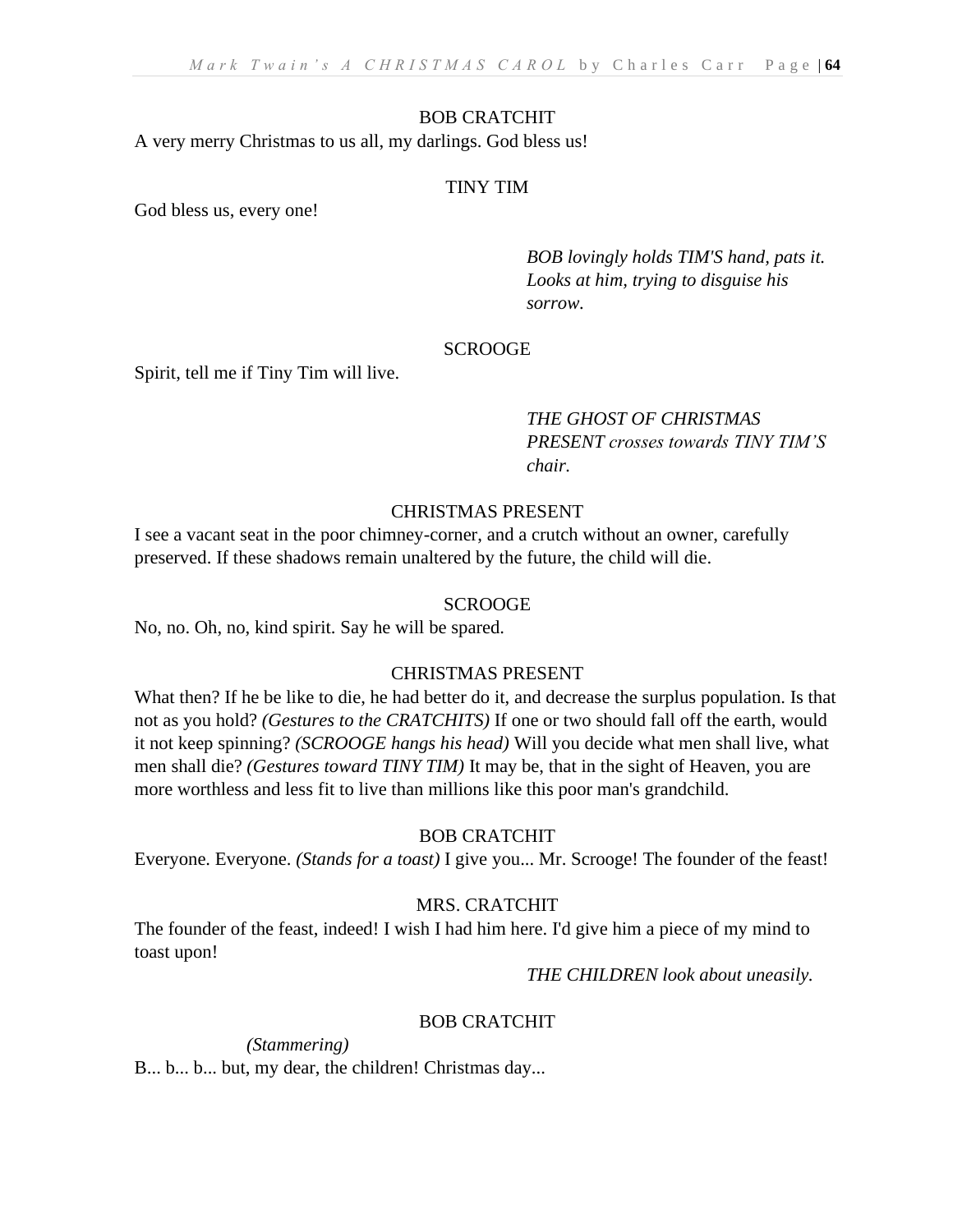BOB CRATCHIT

A very merry Christmas to us all, my darlings. God bless us!

TINY TIM

God bless us, every one!

*BOB lovingly holds TIM'S hand, pats it. Looks at him, trying to disguise his sorrow.*

SCROOGE

Spirit, tell me if Tiny Tim will live.

*THE GHOST OF CHRISTMAS PRESENT crosses towards TINY TIM'S chair.*

CHRISTMAS PRESENT

I see a vacant seat in the poor chimney-corner, and a crutch without an owner, carefully preserved. If these shadows remain unaltered by the future, the child will die.

SCROOGE

No, no. Oh, no, kind spirit. Say he will be spared.

CHRISTMAS PRESENT

What then? If he be like to die, he had better do it, and decrease the surplus population. Is that not as you hold? *(Gestures to the CRATCHITS)* If one or two should fall off the earth, would it not keep spinning? *(SCROOGE hangs his head)* Will you decide what men shall live, what men shall die? *(Gestures toward TINY TIM)* It may be, that in the sight of Heaven, you are more worthless and less fit to live than millions like this poor man's grandchild.

BOB CRATCHIT

Everyone. Everyone. *(Stands for a toast)* I give you... Mr. Scrooge! The founder of the feast!

MRS. CRATCHIT

The founder of the feast, indeed! I wish I had him here. I'd give him a piece of my mind to toast upon!

*THE CHILDREN look about uneasily.*

BOB CRATCHIT

*(Stammering)*

B... b... b... but, my dear, the children! Christmas day...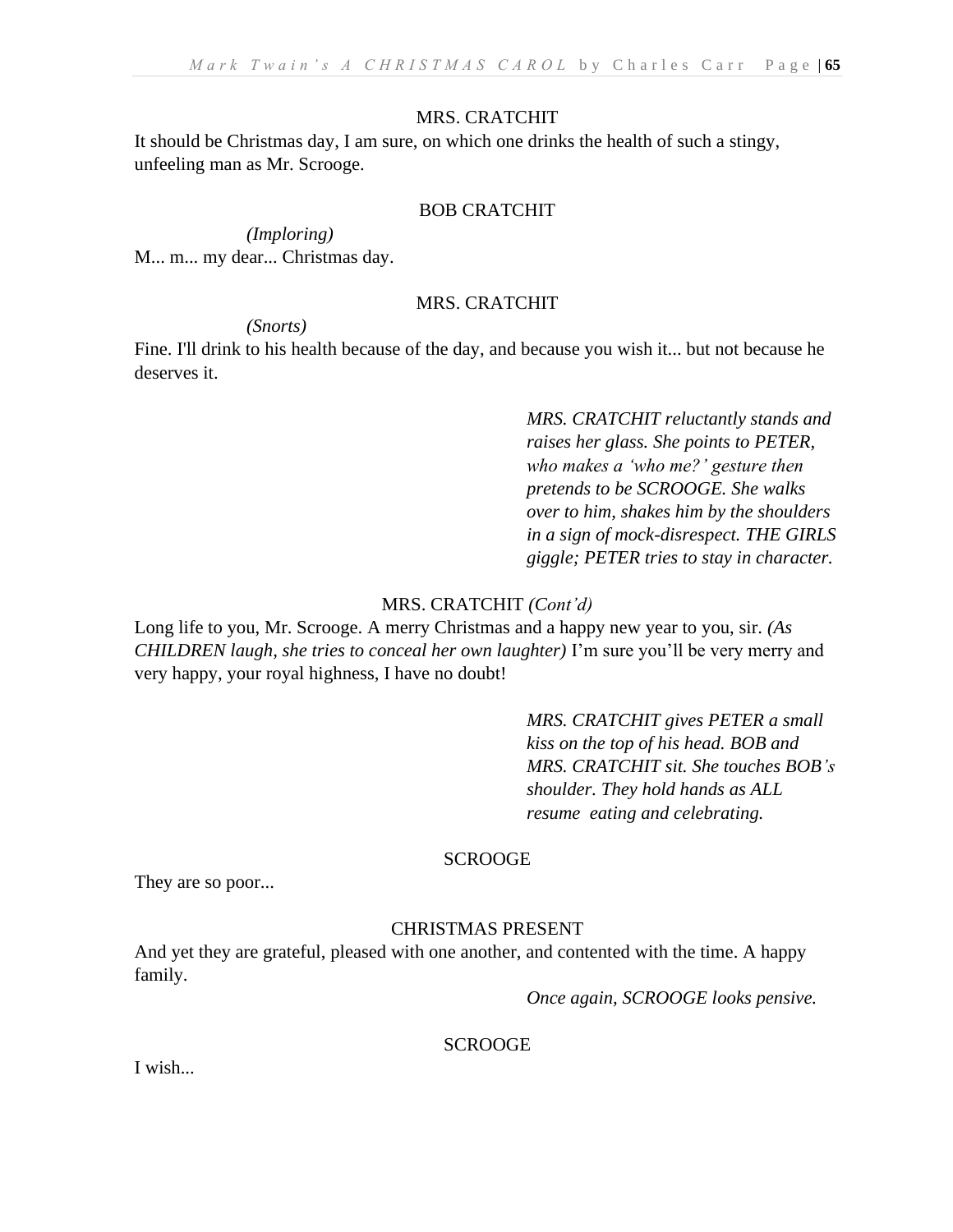MRS. CRATCHIT

It should be Christmas day, I am sure, on which one drinks the health of such a stingy, unfeeling man as Mr. Scrooge.

BOB CRATCHIT

*(Imploring)*

M... m... my dear... Christmas day.

MRS. CRATCHIT

*(Snorts)*

Fine. I'll drink to his health because of the day, and because you wish it... but not because he deserves it.

*MRS. CRATCHIT reluctantly stands and raises her glass. She points to PETER, who makes a 'who me?' gesture then pretends to be SCROOGE. She walks over to him, shakes him by the shoulders in a sign of mock-disrespect. THE GIRLS giggle; PETER tries to stay in character.*

MRS. CRATCHIT *(Cont'd)*

Long life to you, Mr. Scrooge. A merry Christmas and a happy new year to you, sir. *(As CHILDREN laugh, she tries to conceal her own laughter)* I'm sure you'll be very merry and very happy, your royal highness, I have no doubt!

*MRS. CRATCHIT gives PETER a small kiss on the top of his head. BOB and MRS. CRATCHIT sit. She touches BOB's shoulder. They hold hands as ALL resume eating and celebrating.*

SCROOGE

They are so poor...

CHRISTMAS PRESENT

And yet they are grateful, pleased with one another, and contented with the time. A happy family.

*Once again, SCROOGE looks pensive.*

SCROOGE

I wish...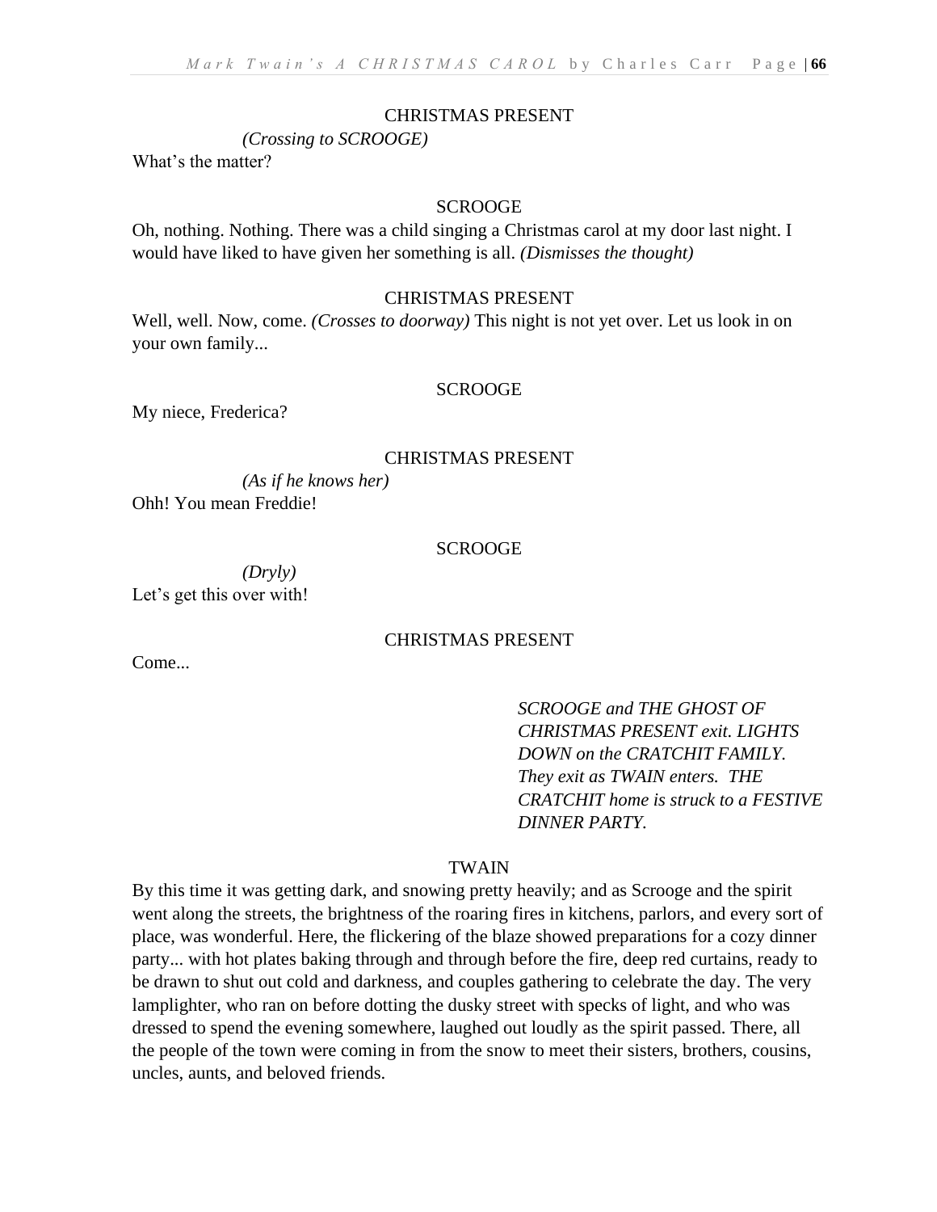CHRISTMAS PRESENT

*(Crossing to SCROOGE)*

What's the matter?

SCROOGE

Oh, nothing. Nothing. There was a child singing a Christmas carol at my door last night. I would have liked to have given her something is all. *(Dismisses the thought)*

CHRISTMAS PRESENT

Well, well. Now, come. *(Crosses to doorway)* This night is not yet over. Let us look in on your own family...

SCROOGE

My niece, Frederica?

CHRISTMAS PRESENT

*(As if he knows her)*

Ohh! You mean Freddie!

SCROOGE

*(Dryly)*

Let's get this over with!

CHRISTMAS PRESENT

Come...

*SCROOGE and THE GHOST OF CHRISTMAS PRESENT exit. LIGHTS DOWN on the CRATCHIT FAMILY. They exit as TWAIN enters. THE CRATCHIT home is struck to a FESTIVE DINNER PARTY.*

TWAIN

By this time it was getting dark, and snowing pretty heavily; and as Scrooge and the spirit went along the streets, the brightness of the roaring fires in kitchens, parlors, and every sort of place, was wonderful. Here, the flickering of the blaze showed preparations for a cozy dinner party... with hot plates baking through and through before the fire, deep red curtains, ready to be drawn to shut out cold and darkness, and couples gathering to celebrate the day. The very lamplighter, who ran on before dotting the dusky street with specks of light, and who was dressed to spend the evening somewhere, laughed out loudly as the spirit passed. There, all the people of the town were coming in from the snow to meet their sisters, brothers, cousins, uncles, aunts, and beloved friends.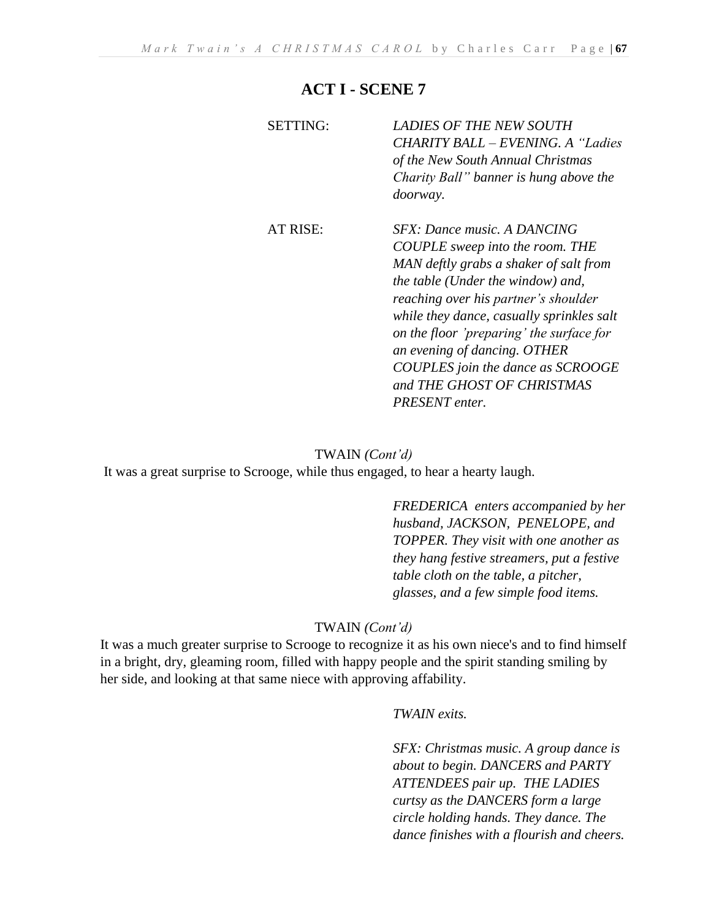## ACT I - SCENE 7

SETTING: *LADIES OF THE NEW SOUTH CHARITY BALL – EVENING. A "Ladies of the New South Annual Christmas Charity Ball" banner is hung above the doorway.*

AT RISE: *SFX: Dance music. A DANCING COUPLE sweep into the room. THE MAN deftly grabs a shaker of salt from the table (Under the window) and, reaching over his partner's shoulder while they dance, casually sprinkles salt on the floor 'preparing' the surface for an evening of dancing. OTHER COUPLES join the dance as SCROOGE and THE GHOST OF CHRISTMAS PRESENT enter.*

TWAIN *(Cont'd)*

It was a great surprise to Scrooge, while thus engaged, to hear a hearty laugh.

*FREDERICA enters accompanied by her husband, JACKSON, PENELOPE, and TOPPER. They visit with one another as they hang festive streamers, put a festive table cloth on the table, a pitcher, glasses, and a few simple food items.*

TWAIN *(Cont'd)*

It was a much greater surprise to Scrooge to recognize it as his own niece's and to find himself in a bright, dry, gleaming room, filled with happy people and the spirit standing smiling by her side, and looking at that same niece with approving affability.

*TWAIN exits.*

*SFX: Christmas music. A group dance is about to begin. DANCERS and PARTY ATTENDEES pair up. THE LADIES curtsy as the DANCERS form a large circle holding hands. They dance. The dance finishes with a flourish and cheers.*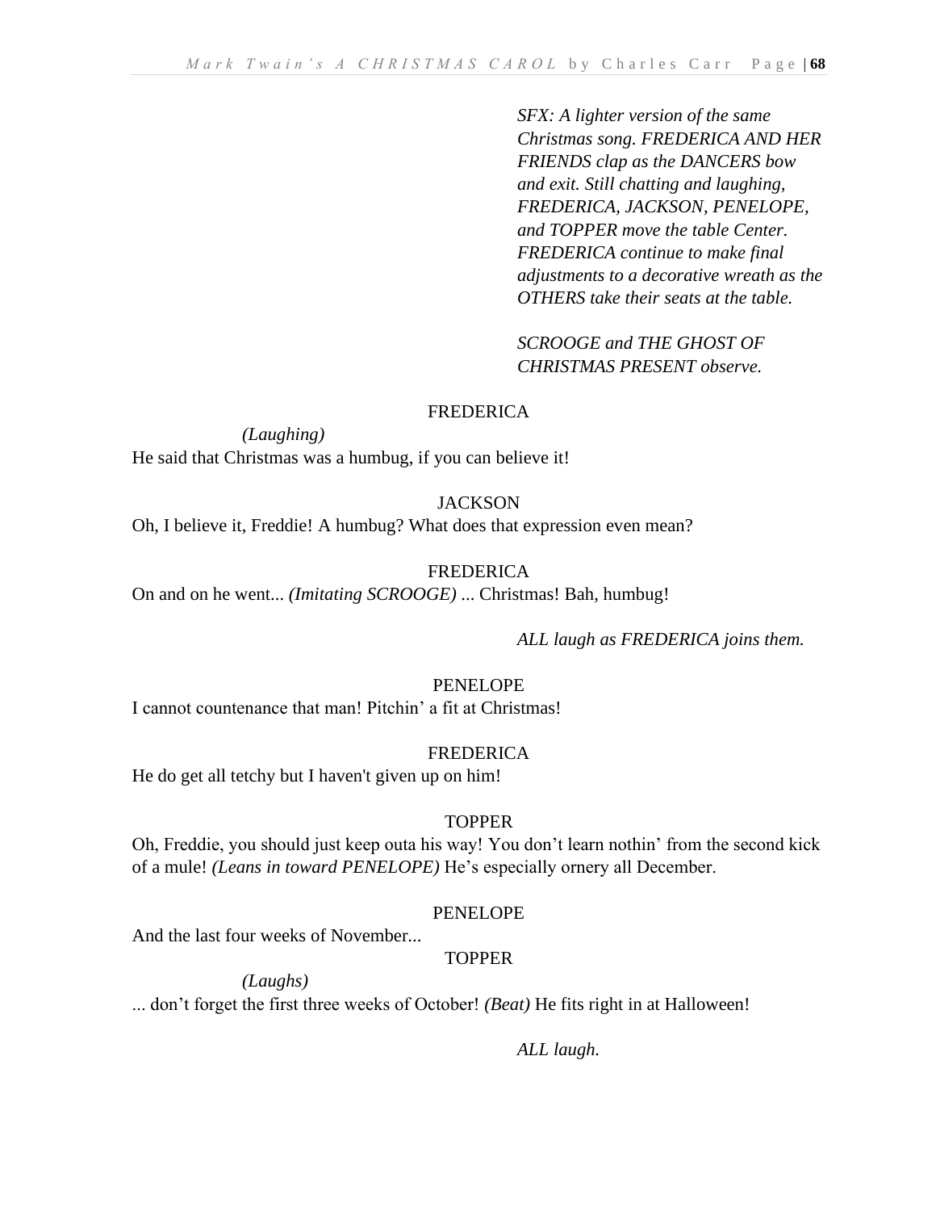*SFX: A lighter version of the same Christmas song. FREDERICA AND HER FRIENDS clap as the DANCERS bow and exit. Still chatting and laughing, FREDERICA, JACKSON, PENELOPE, and TOPPER move the table Center. FREDERICA continue to make final adjustments to a decorative wreath as the OTHERS take their seats at the table.*

*SCROOGE and THE GHOST OF CHRISTMAS PRESENT observe.*

FREDERICA

*(Laughing)*

He said that Christmas was a humbug, if you can believe it!

JACKSON

Oh, I believe it, Freddie! A humbug? What does that expression even mean?

FREDERICA

On and on he went... *(Imitating SCROOGE)* ... Christmas! Bah, humbug!

*ALL laugh as FREDERICA joins them.*

PENELOPE

I cannot countenance that man! Pitchin' a fit at Christmas!

FREDERICA

He do get all tetchy but I haven't given up on him!

TOPPER

Oh, Freddie, you should just keep outa his way! You don't learn nothin' from the second kick of a mule! *(Leans in toward PENELOPE)* He's especially ornery all December.

PENELOPE

And the last four weeks of November...

TOPPER

*(Laughs)*

... don't forget the first three weeks of October! *(Beat)* He fits right in at Halloween!

*ALL laugh.*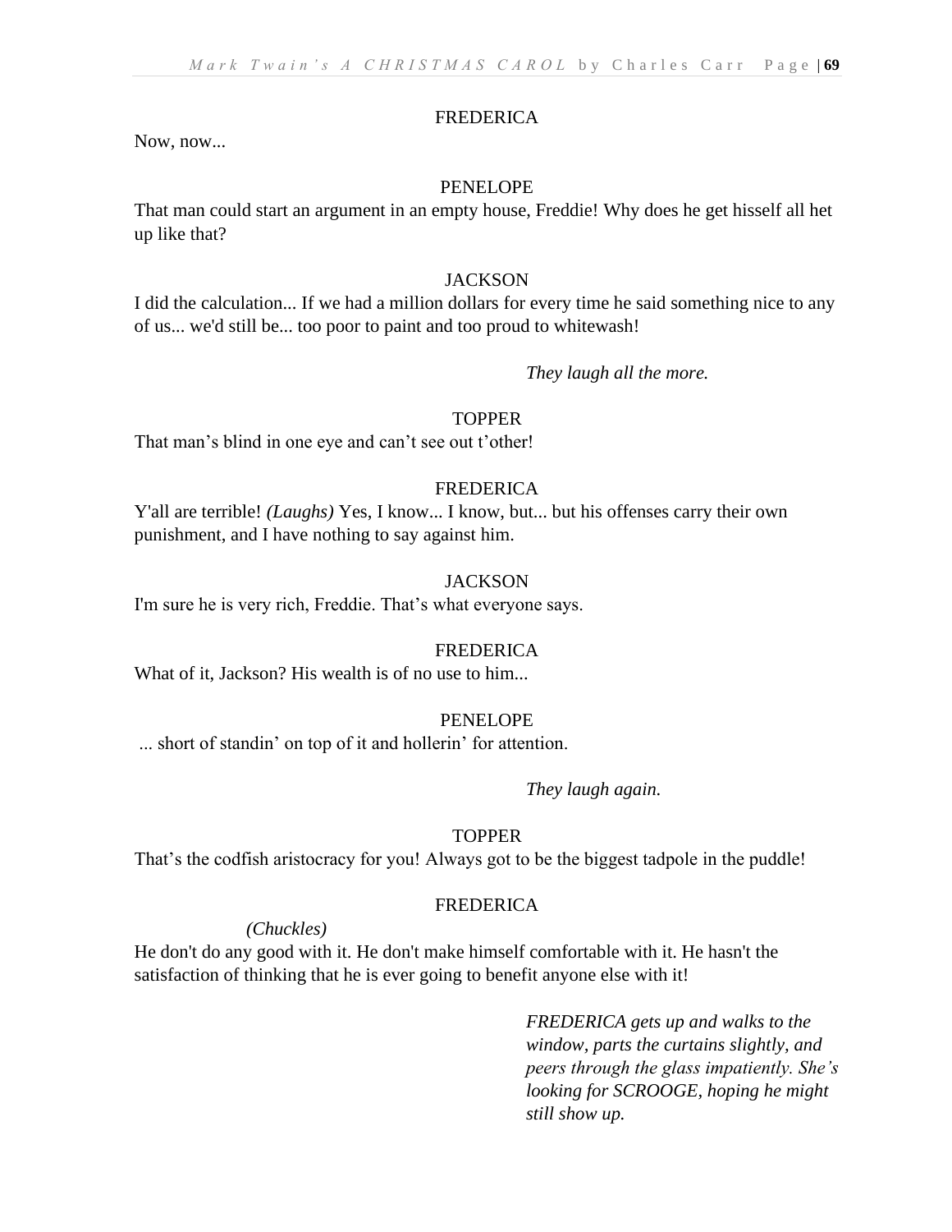FREDERICA

Now, now...

PENELOPE

That man could start an argument in an empty house, Freddie! Why does he get hisself all het up like that?

JACKSON

I did the calculation... If we had a million dollars for every time he said something nice to any of us... we'd still be... too poor to paint and too proud to whitewash!

*They laugh all the more.*

TOPPER

That man's blind in one eye and can't see out t'other!

FREDERICA

Y'all are terrible! *(Laughs)* Yes, I know... I know, but... but his offenses carry their own punishment, and I have nothing to say against him.

JACKSON

I'm sure he is very rich, Freddie. That's what everyone says.

FREDERICA

What of it, Jackson? His wealth is of no use to him...

PENELOPE

... short of standin' on top of it and hollerin' for attention.

*They laugh again.*

TOPPER

That's the codfish aristocracy for you! Always got to be the biggest tadpole in the puddle!

FREDERICA

*(Chuckles)*

He don't do any good with it. He don't make himself comfortable with it. He hasn't the satisfaction of thinking that he is ever going to benefit anyone else with it!

*FREDERICA gets up and walks to the window, parts the curtains slightly, and peers through the glass impatiently. She's looking for SCROOGE, hoping he might still show up.*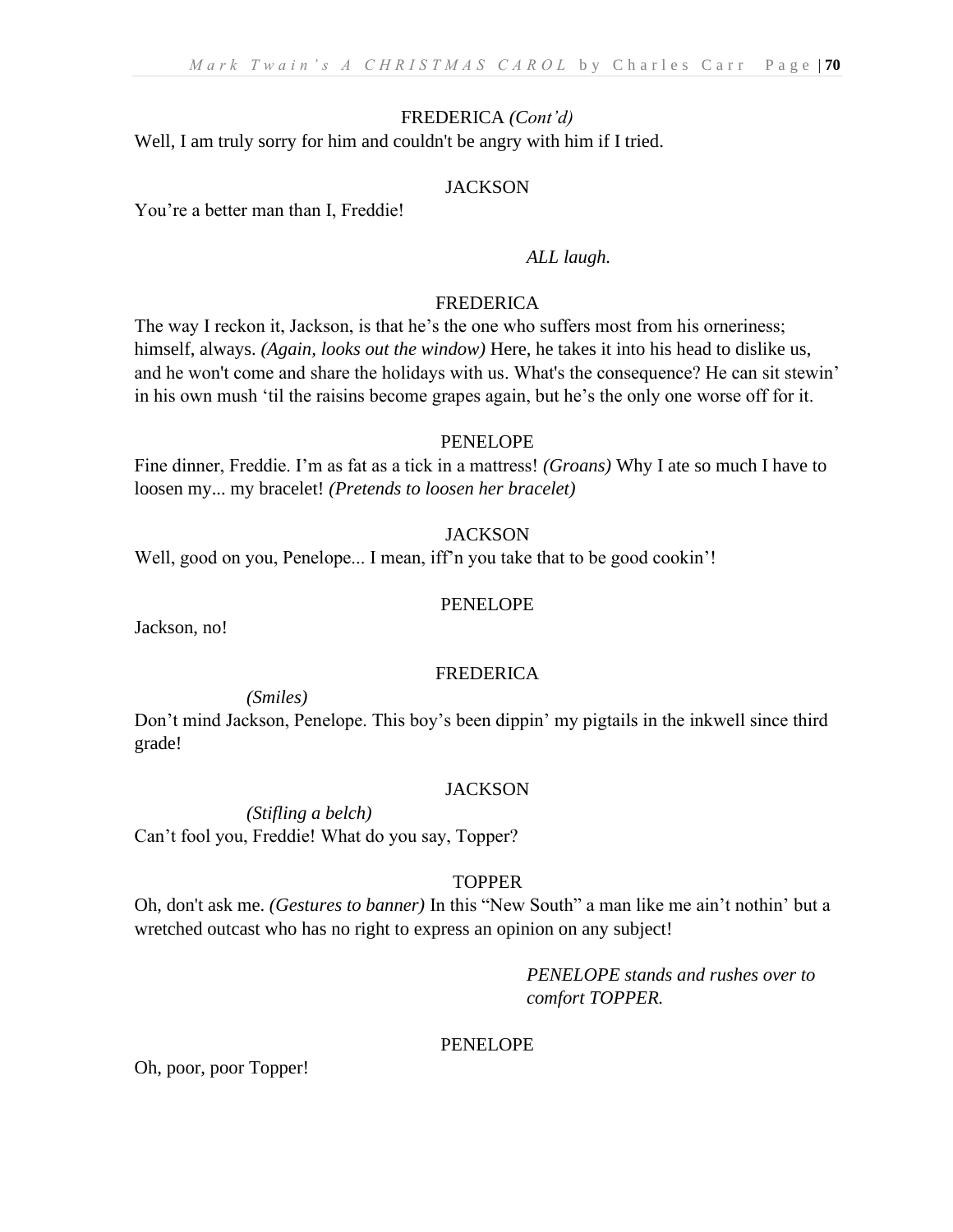FREDERICA *(Cont'd)*

Well, I am truly sorry for him and couldn't be angry with him if I tried.

JACKSON

You're a better man than I, Freddie!

*ALL laugh.*

FREDERICA

The way I reckon it, Jackson, is that he's the one who suffers most from his orneriness; himself, always. *(Again, looks out the window)* Here, he takes it into his head to dislike us, and he won't come and share the holidays with us. What's the consequence? He can sit stewin' in his own mush 'til the raisins become grapes again, but he's the only one worse off for it.

PENELOPE

Fine dinner, Freddie. I'm as fat as a tick in a mattress! *(Groans)* Why I ate so much I have to loosen my... my bracelet! *(Pretends to loosen her bracelet)*

JACKSON

Well, good on you, Penelope... I mean, iff'n you take that to be good cookin'!

PENELOPE

Jackson, no!

FREDERICA

*(Smiles)*

Don't mind Jackson, Penelope. This boy's been dippin' my pigtails in the inkwell since third grade!

JACKSON

*(Stifling a belch)*

Can't fool you, Freddie! What do you say, Topper?

TOPPER

Oh, don't ask me. *(Gestures to banner)* In this "New South" a man like me ain't nothin' but a wretched outcast who has no right to express an opinion on any subject!

*PENELOPE stands and rushes over to comfort TOPPER.*

PENELOPE

Oh, poor, poor Topper!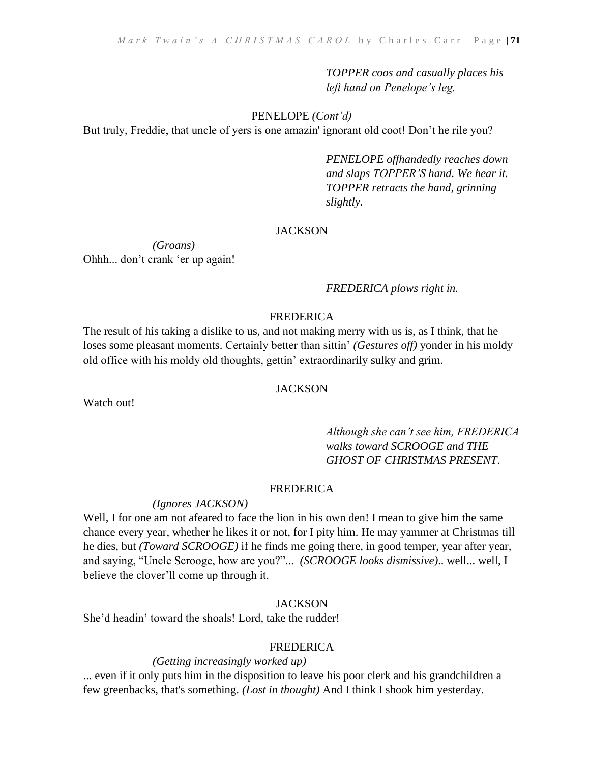*TOPPER coos and casually places his left hand on Penelope's leg.*

PENELOPE *(Cont'd)*

But truly, Freddie, that uncle of yers is one amazin' ignorant old coot! Don't he rile you?

*PENELOPE offhandedly reaches down and slaps TOPPER'S hand. We hear it. TOPPER retracts the hand, grinning slightly.*

JACKSON

*(Groans)*

Ohhh... don't crank 'er up again!

*FREDERICA plows right in.*

FREDERICA

The result of his taking a dislike to us, and not making merry with us is, as I think, that he loses some pleasant moments. Certainly better than sittin' *(Gestures off)* yonder in his moldy old office with his moldy old thoughts, gettin' extraordinarily sulky and grim.

JACKSON

Watch out!

*Although she can't see him, FREDERICA walks toward SCROOGE and THE GHOST OF CHRISTMAS PRESENT.*

FREDERICA

*(Ignores JACKSON)*

Well, I for one am not afeared to face the lion in his own den! I mean to give him the same chance every year, whether he likes it or not, for I pity him. He may yammer at Christmas till he dies, but *(Toward SCROOGE)* if he finds me going there, in good temper, year after year, and saying, "Uncle Scrooge, how are you?"... *(SCROOGE looks dismissive)*.. well... well, I believe the clover'll come up through it.

JACKSON

She'd headin' toward the shoals! Lord, take the rudder!

FREDERICA

*(Getting increasingly worked up)*

... even if it only puts him in the disposition to leave his poor clerk and his grandchildren a few greenbacks, that's something. *(Lost in thought)* And I think I shook him yesterday.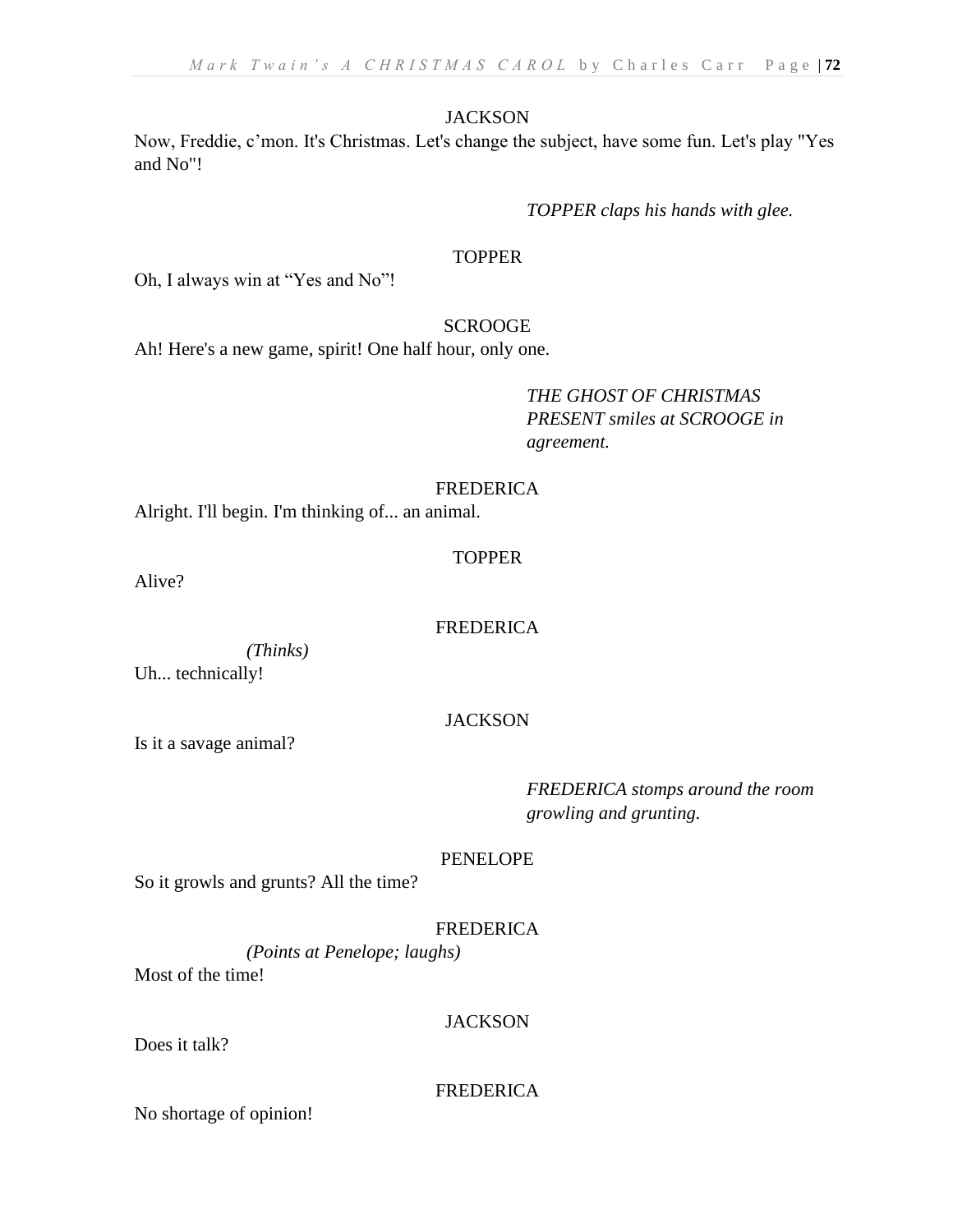JACKSON

Now, Freddie, c'mon. It's Christmas. Let's change the subject, have some fun. Let's play "Yes and No"!

*TOPPER claps his hands with glee.*

TOPPER

Oh, I always win at "Yes and No"!

SCROOGE

Ah! Here's a new game, spirit! One half hour, only one.

*THE GHOST OF CHRISTMAS PRESENT smiles at SCROOGE in agreement.*

FREDERICA

Alright. I'll begin. I'm thinking of... an animal.

TOPPER

Alive?

FREDERICA

*(Thinks)*

Uh... technically!

JACKSON

Is it a savage animal?

*FREDERICA stomps around the room growling and grunting.*

PENELOPE

So it growls and grunts? All the time?

FREDERICA

*(Points at Penelope; laughs)*

Most of the time!

JACKSON

Does it talk?

FREDERICA

No shortage of opinion!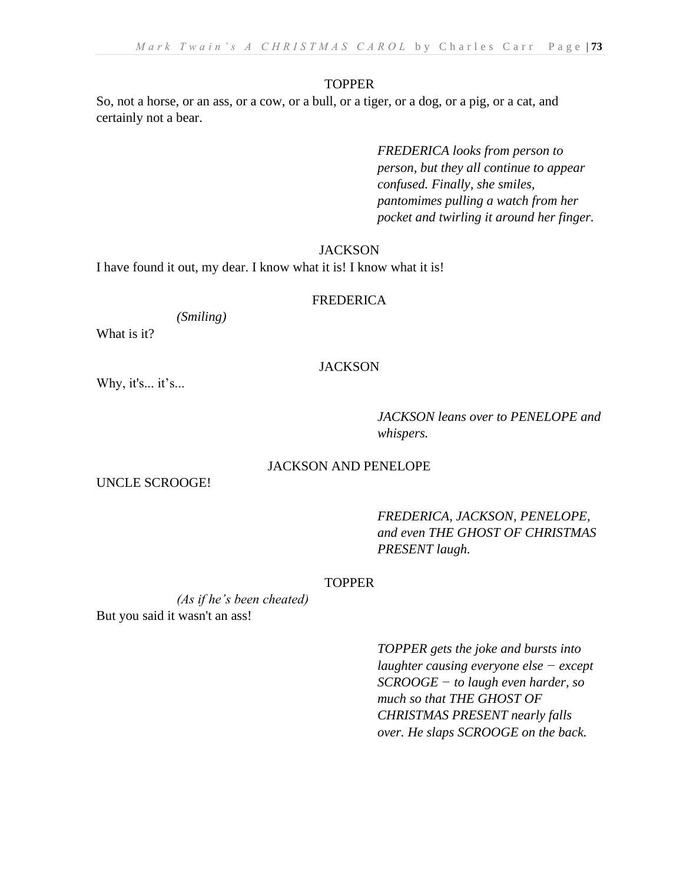TOPPER

So, not a horse, or an ass, or a cow, or a bull, or a tiger, or a dog, or a pig, or a cat, and certainly not a bear.

*FREDERICA looks from person to person, but they all continue to appear confused. Finally, she smiles, pantomimes pulling a watch from her pocket and twirling it around her finger.*

JACKSON

I have found it out, my dear. I know what it is! I know what it is!

FREDERICA

*(Smiling)*

What is it?

JACKSON

Why, it's... it’s...

*JACKSON leans over to PENELOPE and whispers.*

JACKSON AND PENELOPE

UNCLE SCROOGE!

*FREDERICA, JACKSON, PENELOPE, and even THE GHOST OF CHRISTMAS PRESENT laugh.*

TOPPER

*(As if he’s been cheated)*

But you said it wasn't an ass!

*TOPPER gets the joke and bursts into laughter causing everyone else − except SCROOGE − to laugh even harder, so much so that THE GHOST OF CHRISTMAS PRESENT nearly falls over. He slaps SCROOGE on the back.*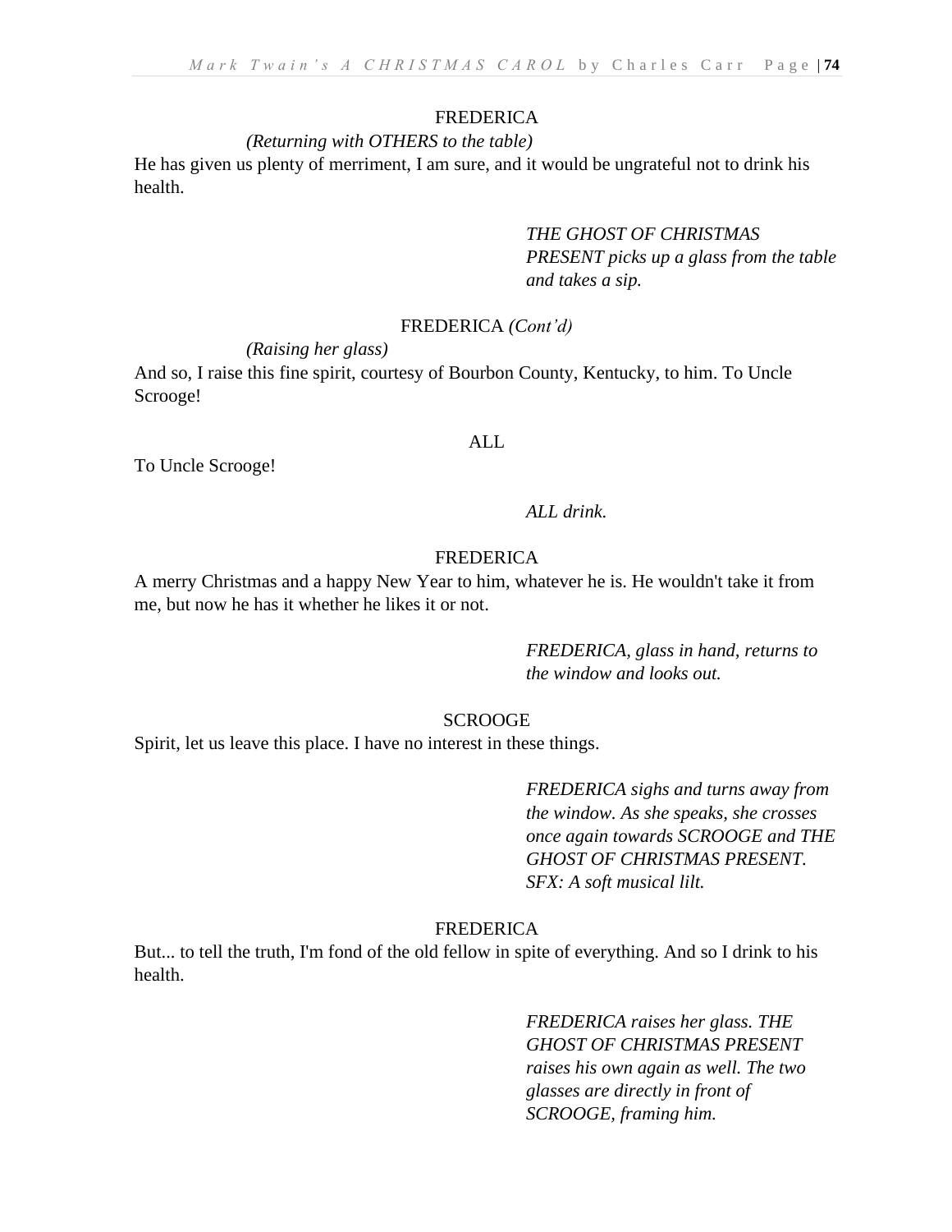FREDERICA

*(Returning with OTHERS to the table)*

He has given us plenty of merriment, I am sure, and it would be ungrateful not to drink his health.

*THE GHOST OF CHRISTMAS PRESENT picks up a glass from the table and takes a sip.*

FREDERICA *(Cont'd)*

*(Raising her glass)*

And so, I raise this fine spirit, courtesy of Bourbon County, Kentucky, to him. To Uncle Scrooge!

ALL

To Uncle Scrooge!

*ALL drink.*

FREDERICA

A merry Christmas and a happy New Year to him, whatever he is. He wouldn't take it from me, but now he has it whether he likes it or not.

*FREDERICA, glass in hand, returns to the window and looks out.*

SCROOGE

Spirit, let us leave this place. I have no interest in these things.

*FREDERICA sighs and turns away from the window. As she speaks, she crosses once again towards SCROOGE and THE GHOST OF CHRISTMAS PRESENT. SFX: A soft musical lilt.*

FREDERICA

But... to tell the truth, I'm fond of the old fellow in spite of everything. And so I drink to his health.

*FREDERICA raises her glass. THE GHOST OF CHRISTMAS PRESENT raises his own again as well. The two glasses are directly in front of SCROOGE, framing him.*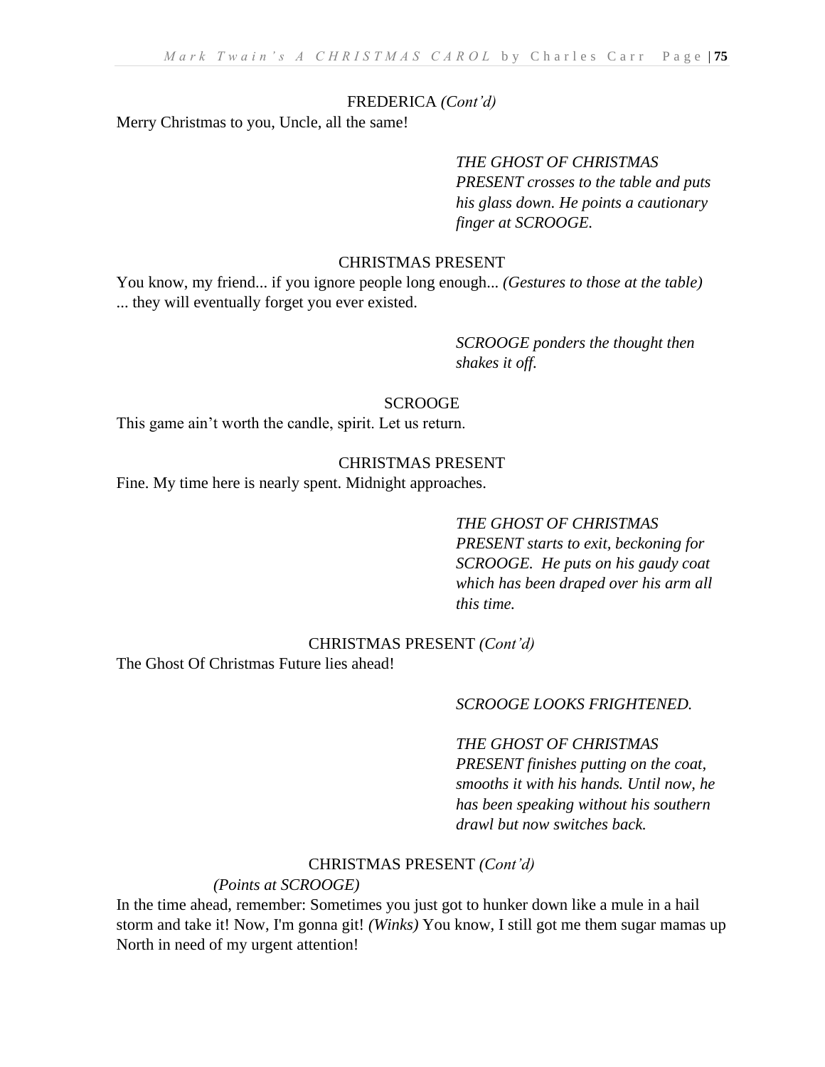FREDERICA *(Cont'd)*

Merry Christmas to you, Uncle, all the same!

*THE GHOST OF CHRISTMAS PRESENT crosses to the table and puts his glass down. He points a cautionary finger at SCROOGE.*

CHRISTMAS PRESENT

You know, my friend... if you ignore people long enough... *(Gestures to those at the table)* ... they will eventually forget you ever existed.

*SCROOGE ponders the thought then shakes it off.*

SCROOGE

This game ain't worth the candle, spirit. Let us return.

CHRISTMAS PRESENT

Fine. My time here is nearly spent. Midnight approaches.

*THE GHOST OF CHRISTMAS PRESENT starts to exit, beckoning for SCROOGE. He puts on his gaudy coat which has been draped over his arm all this time.*

CHRISTMAS PRESENT *(Cont'd)*

The Ghost Of Christmas Future lies ahead!

*SCROOGE LOOKS FRIGHTENED.*

*THE GHOST OF CHRISTMAS PRESENT finishes putting on the coat, smooths it with his hands. Until now, he has been speaking without his southern drawl but now switches back.*

CHRISTMAS PRESENT *(Cont'd)*

*(Points at SCROOGE)*

In the time ahead, remember: Sometimes you just got to hunker down like a mule in a hail storm and take it! Now, I'm gonna git! *(Winks)* You know, I still got me them sugar mamas up North in need of my urgent attention!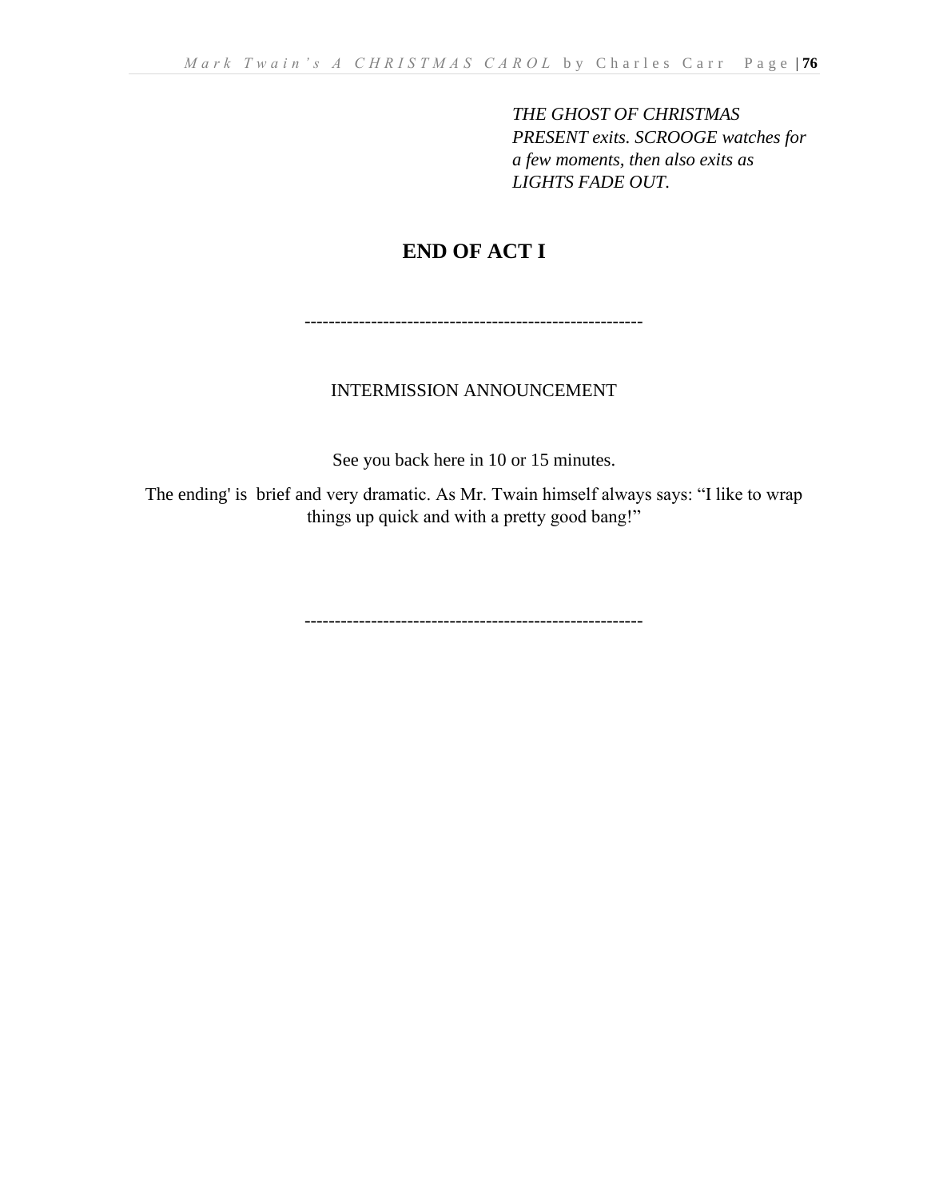*THE GHOST OF CHRISTMAS PRESENT exits. SCROOGE watches for a few moments, then also exits as LIGHTS FADE OUT.*

## END OF ACT I

--------------------------------------------------------

INTERMISSION ANNOUNCEMENT

See you back here in 10 or 15 minutes.

The ending' is  brief and very dramatic. As Mr. Twain himself always says: “I like to wrap things up quick and with a pretty good bang!”

--------------------------------------------------------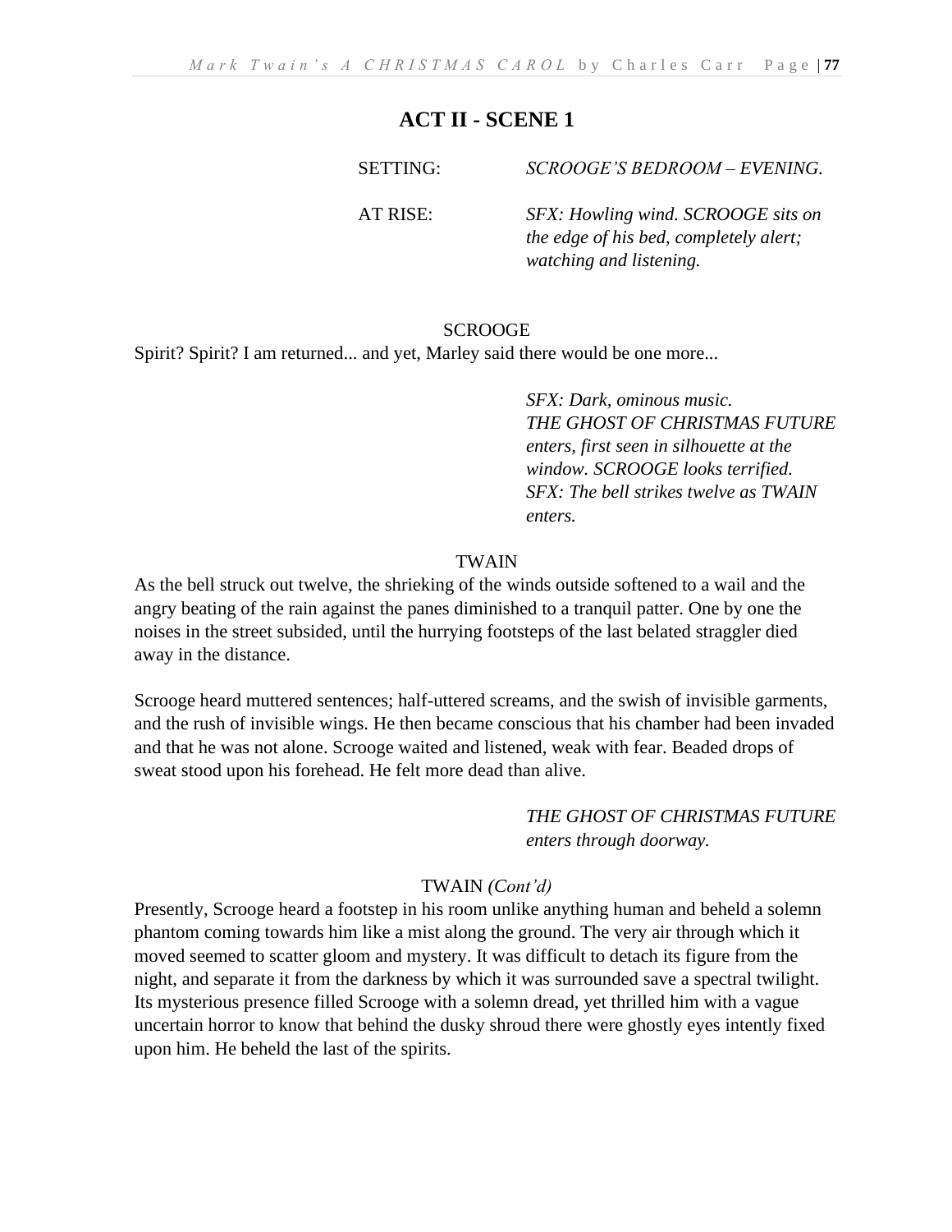## ACT II - SCENE 1

SETTING: *SCROOGE'S BEDROOM – EVENING.*

AT RISE: *SFX: Howling wind. SCROOGE sits on the edge of his bed, completely alert; watching and listening.*

SCROOGE

Spirit? Spirit? I am returned... and yet, Marley said there would be one more...

*SFX: Dark, ominous music. THE GHOST OF CHRISTMAS FUTURE enters, first seen in silhouette at the window. SCROOGE looks terrified. SFX: The bell strikes twelve as TWAIN enters.*

TWAIN

As the bell struck out twelve, the shrieking of the winds outside softened to a wail and the angry beating of the rain against the panes diminished to a tranquil patter. One by one the noises in the street subsided, until the hurrying footsteps of the last belated straggler died away in the distance.

Scrooge heard muttered sentences; half-uttered screams, and the swish of invisible garments, and the rush of invisible wings. He then became conscious that his chamber had been invaded and that he was not alone. Scrooge waited and listened, weak with fear. Beaded drops of sweat stood upon his forehead. He felt more dead than alive.

*THE GHOST OF CHRISTMAS FUTURE enters through doorway.*

TWAIN *(Cont'd)*

Presently, Scrooge heard a footstep in his room unlike anything human and beheld a solemn phantom coming towards him like a mist along the ground. The very air through which it moved seemed to scatter gloom and mystery. It was difficult to detach its figure from the night, and separate it from the darkness by which it was surrounded save a spectral twilight. Its mysterious presence filled Scrooge with a solemn dread, yet thrilled him with a vague uncertain horror to know that behind the dusky shroud there were ghostly eyes intently fixed upon him. He beheld the last of the spirits.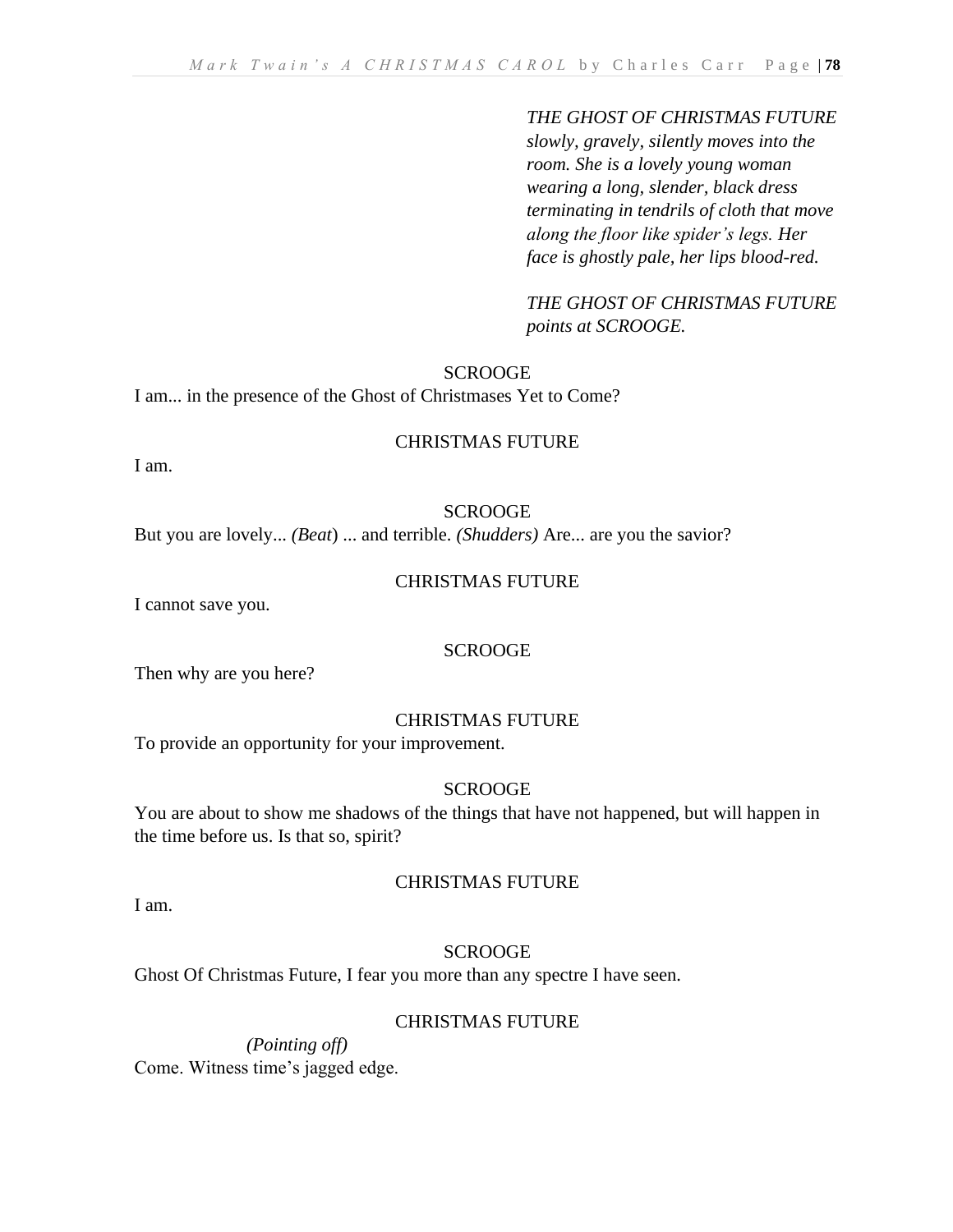*THE GHOST OF CHRISTMAS FUTURE slowly, gravely, silently moves into the room. She is a lovely young woman wearing a long, slender, black dress terminating in tendrils of cloth that move along the floor like spider's legs. Her face is ghostly pale, her lips blood-red.*

*THE GHOST OF CHRISTMAS FUTURE points at SCROOGE.*

SCROOGE

I am... in the presence of the Ghost of Christmases Yet to Come?

CHRISTMAS FUTURE

I am.

SCROOGE

But you are lovely... *(Beat)* ... and terrible. *(Shudders)* Are... are you the savior?

CHRISTMAS FUTURE

I cannot save you.

SCROOGE

Then why are you here?

CHRISTMAS FUTURE

To provide an opportunity for your improvement.

SCROOGE

You are about to show me shadows of the things that have not happened, but will happen in the time before us. Is that so, spirit?

CHRISTMAS FUTURE

I am.

SCROOGE

Ghost Of Christmas Future, I fear you more than any spectre I have seen.

CHRISTMAS FUTURE

*(Pointing off)*

Come. Witness time's jagged edge.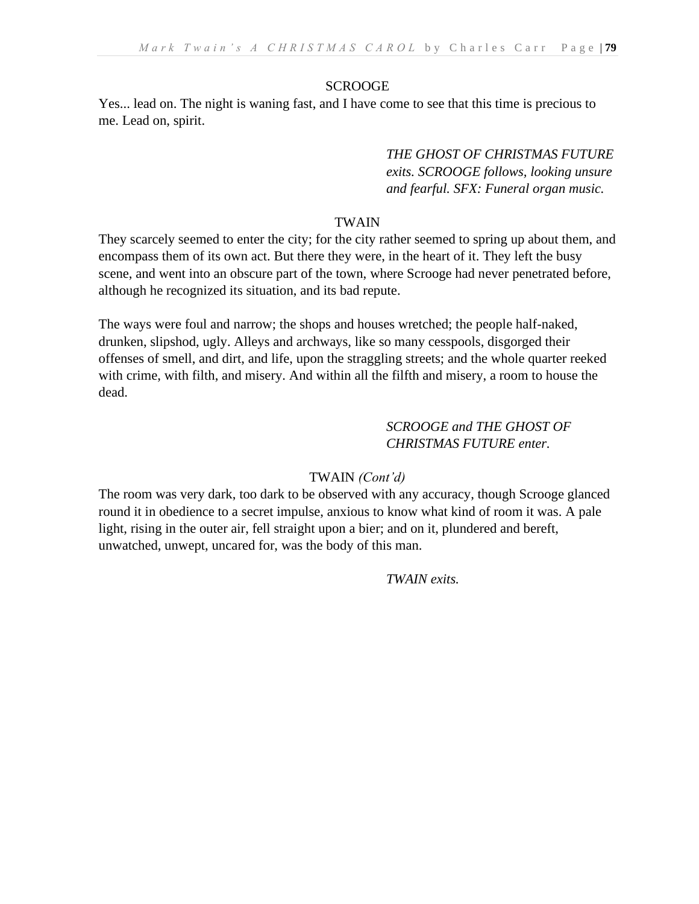SCROOGE

Yes... lead on. The night is waning fast, and I have come to see that this time is precious to me. Lead on, spirit.

*THE GHOST OF CHRISTMAS FUTURE exits. SCROOGE follows, looking unsure and fearful. SFX: Funeral organ music.*

TWAIN

They scarcely seemed to enter the city; for the city rather seemed to spring up about them, and encompass them of its own act. But there they were, in the heart of it. They left the busy scene, and went into an obscure part of the town, where Scrooge had never penetrated before, although he recognized its situation, and its bad repute.

The ways were foul and narrow; the shops and houses wretched; the people half-naked, drunken, slipshod, ugly. Alleys and archways, like so many cesspools, disgorged their offenses of smell, and dirt, and life, upon the straggling streets; and the whole quarter reeked with crime, with filth, and misery. And within all the filfth and misery, a room to house the dead.

*SCROOGE and THE GHOST OF CHRISTMAS FUTURE enter.*

TWAIN *(Cont'd)*

The room was very dark, too dark to be observed with any accuracy, though Scrooge glanced round it in obedience to a secret impulse, anxious to know what kind of room it was. A pale light, rising in the outer air, fell straight upon a bier; and on it, plundered and bereft, unwatched, unwept, uncared for, was the body of this man.

*TWAIN exits.*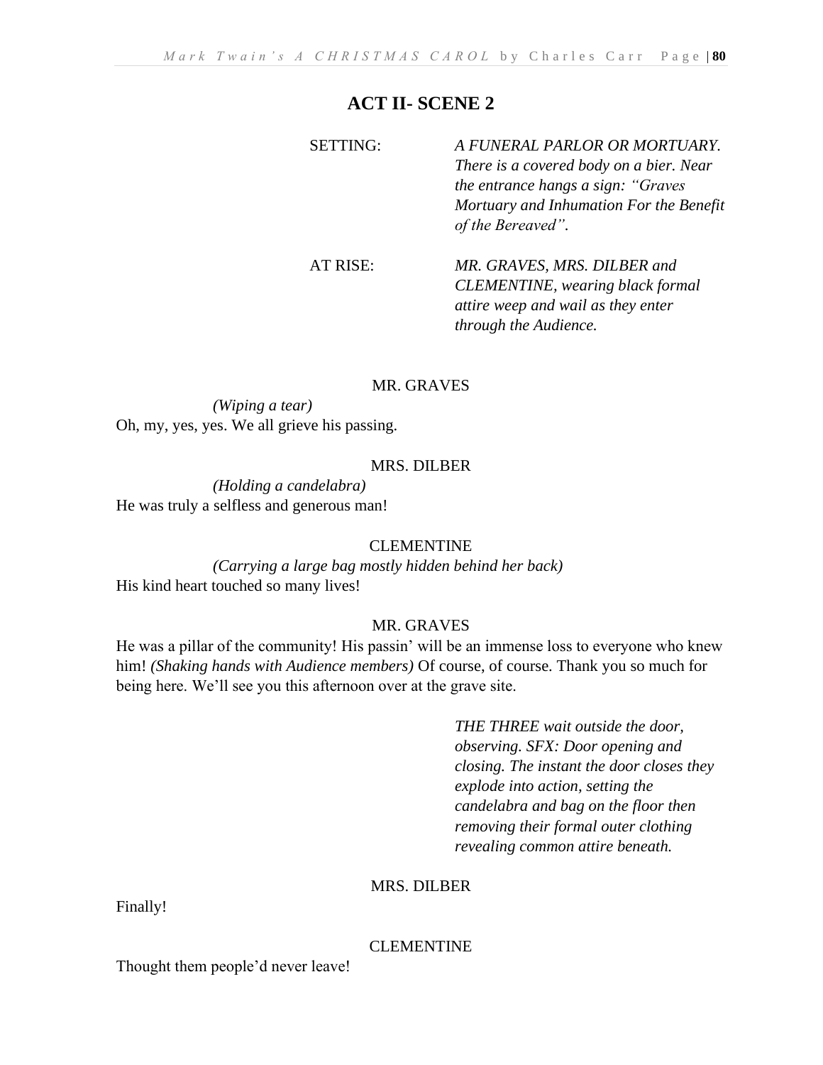## ACT II- SCENE 2

SETTING: *A FUNERAL PARLOR OR MORTUARY. There is a covered body on a bier. Near the entrance hangs a sign: "Graves Mortuary and Inhumation For the Benefit of the Bereaved".*

AT RISE: *MR. GRAVES, MRS. DILBER and CLEMENTINE, wearing black formal attire weep and wail as they enter through the Audience.*

MR. GRAVES

*(Wiping a tear)*
Oh, my, yes, yes. We all grieve his passing.

MRS. DILBER

*(Holding a candelabra)*
He was truly a selfless and generous man!

CLEMENTINE

*(Carrying a large bag mostly hidden behind her back)*
His kind heart touched so many lives!

MR. GRAVES

He was a pillar of the community! His passin' will be an immense loss to everyone who knew him! *(Shaking hands with Audience members)* Of course, of course. Thank you so much for being here. We'll see you this afternoon over at the grave site.

*THE THREE wait outside the door, observing. SFX: Door opening and closing. The instant the door closes they explode into action, setting the candelabra and bag on the floor then removing their formal outer clothing revealing common attire beneath.*

MRS. DILBER

Finally!

CLEMENTINE

Thought them people'd never leave!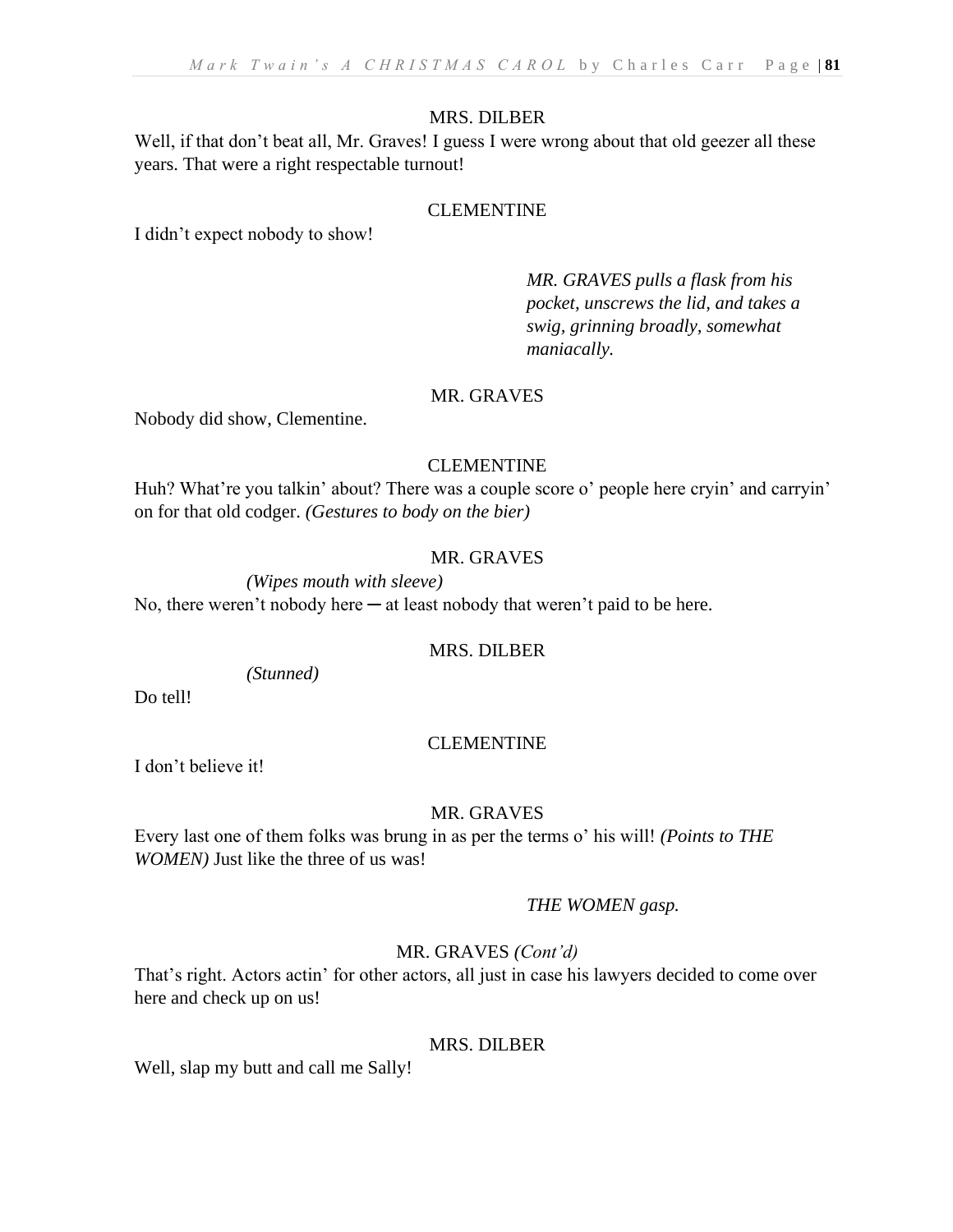MRS. DILBER

Well, if that don't beat all, Mr. Graves! I guess I were wrong about that old geezer all these years. That were a right respectable turnout!

CLEMENTINE

I didn't expect nobody to show!

*MR. GRAVES pulls a flask from his pocket, unscrews the lid, and takes a swig, grinning broadly, somewhat maniacally.*

MR. GRAVES

Nobody did show, Clementine.

CLEMENTINE

Huh? What're you talkin' about? There was a couple score o' people here cryin' and carryin' on for that old codger. *(Gestures to body on the bier)*

MR. GRAVES

*(Wipes mouth with sleeve)*

No, there weren't nobody here ─ at least nobody that weren't paid to be here.

MRS. DILBER

*(Stunned)*

Do tell!

CLEMENTINE

I don't believe it!

MR. GRAVES

Every last one of them folks was brung in as per the terms o' his will! *(Points to THE WOMEN)* Just like the three of us was!

*THE WOMEN gasp.*

MR. GRAVES *(Cont'd)*

That's right. Actors actin' for other actors, all just in case his lawyers decided to come over here and check up on us!

MRS. DILBER

Well, slap my butt and call me Sally!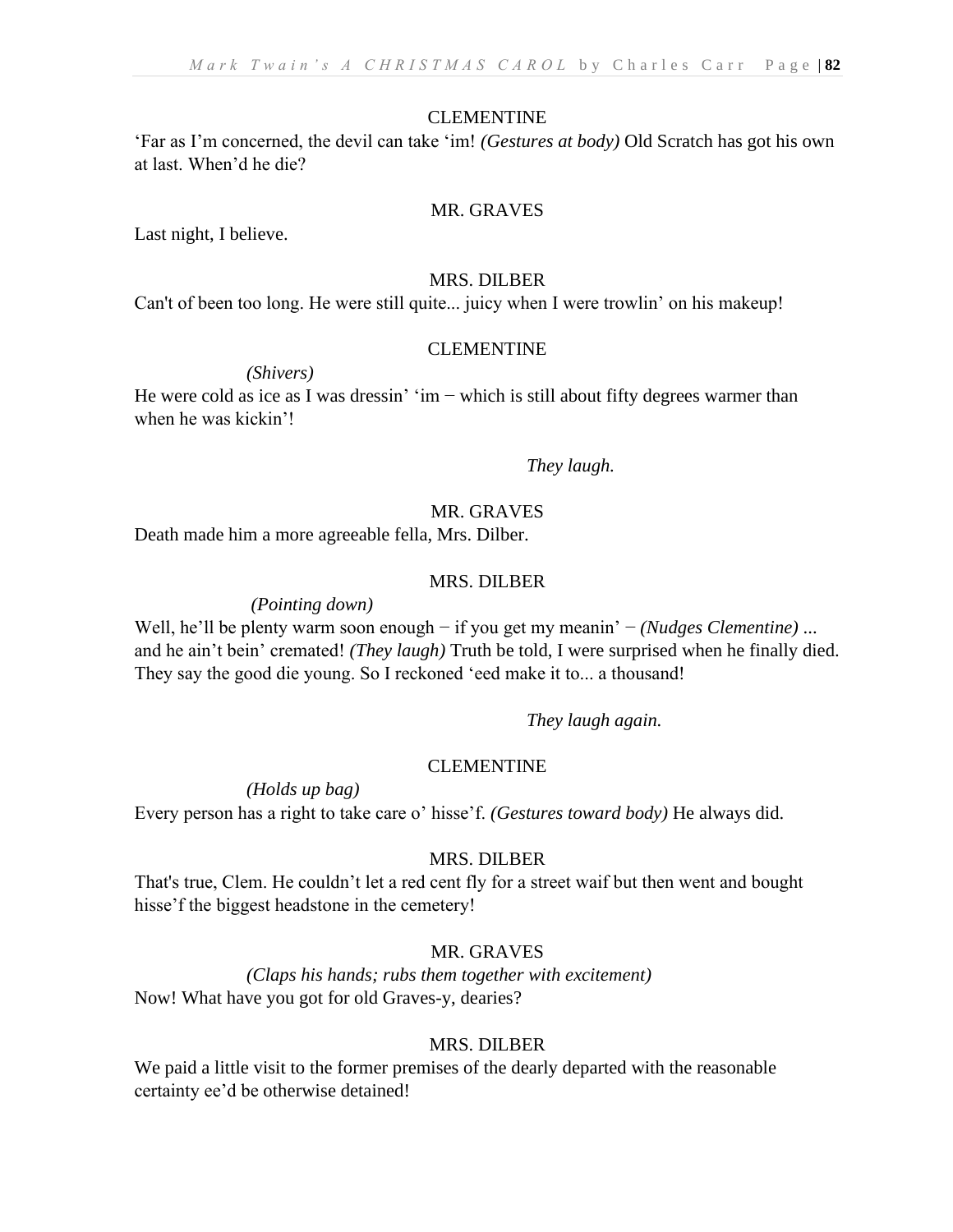CLEMENTINE

'Far as I'm concerned, the devil can take 'im! *(Gestures at body)* Old Scratch has got his own at last. When'd he die?

MR. GRAVES

Last night, I believe.

MRS. DILBER

Can't of been too long. He were still quite... juicy when I were trowlin' on his makeup!

CLEMENTINE

*(Shivers)*

He were cold as ice as I was dressin' 'im − which is still about fifty degrees warmer than when he was kickin'!

*They laugh.*

MR. GRAVES

Death made him a more agreeable fella, Mrs. Dilber.

MRS. DILBER

*(Pointing down)*

Well, he'll be plenty warm soon enough − if you get my meanin' − *(Nudges Clementine)* ... and he ain't bein' cremated! *(They laugh)* Truth be told, I were surprised when he finally died. They say the good die young. So I reckoned 'eed make it to... a thousand!

*They laugh again.*

CLEMENTINE

*(Holds up bag)*

Every person has a right to take care o' hisse'f. *(Gestures toward body)* He always did.

MRS. DILBER

That's true, Clem. He couldn't let a red cent fly for a street waif but then went and bought hisse'f the biggest headstone in the cemetery!

MR. GRAVES

*(Claps his hands; rubs them together with excitement)*

Now! What have you got for old Graves-y, dearies?

MRS. DILBER

We paid a little visit to the former premises of the dearly departed with the reasonable certainty ee'd be otherwise detained!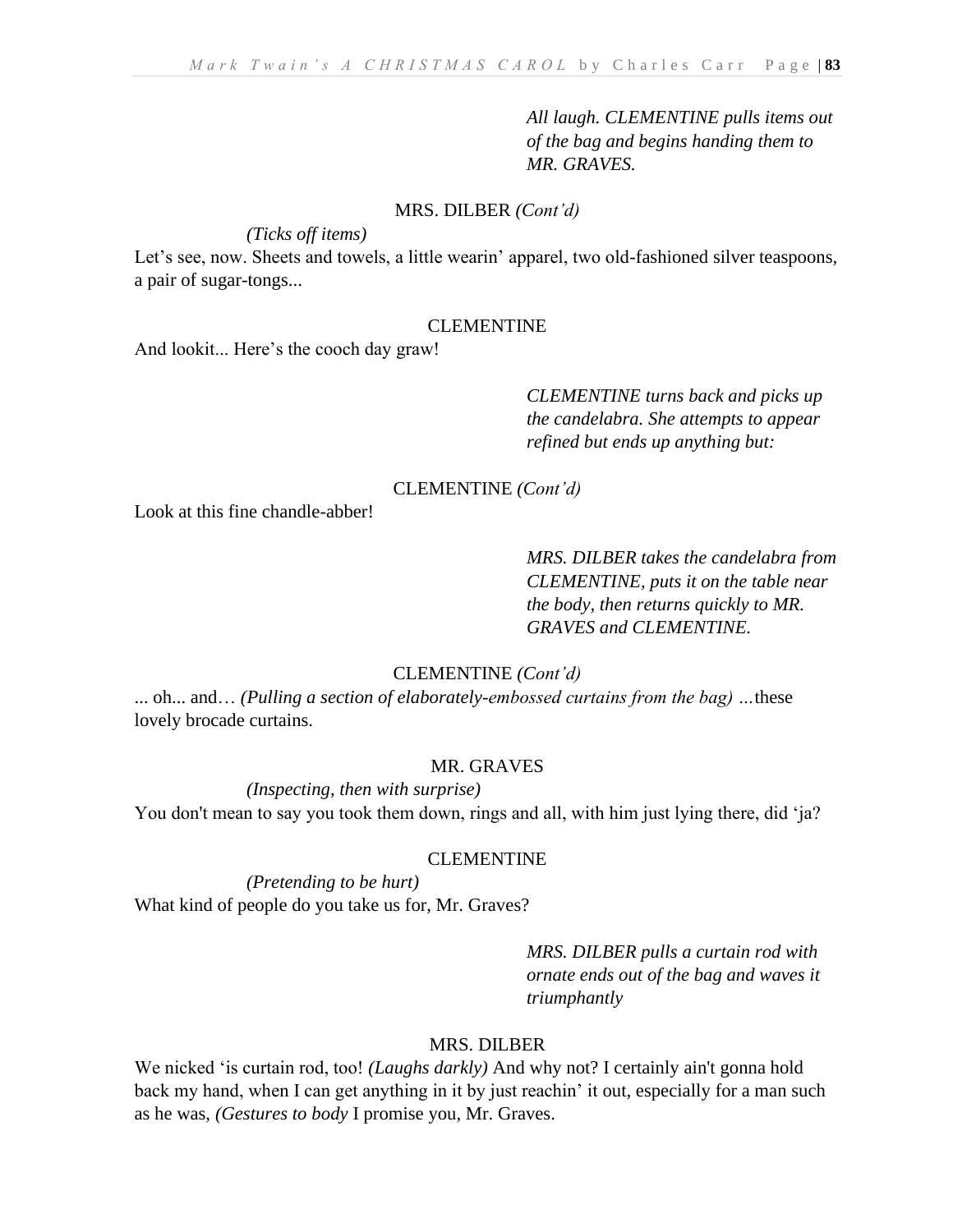*All laugh. CLEMENTINE pulls items out of the bag and begins handing them to MR. GRAVES.*

MRS. DILBER *(Cont'd)*

*(Ticks off items)*

Let's see, now. Sheets and towels, a little wearin' apparel, two old-fashioned silver teaspoons, a pair of sugar-tongs...

CLEMENTINE

And lookit... Here's the cooch day graw!

*CLEMENTINE turns back and picks up the candelabra. She attempts to appear refined but ends up anything but:*

CLEMENTINE *(Cont'd)*

Look at this fine chandle-abber!

*MRS. DILBER takes the candelabra from CLEMENTINE, puts it on the table near the body, then returns quickly to MR. GRAVES and CLEMENTINE.*

CLEMENTINE *(Cont'd)*

... oh... and… *(Pulling a section of elaborately-embossed curtains from the bag) …*these lovely brocade curtains.

MR. GRAVES

*(Inspecting, then with surprise)*

You don't mean to say you took them down, rings and all, with him just lying there, did 'ja?

CLEMENTINE

*(Pretending to be hurt)*

What kind of people do you take us for, Mr. Graves?

*MRS. DILBER pulls a curtain rod with ornate ends out of the bag and waves it triumphantly*

MRS. DILBER

We nicked 'is curtain rod, too! *(Laughs darkly)* And why not? I certainly ain't gonna hold back my hand, when I can get anything in it by just reachin' it out, especially for a man such as he was, *(Gestures to body* I promise you, Mr. Graves.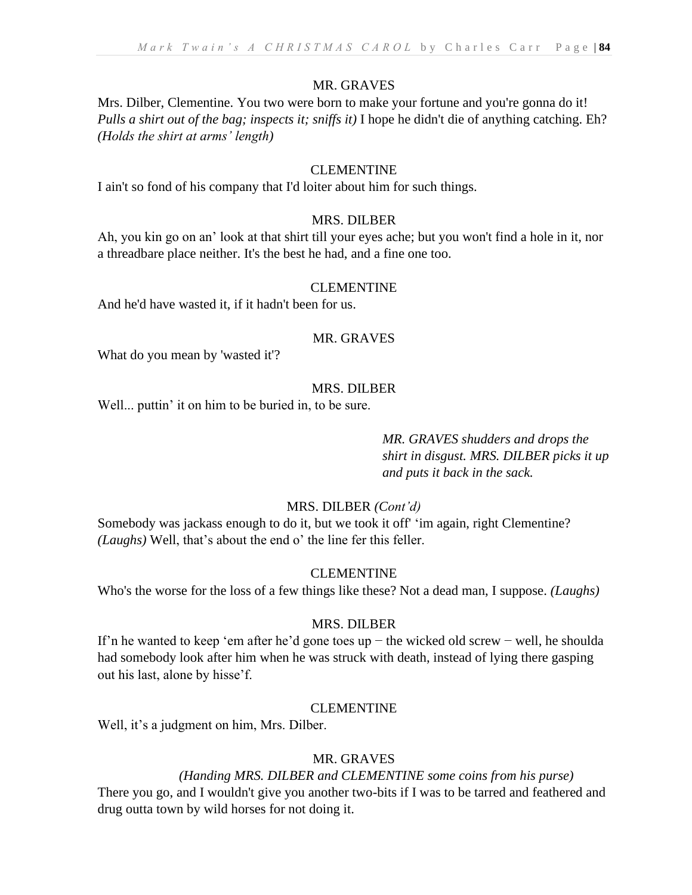MR. GRAVES

Mrs. Dilber, Clementine. You two were born to make your fortune and you're gonna do it! *Pulls a shirt out of the bag; inspects it; sniffs it)* I hope he didn't die of anything catching. Eh? *(Holds the shirt at arms' length)*

CLEMENTINE

I ain't so fond of his company that I'd loiter about him for such things.

MRS. DILBER

Ah, you kin go on an' look at that shirt till your eyes ache; but you won't find a hole in it, nor a threadbare place neither. It's the best he had, and a fine one too.

CLEMENTINE

And he'd have wasted it, if it hadn't been for us.

MR. GRAVES

What do you mean by 'wasted it'?

MRS. DILBER

Well... puttin' it on him to be buried in, to be sure.

*MR. GRAVES shudders and drops the shirt in disgust. MRS. DILBER picks it up and puts it back in the sack.*

MRS. DILBER *(Cont'd)*

Somebody was jackass enough to do it, but we took it off' 'im again, right Clementine? *(Laughs)* Well, that's about the end o' the line fer this feller.

CLEMENTINE

Who's the worse for the loss of a few things like these? Not a dead man, I suppose. *(Laughs)*

MRS. DILBER

If'n he wanted to keep 'em after he'd gone toes up − the wicked old screw − well, he shoulda had somebody look after him when he was struck with death, instead of lying there gasping out his last, alone by hisse'f.

CLEMENTINE

Well, it's a judgment on him, Mrs. Dilber.

MR. GRAVES

*(Handing MRS. DILBER and CLEMENTINE some coins from his purse)*

There you go, and I wouldn't give you another two-bits if I was to be tarred and feathered and drug outta town by wild horses for not doing it.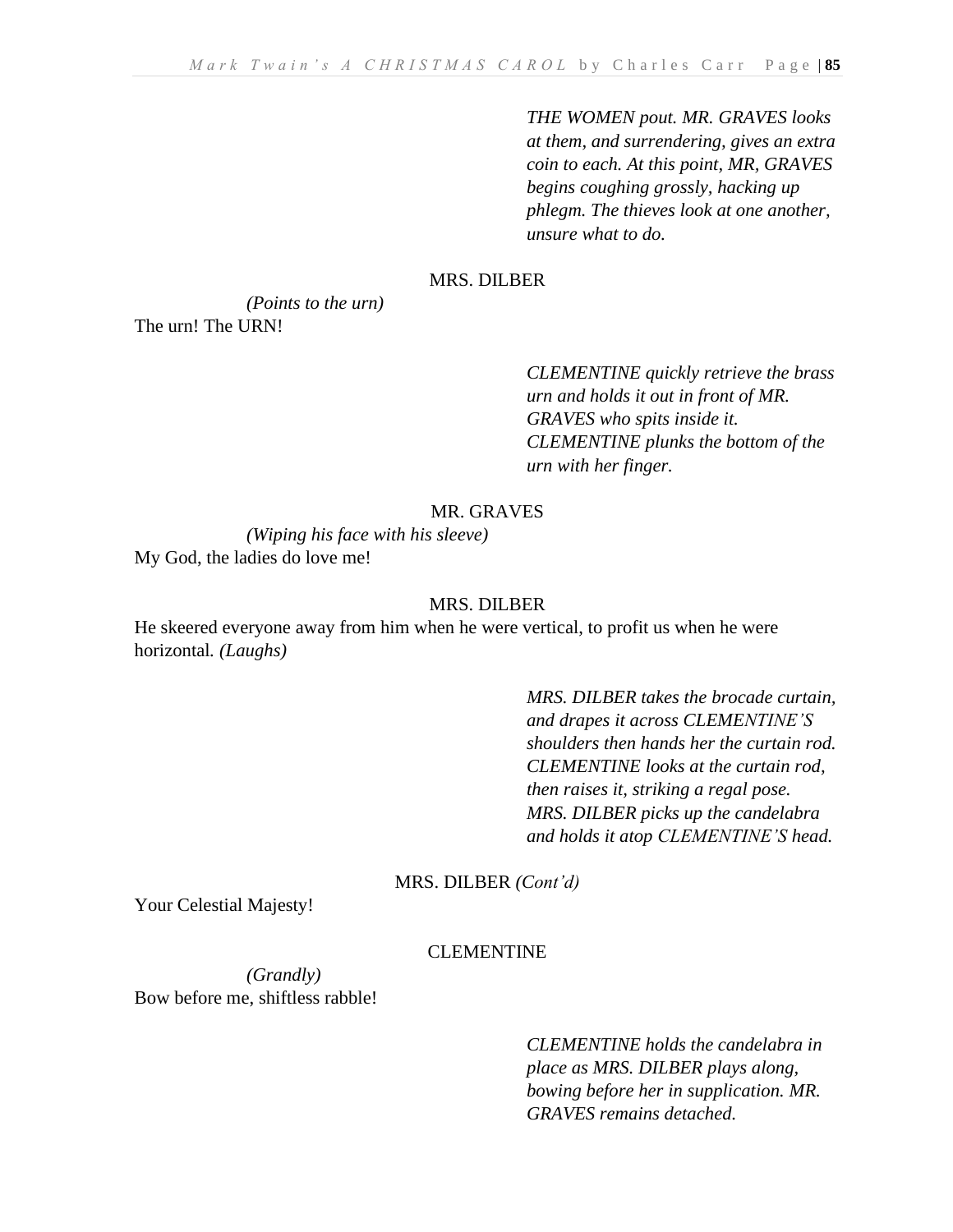*THE WOMEN pout. MR. GRAVES looks at them, and surrendering, gives an extra coin to each. At this point, MR, GRAVES begins coughing grossly, hacking up phlegm. The thieves look at one another, unsure what to do.*

MRS. DILBER

*(Points to the urn)*

The urn! The URN!

*CLEMENTINE quickly retrieve the brass urn and holds it out in front of MR. GRAVES who spits inside it. CLEMENTINE plunks the bottom of the urn with her finger.*

MR. GRAVES

*(Wiping his face with his sleeve)*

My God, the ladies do love me!

MRS. DILBER

He skeered everyone away from him when he were vertical, to profit us when he were horizontal. *(Laughs)*

*MRS. DILBER takes the brocade curtain, and drapes it across CLEMENTINE'S shoulders then hands her the curtain rod. CLEMENTINE looks at the curtain rod, then raises it, striking a regal pose. MRS. DILBER picks up the candelabra and holds it atop CLEMENTINE'S head.*

MRS. DILBER *(Cont'd)*

Your Celestial Majesty!

CLEMENTINE

*(Grandly)*

Bow before me, shiftless rabble!

*CLEMENTINE holds the candelabra in place as MRS. DILBER plays along, bowing before her in supplication. MR. GRAVES remains detached.*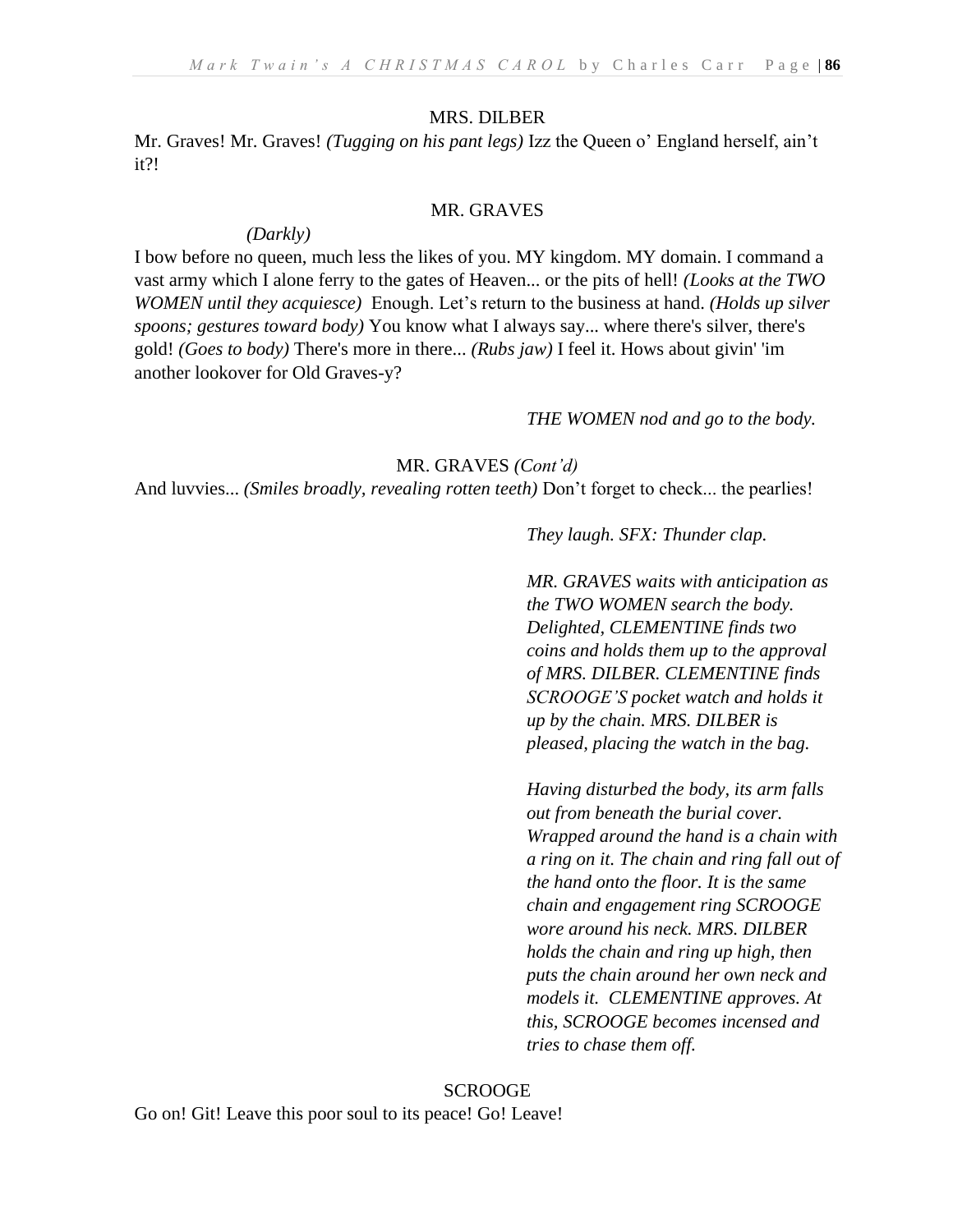MRS. DILBER

Mr. Graves! Mr. Graves! *(Tugging on his pant legs)* Izz the Queen o' England herself, ain't it?!

MR. GRAVES

*(Darkly)*

I bow before no queen, much less the likes of you. MY kingdom. MY domain. I command a vast army which I alone ferry to the gates of Heaven... or the pits of hell! *(Looks at the TWO WOMEN until they acquiesce)* Enough. Let's return to the business at hand. *(Holds up silver spoons; gestures toward body)* You know what I always say... where there's silver, there's gold! *(Goes to body)* There's more in there... *(Rubs jaw)* I feel it. Hows about givin' 'im another lookover for Old Graves-y?

*THE WOMEN nod and go to the body.*

MR. GRAVES *(Cont'd)*

And luvvies... *(Smiles broadly, revealing rotten teeth)* Don't forget to check... the pearlies!

*They laugh. SFX: Thunder clap.*

*MR. GRAVES waits with anticipation as the TWO WOMEN search the body. Delighted, CLEMENTINE finds two coins and holds them up to the approval of MRS. DILBER. CLEMENTINE finds SCROOGE'S pocket watch and holds it up by the chain. MRS. DILBER is pleased, placing the watch in the bag.*

*Having disturbed the body, its arm falls out from beneath the burial cover. Wrapped around the hand is a chain with a ring on it. The chain and ring fall out of the hand onto the floor. It is the same chain and engagement ring SCROOGE wore around his neck. MRS. DILBER holds the chain and ring up high, then puts the chain around her own neck and models it. CLEMENTINE approves. At this, SCROOGE becomes incensed and tries to chase them off.*

SCROOGE

Go on! Git! Leave this poor soul to its peace! Go! Leave!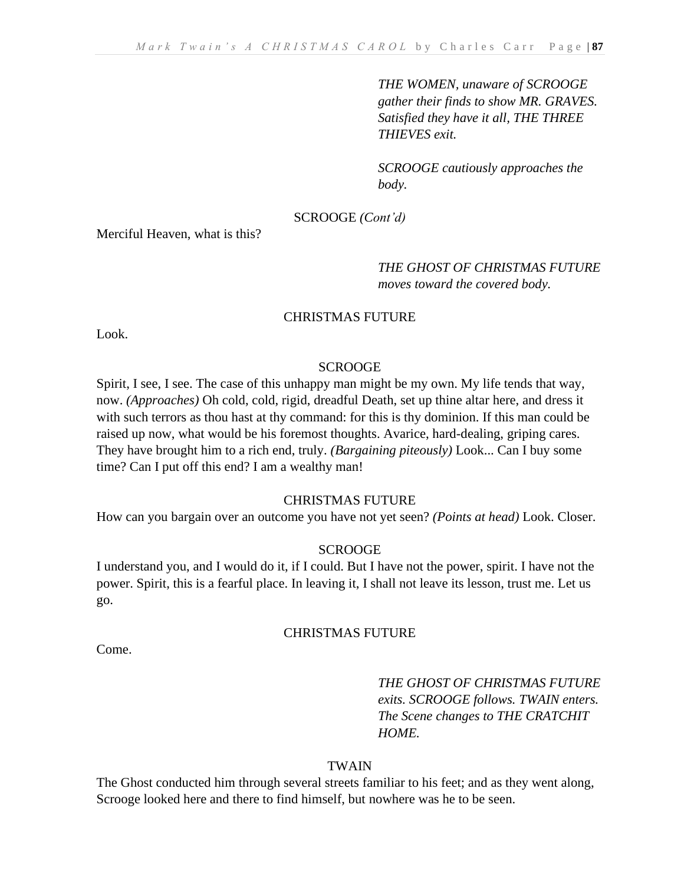*THE WOMEN, unaware of SCROOGE gather their finds to show MR. GRAVES. Satisfied they have it all, THE THREE THIEVES exit.*

*SCROOGE cautiously approaches the body.*

SCROOGE *(Cont'd)*

Merciful Heaven, what is this?

*THE GHOST OF CHRISTMAS FUTURE moves toward the covered body.*

CHRISTMAS FUTURE

Look.

SCROOGE

Spirit, I see, I see. The case of this unhappy man might be my own. My life tends that way, now. *(Approaches)* Oh cold, cold, rigid, dreadful Death, set up thine altar here, and dress it with such terrors as thou hast at thy command: for this is thy dominion. If this man could be raised up now, what would be his foremost thoughts. Avarice, hard-dealing, griping cares. They have brought him to a rich end, truly. *(Bargaining piteously)* Look... Can I buy some time? Can I put off this end? I am a wealthy man!

CHRISTMAS FUTURE

How can you bargain over an outcome you have not yet seen? *(Points at head)* Look. Closer.

SCROOGE

I understand you, and I would do it, if I could. But I have not the power, spirit. I have not the power. Spirit, this is a fearful place. In leaving it, I shall not leave its lesson, trust me. Let us go.

CHRISTMAS FUTURE

Come.

*THE GHOST OF CHRISTMAS FUTURE exits. SCROOGE follows. TWAIN enters. The Scene changes to THE CRATCHIT HOME.*

TWAIN

The Ghost conducted him through several streets familiar to his feet; and as they went along, Scrooge looked here and there to find himself, but nowhere was he to be seen.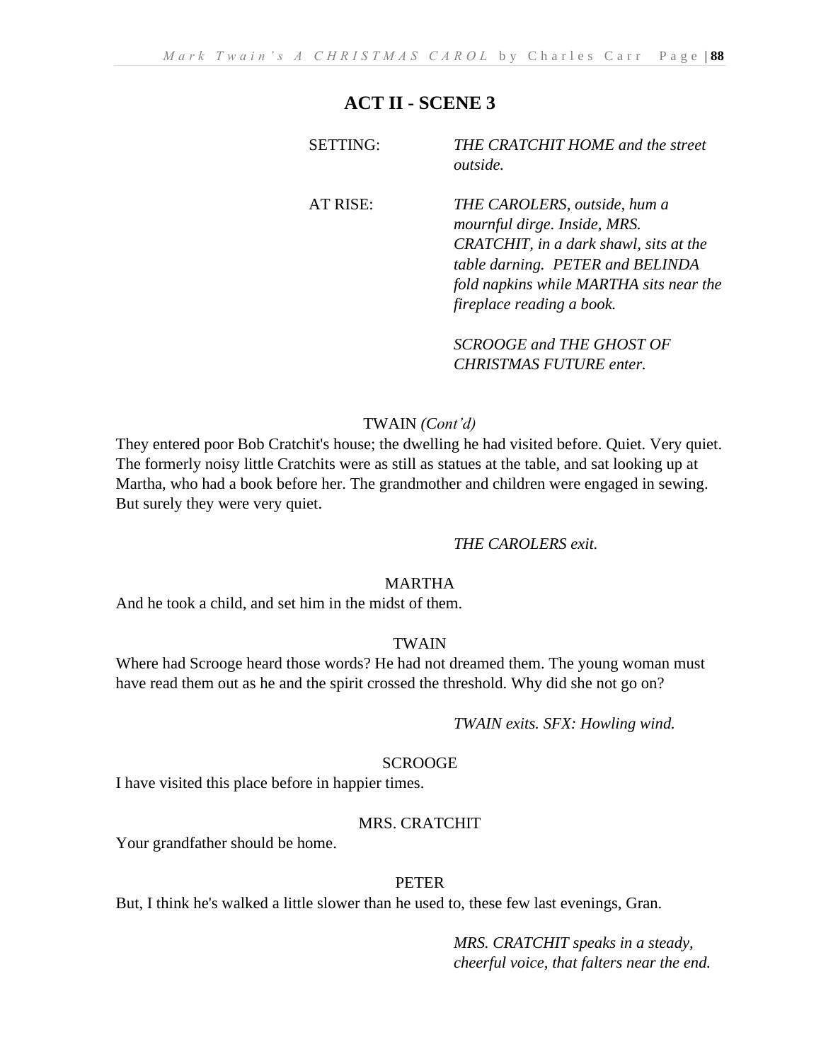## ACT II - SCENE 3

SETTING: *THE CRATCHIT HOME and the street outside.*

AT RISE: *THE CAROLERS, outside, hum a mournful dirge. Inside, MRS. CRATCHIT, in a dark shawl, sits at the table darning. PETER and BELINDA fold napkins while MARTHA sits near the fireplace reading a book.*

*SCROOGE and THE GHOST OF CHRISTMAS FUTURE enter.*

TWAIN *(Cont'd)*

They entered poor Bob Cratchit's house; the dwelling he had visited before. Quiet. Very quiet. The formerly noisy little Cratchits were as still as statues at the table, and sat looking up at Martha, who had a book before her. The grandmother and children were engaged in sewing. But surely they were very quiet.

*THE CAROLERS exit.*

MARTHA

And he took a child, and set him in the midst of them.

TWAIN

Where had Scrooge heard those words? He had not dreamed them. The young woman must have read them out as he and the spirit crossed the threshold. Why did she not go on?

*TWAIN exits. SFX: Howling wind.*

SCROOGE

I have visited this place before in happier times.

MRS. CRATCHIT

Your grandfather should be home.

PETER

But, I think he's walked a little slower than he used to, these few last evenings, Gran.

*MRS. CRATCHIT speaks in a steady, cheerful voice, that falters near the end.*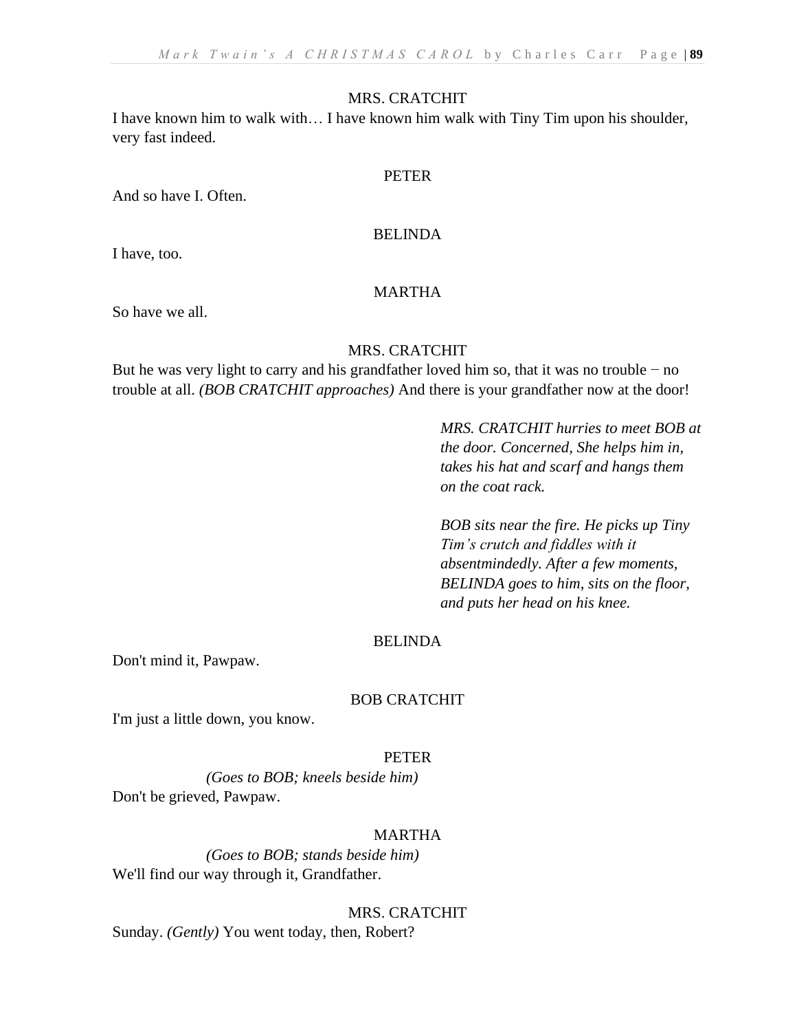MRS. CRATCHIT

I have known him to walk with… I have known him walk with Tiny Tim upon his shoulder, very fast indeed.

PETER

And so have I. Often.

BELINDA

I have, too.

MARTHA

So have we all.

MRS. CRATCHIT

But he was very light to carry and his grandfather loved him so, that it was no trouble − no trouble at all. *(BOB CRATCHIT approaches)* And there is your grandfather now at the door!

*MRS. CRATCHIT hurries to meet BOB at the door. Concerned, She helps him in, takes his hat and scarf and hangs them on the coat rack.*

*BOB sits near the fire. He picks up Tiny Tim's crutch and fiddles with it absentmindedly. After a few moments, BELINDA goes to him, sits on the floor, and puts her head on his knee.*

BELINDA

Don't mind it, Pawpaw.

BOB CRATCHIT

I'm just a little down, you know.

PETER

*(Goes to BOB; kneels beside him)*

Don't be grieved, Pawpaw.

MARTHA

*(Goes to BOB; stands beside him)*

We'll find our way through it, Grandfather.

MRS. CRATCHIT

Sunday. *(Gently)* You went today, then, Robert?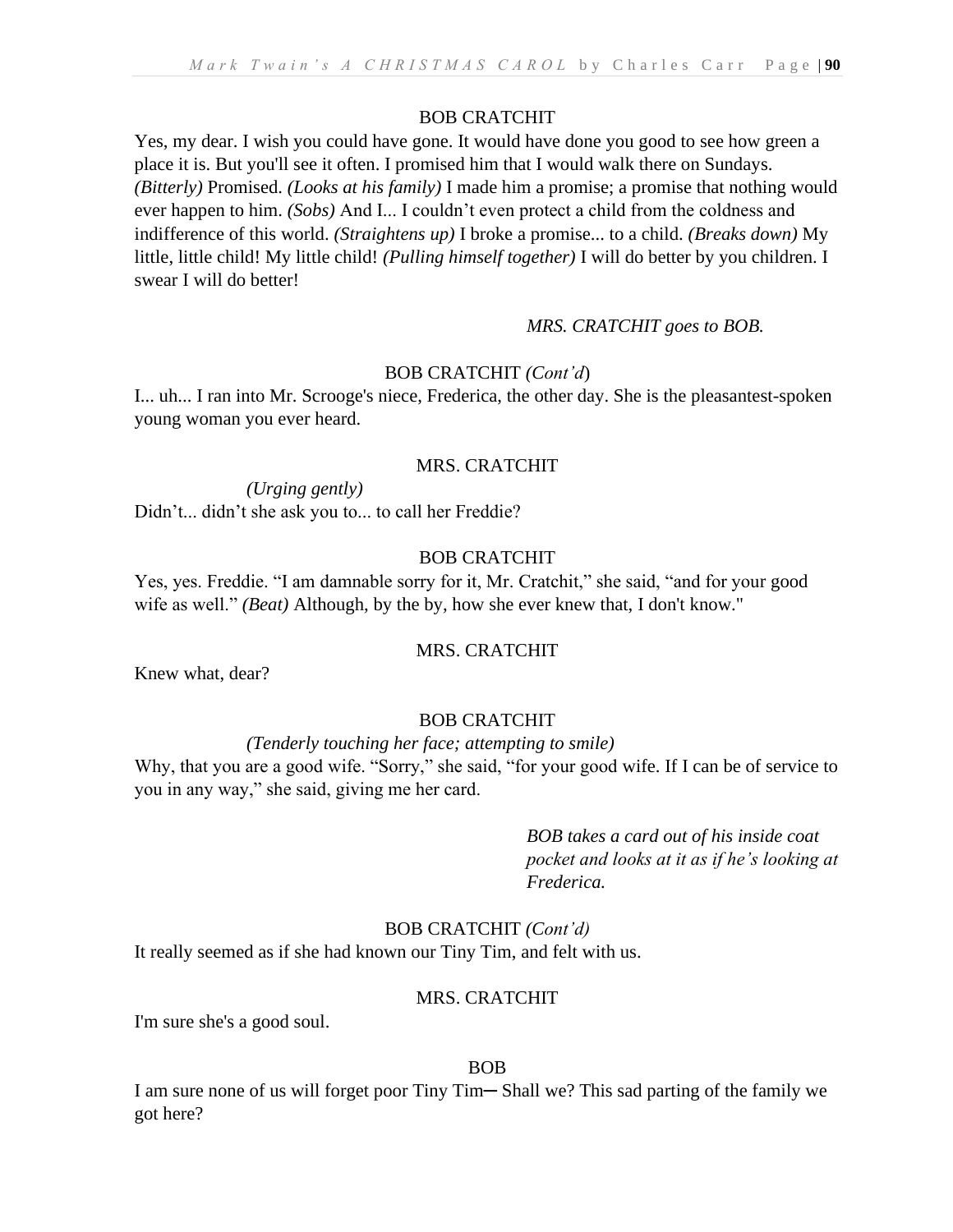BOB CRATCHIT

Yes, my dear. I wish you could have gone. It would have done you good to see how green a place it is. But you'll see it often. I promised him that I would walk there on Sundays. *(Bitterly)* Promised. *(Looks at his family)* I made him a promise; a promise that nothing would ever happen to him. *(Sobs)* And I... I couldn't even protect a child from the coldness and indifference of this world. *(Straightens up)* I broke a promise... to a child. *(Breaks down)* My little, little child! My little child! *(Pulling himself together)* I will do better by you children. I swear I will do better!

*MRS. CRATCHIT goes to BOB.*

BOB CRATCHIT *(Cont'd)*

I... uh... I ran into Mr. Scrooge's niece, Frederica, the other day. She is the pleasantest-spoken young woman you ever heard.

MRS. CRATCHIT

*(Urging gently)*

Didn't... didn't she ask you to... to call her Freddie?

BOB CRATCHIT

Yes, yes. Freddie. "I am damnable sorry for it, Mr. Cratchit," she said, "and for your good wife as well." *(Beat)* Although, by the by, how she ever knew that, I don't know."

MRS. CRATCHIT

Knew what, dear?

BOB CRATCHIT

*(Tenderly touching her face; attempting to smile)*

Why, that you are a good wife. "Sorry," she said, "for your good wife. If I can be of service to you in any way," she said, giving me her card.

*BOB takes a card out of his inside coat pocket and looks at it as if he's looking at Frederica.*

BOB CRATCHIT *(Cont'd)*

It really seemed as if she had known our Tiny Tim, and felt with us.

MRS. CRATCHIT

I'm sure she's a good soul.

BOB

I am sure none of us will forget poor Tiny Tim─ Shall we? This sad parting of the family we got here?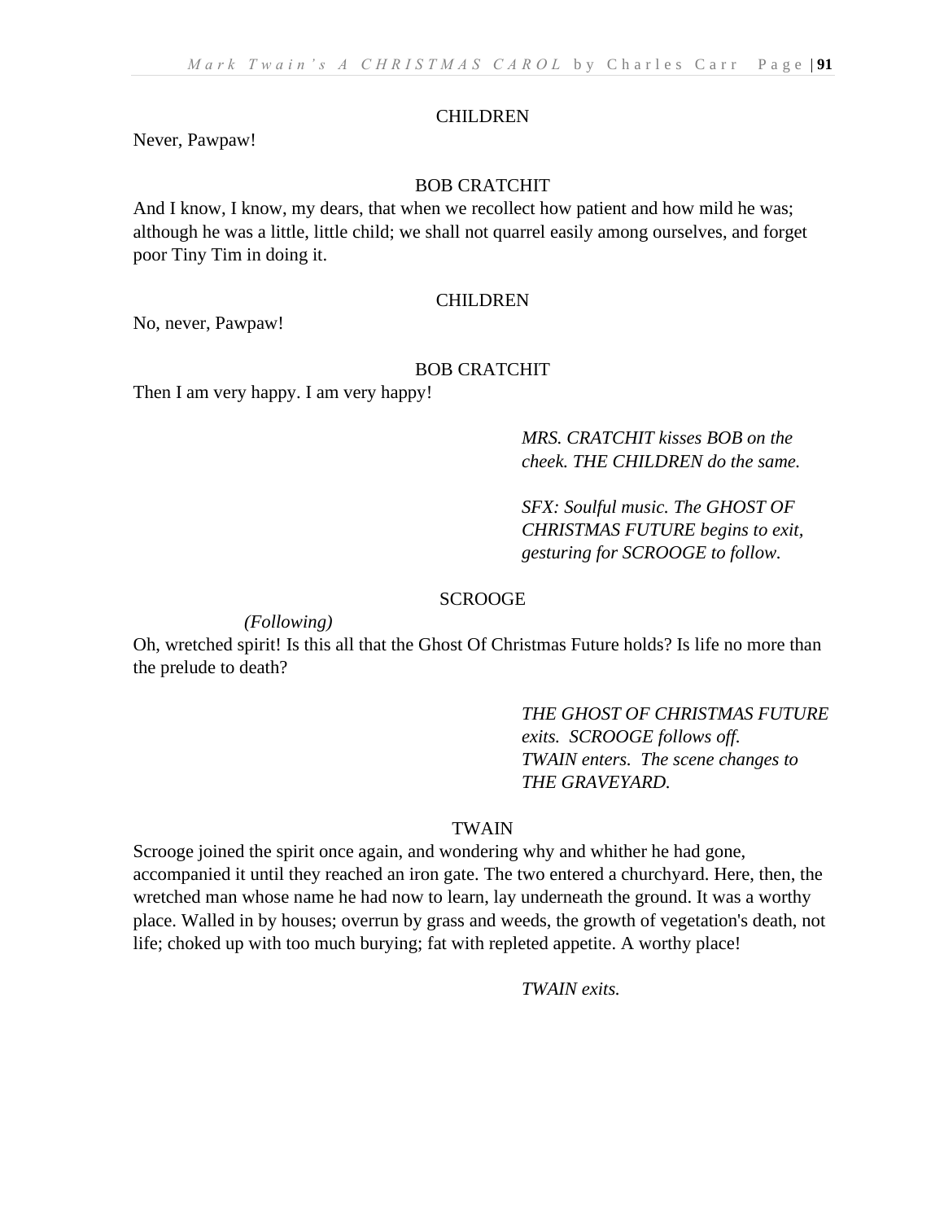CHILDREN

Never, Pawpaw!

BOB CRATCHIT

And I know, I know, my dears, that when we recollect how patient and how mild he was; although he was a little, little child; we shall not quarrel easily among ourselves, and forget poor Tiny Tim in doing it.

CHILDREN

No, never, Pawpaw!

BOB CRATCHIT

Then I am very happy. I am very happy!

*MRS. CRATCHIT kisses BOB on the cheek. THE CHILDREN do the same.*

*SFX: Soulful music. The GHOST OF CHRISTMAS FUTURE begins to exit, gesturing for SCROOGE to follow.*

SCROOGE

*(Following)*

Oh, wretched spirit! Is this all that the Ghost Of Christmas Future holds? Is life no more than the prelude to death?

*THE GHOST OF CHRISTMAS FUTURE exits. SCROOGE follows off. TWAIN enters. The scene changes to THE GRAVEYARD.*

TWAIN

Scrooge joined the spirit once again, and wondering why and whither he had gone, accompanied it until they reached an iron gate. The two entered a churchyard. Here, then, the wretched man whose name he had now to learn, lay underneath the ground. It was a worthy place. Walled in by houses; overrun by grass and weeds, the growth of vegetation's death, not life; choked up with too much burying; fat with repleted appetite. A worthy place!

*TWAIN exits.*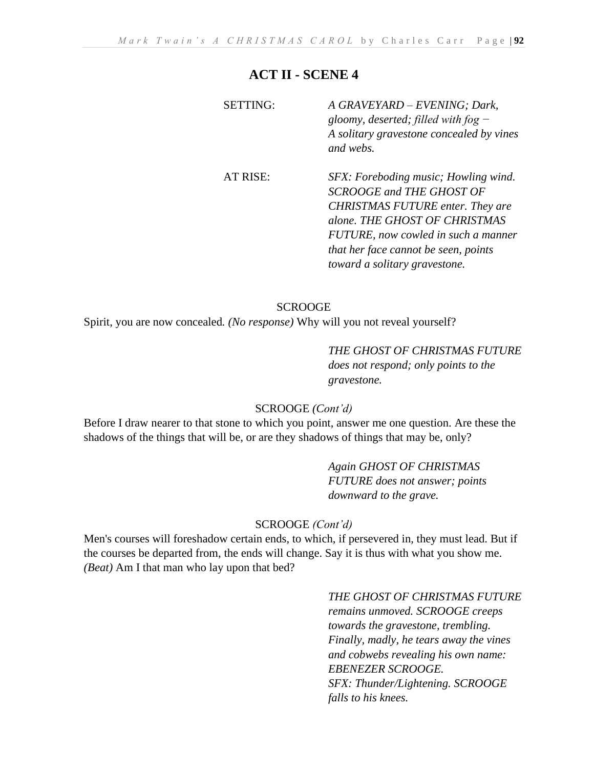## ACT II - SCENE 4

SETTING: *A GRAVEYARD – EVENING; Dark, gloomy, deserted; filled with fog – A solitary gravestone concealed by vines and webs.*

AT RISE: *SFX: Foreboding music; Howling wind. SCROOGE and THE GHOST OF CHRISTMAS FUTURE enter. They are alone. THE GHOST OF CHRISTMAS FUTURE, now cowled in such a manner that her face cannot be seen, points toward a solitary gravestone.*

SCROOGE

Spirit, you are now concealed. *(No response)* Why will you not reveal yourself?

*THE GHOST OF CHRISTMAS FUTURE does not respond; only points to the gravestone.*

SCROOGE *(Cont'd)*

Before I draw nearer to that stone to which you point, answer me one question. Are these the shadows of the things that will be, or are they shadows of things that may be, only?

*Again GHOST OF CHRISTMAS FUTURE does not answer; points downward to the grave.*

SCROOGE *(Cont'd)*

Men's courses will foreshadow certain ends, to which, if persevered in, they must lead. But if the courses be departed from, the ends will change. Say it is thus with what you show me. *(Beat)* Am I that man who lay upon that bed?

*THE GHOST OF CHRISTMAS FUTURE remains unmoved. SCROOGE creeps towards the gravestone, trembling. Finally, madly, he tears away the vines and cobwebs revealing his own name: EBENEZER SCROOGE.*
*SFX: Thunder/Lightening. SCROOGE falls to his knees.*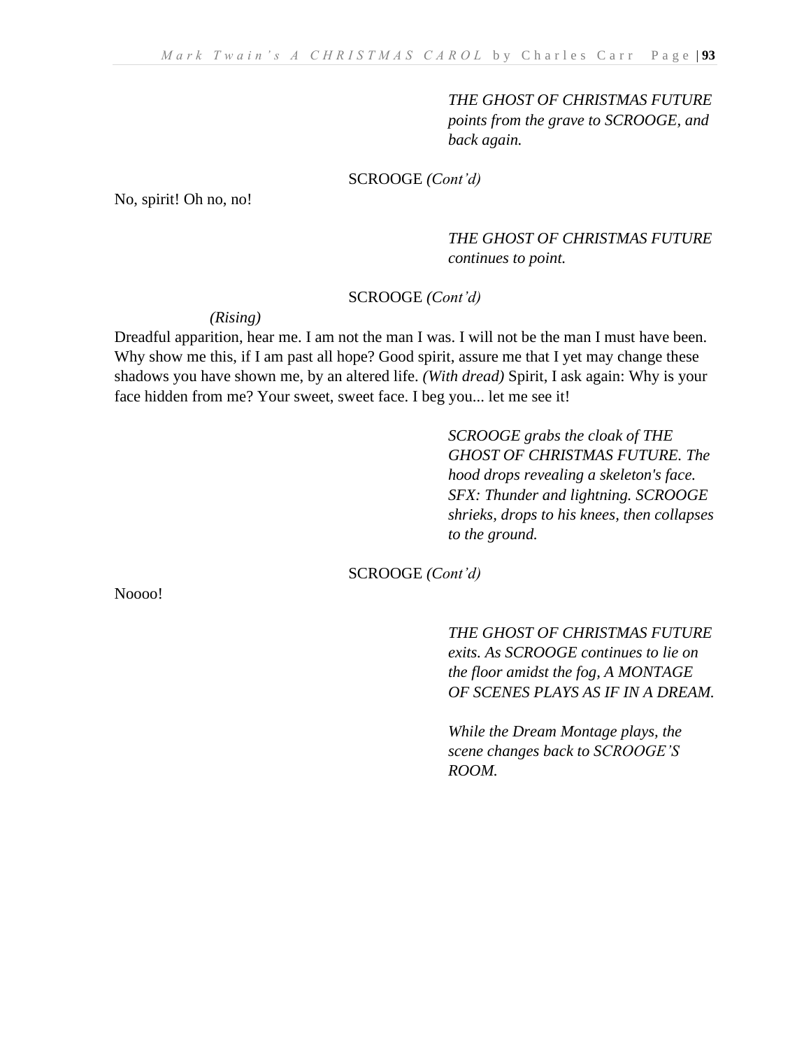*THE GHOST OF CHRISTMAS FUTURE points from the grave to SCROOGE, and back again.*

SCROOGE *(Cont'd)*

No, spirit! Oh no, no!

*THE GHOST OF CHRISTMAS FUTURE continues to point.*

SCROOGE *(Cont'd)*

*(Rising)*

Dreadful apparition, hear me. I am not the man I was. I will not be the man I must have been. Why show me this, if I am past all hope? Good spirit, assure me that I yet may change these shadows you have shown me, by an altered life. *(With dread)* Spirit, I ask again: Why is your face hidden from me? Your sweet, sweet face. I beg you... let me see it!

*SCROOGE grabs the cloak of THE GHOST OF CHRISTMAS FUTURE. The hood drops revealing a skeleton's face. SFX: Thunder and lightning. SCROOGE shrieks, drops to his knees, then collapses to the ground.*

SCROOGE *(Cont'd)*

Noooo!

*THE GHOST OF CHRISTMAS FUTURE exits. As SCROOGE continues to lie on the floor amidst the fog, A MONTAGE OF SCENES PLAYS AS IF IN A DREAM.*

*While the Dream Montage plays, the scene changes back to SCROOGE'S ROOM.*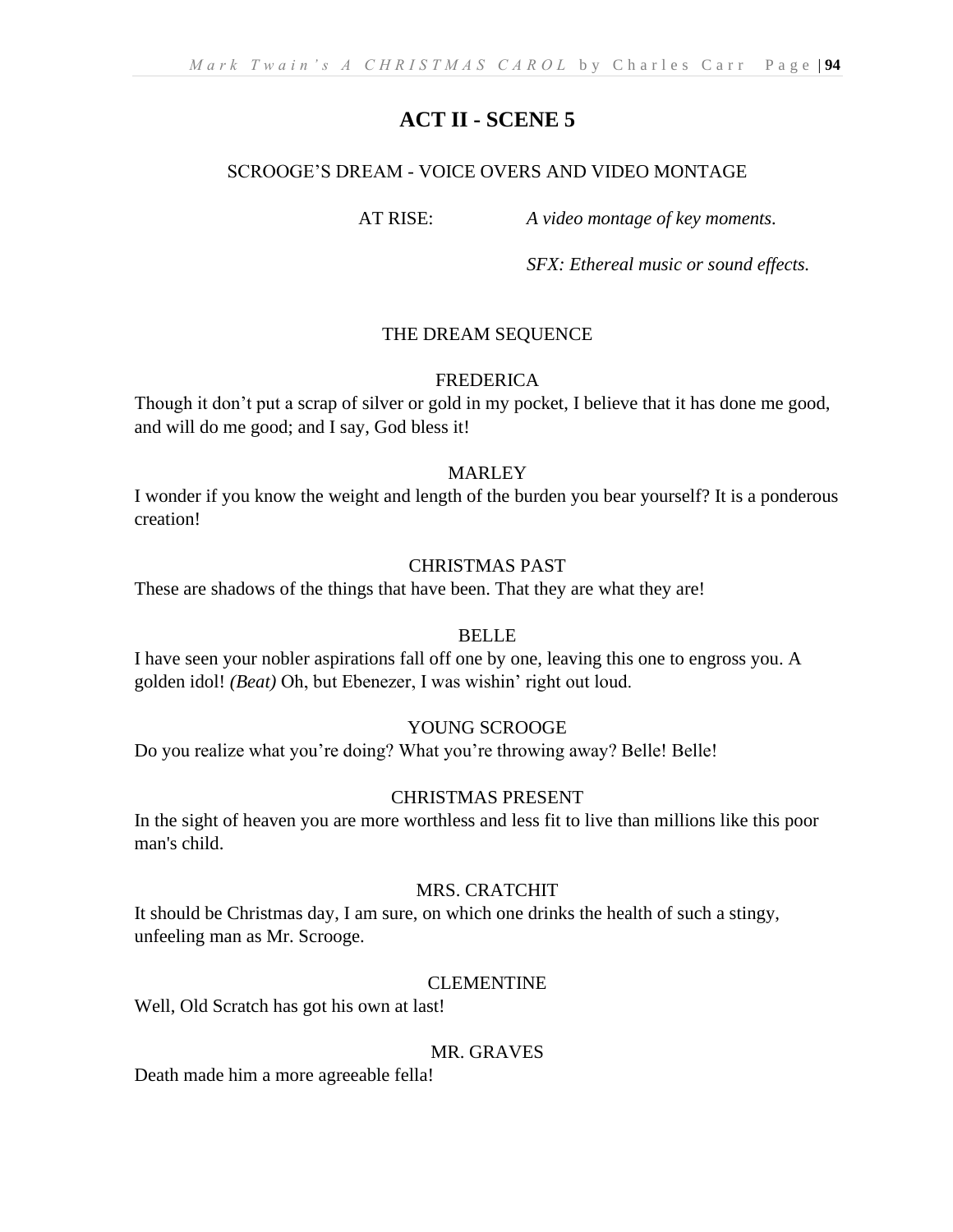# ACT II - SCENE 5

SCROOGE'S DREAM - VOICE OVERS AND VIDEO MONTAGE

AT RISE: *A video montage of key moments.*

*SFX: Ethereal music or sound effects.*

THE DREAM SEQUENCE

FREDERICA

Though it don't put a scrap of silver or gold in my pocket, I believe that it has done me good, and will do me good; and I say, God bless it!

MARLEY

I wonder if you know the weight and length of the burden you bear yourself? It is a ponderous creation!

CHRISTMAS PAST

These are shadows of the things that have been. That they are what they are!

BELLE

I have seen your nobler aspirations fall off one by one, leaving this one to engross you. A golden idol! *(Beat)* Oh, but Ebenezer, I was wishin' right out loud.

YOUNG SCROOGE

Do you realize what you're doing? What you're throwing away? Belle! Belle!

CHRISTMAS PRESENT

In the sight of heaven you are more worthless and less fit to live than millions like this poor man's child.

MRS. CRATCHIT

It should be Christmas day, I am sure, on which one drinks the health of such a stingy, unfeeling man as Mr. Scrooge.

CLEMENTINE

Well, Old Scratch has got his own at last!

MR. GRAVES

Death made him a more agreeable fella!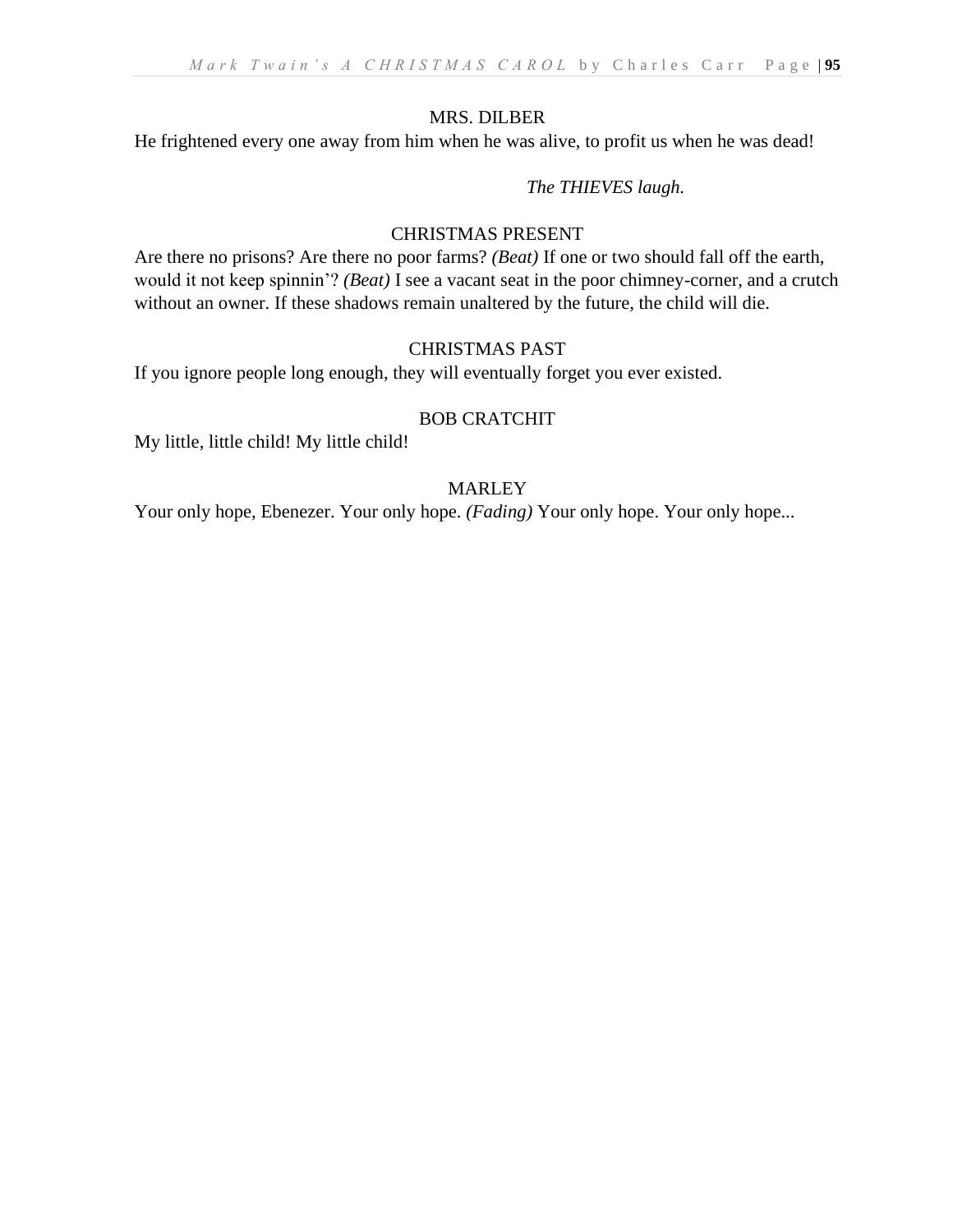MRS. DILBER

He frightened every one away from him when he was alive, to profit us when he was dead!

*The THIEVES laugh.*

CHRISTMAS PRESENT

Are there no prisons? Are there no poor farms? *(Beat)* If one or two should fall off the earth, would it not keep spinnin'? *(Beat)* I see a vacant seat in the poor chimney-corner, and a crutch without an owner. If these shadows remain unaltered by the future, the child will die.

CHRISTMAS PAST

If you ignore people long enough, they will eventually forget you ever existed.

BOB CRATCHIT

My little, little child! My little child!

MARLEY

Your only hope, Ebenezer. Your only hope. *(Fading)* Your only hope. Your only hope...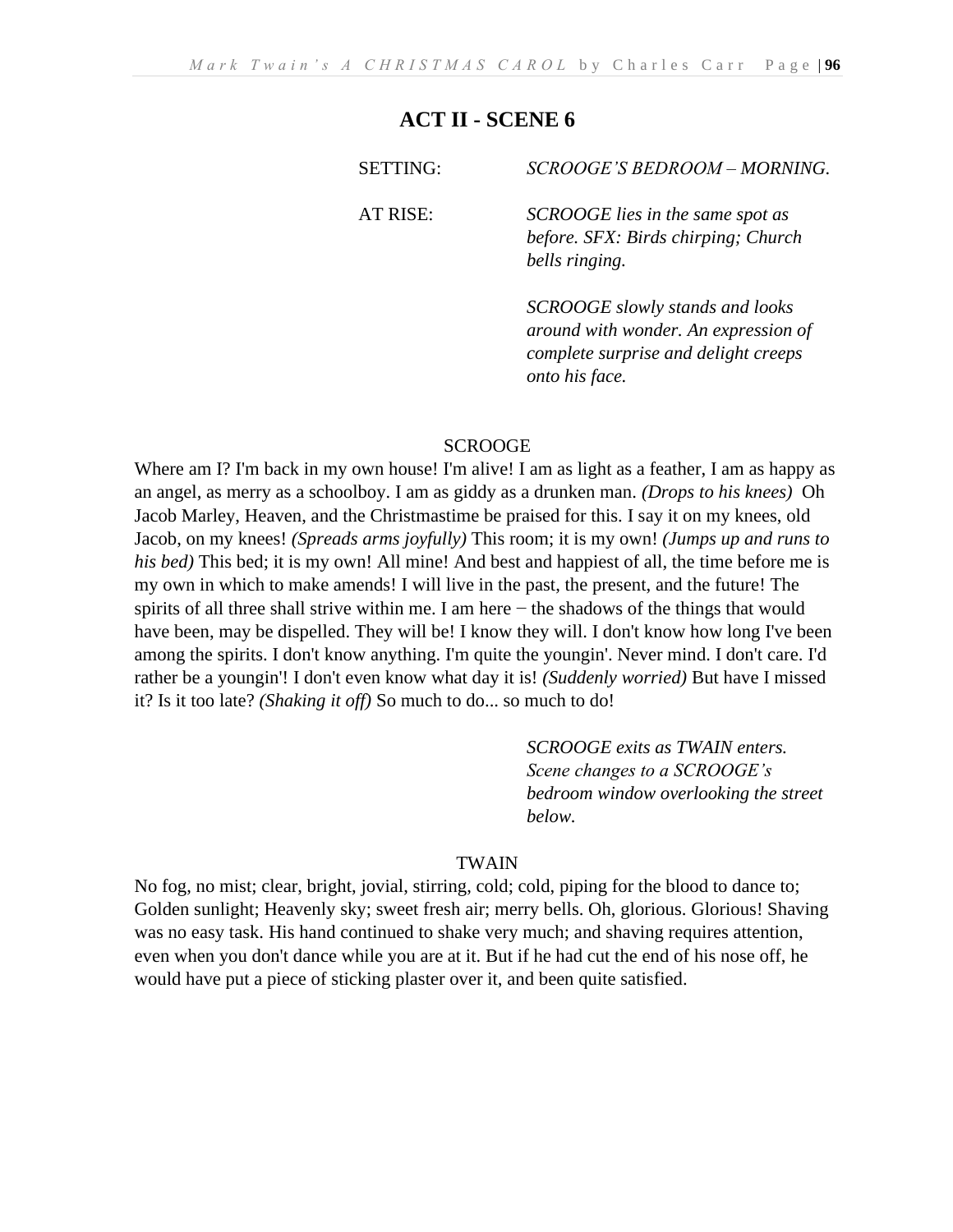## ACT II - SCENE 6

SETTING: *SCROOGE'S BEDROOM – MORNING.*

AT RISE: *SCROOGE lies in the same spot as before. SFX: Birds chirping; Church bells ringing.*

*SCROOGE slowly stands and looks around with wonder. An expression of complete surprise and delight creeps onto his face.*

SCROOGE

Where am I? I'm back in my own house! I'm alive! I am as light as a feather, I am as happy as an angel, as merry as a schoolboy. I am as giddy as a drunken man. *(Drops to his knees)* Oh Jacob Marley, Heaven, and the Christmastime be praised for this. I say it on my knees, old Jacob, on my knees! *(Spreads arms joyfully)* This room; it is my own! *(Jumps up and runs to his bed)* This bed; it is my own! All mine! And best and happiest of all, the time before me is my own in which to make amends! I will live in the past, the present, and the future! The spirits of all three shall strive within me. I am here − the shadows of the things that would have been, may be dispelled. They will be! I know they will. I don't know how long I've been among the spirits. I don't know anything. I'm quite the youngin'. Never mind. I don't care. I'd rather be a youngin'! I don't even know what day it is! *(Suddenly worried)* But have I missed it? Is it too late? *(Shaking it off)* So much to do... so much to do!

*SCROOGE exits as TWAIN enters. Scene changes to a SCROOGE's bedroom window overlooking the street below.*

TWAIN

No fog, no mist; clear, bright, jovial, stirring, cold; cold, piping for the blood to dance to; Golden sunlight; Heavenly sky; sweet fresh air; merry bells. Oh, glorious. Glorious! Shaving was no easy task. His hand continued to shake very much; and shaving requires attention, even when you don't dance while you are at it. But if he had cut the end of his nose off, he would have put a piece of sticking plaster over it, and been quite satisfied.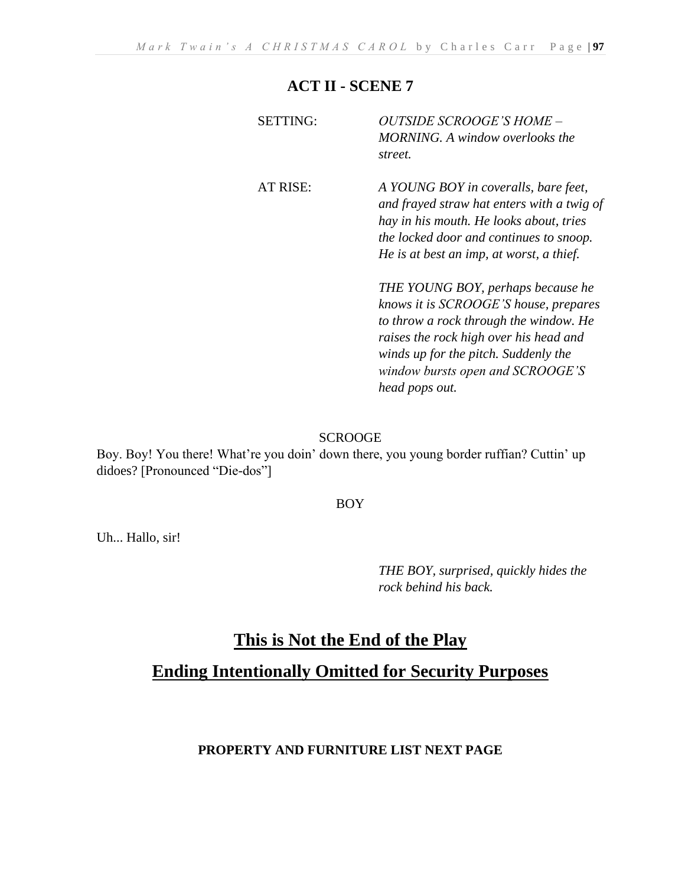## ACT II - SCENE 7

SETTING: *OUTSIDE SCROOGE'S HOME – MORNING. A window overlooks the street.*

AT RISE: *A YOUNG BOY in coveralls, bare feet, and frayed straw hat enters with a twig of hay in his mouth. He looks about, tries the locked door and continues to snoop. He is at best an imp, at worst, a thief.*

*THE YOUNG BOY, perhaps because he knows it is SCROOGE'S house, prepares to throw a rock through the window. He raises the rock high over his head and winds up for the pitch. Suddenly the window bursts open and SCROOGE'S head pops out.*

SCROOGE

Boy. Boy! You there! What're you doin' down there, you young border ruffian? Cuttin' up didoes? [Pronounced "Die-dos"]

BOY

Uh... Hallo, sir!

*THE BOY, surprised, quickly hides the rock behind his back.*

## <u>This is Not the End of the Play</u>

## <u>Ending Intentionally Omitted for Security Purposes</u>

**PROPERTY AND FURNITURE LIST NEXT PAGE**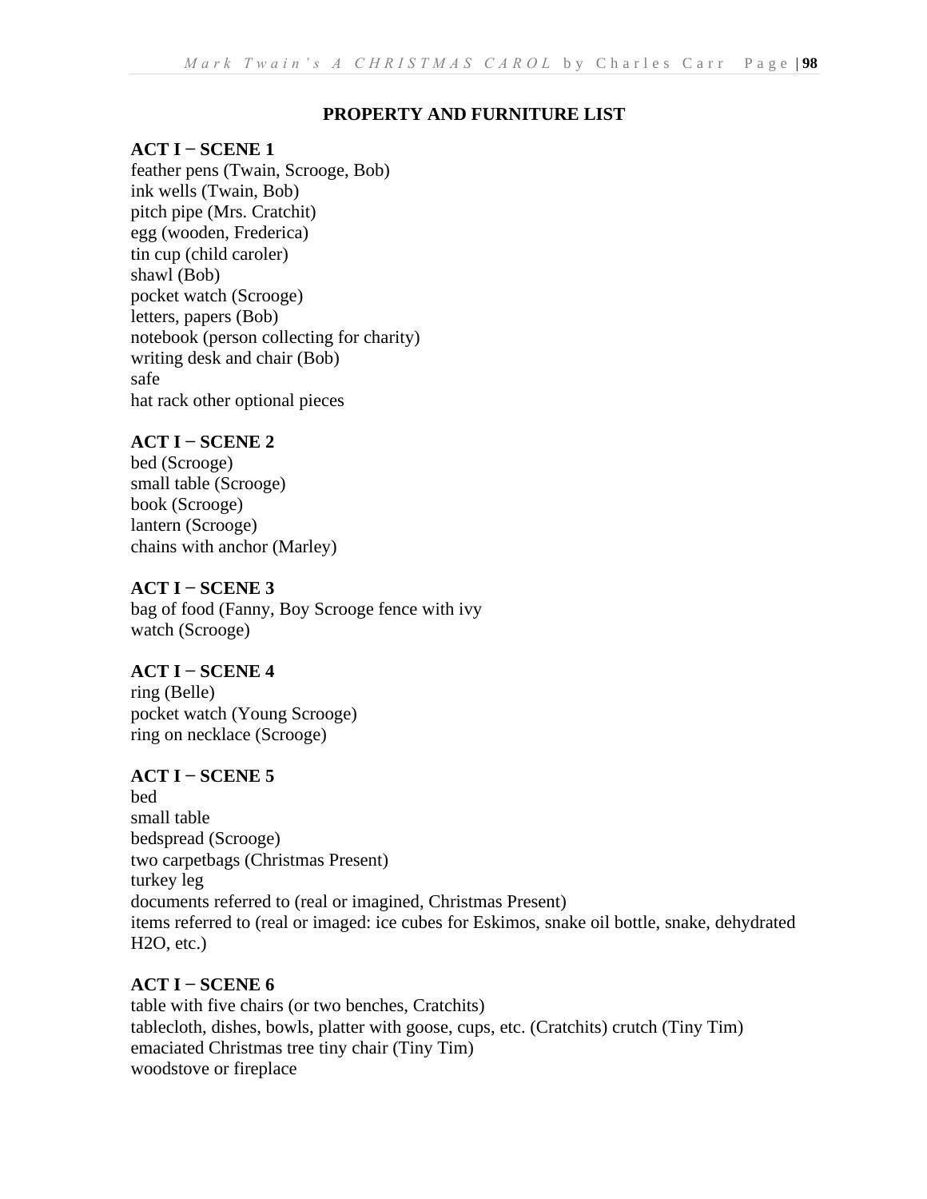## PROPERTY AND FURNITURE LIST

### ACT I − SCENE 1

feather pens (Twain, Scrooge, Bob)
ink wells (Twain, Bob)
pitch pipe (Mrs. Cratchit)
egg (wooden, Frederica)
tin cup (child caroler)
shawl (Bob)
pocket watch (Scrooge)
letters, papers (Bob)
notebook (person collecting for charity)
writing desk and chair (Bob)
safe
hat rack other optional pieces

### ACT I − SCENE 2

bed (Scrooge)
small table (Scrooge)
book (Scrooge)
lantern (Scrooge)
chains with anchor (Marley)

### ACT I − SCENE 3

bag of food (Fanny, Boy Scrooge fence with ivy
watch (Scrooge)

### ACT I − SCENE 4

ring (Belle)
pocket watch (Young Scrooge)
ring on necklace (Scrooge)

### ACT I − SCENE 5

bed
small table
bedspread (Scrooge)
two carpetbags (Christmas Present)
turkey leg
documents referred to (real or imagined, Christmas Present)
items referred to (real or imaged: ice cubes for Eskimos, snake oil bottle, snake, dehydrated H2O, etc.)

### ACT I − SCENE 6

table with five chairs (or two benches, Cratchits)
tablecloth, dishes, bowls, platter with goose, cups, etc. (Cratchits) crutch (Tiny Tim)
emaciated Christmas tree tiny chair (Tiny Tim)
woodstove or fireplace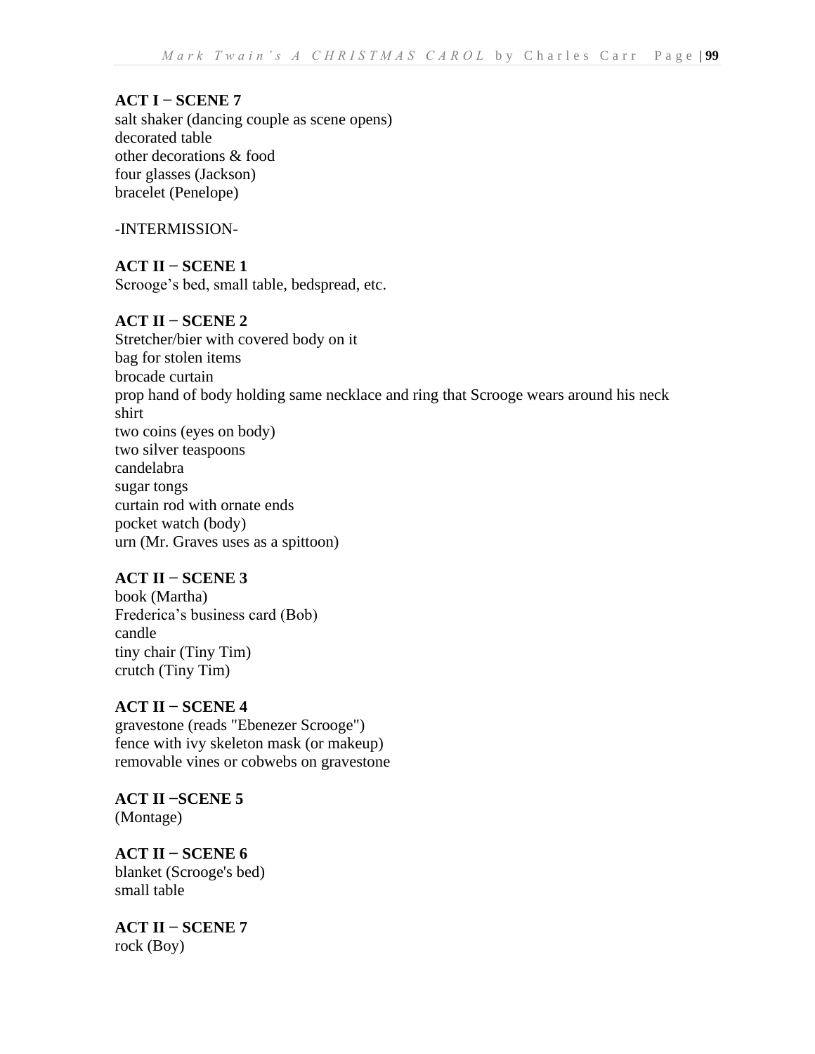**ACT I – SCENE 7**
salt shaker (dancing couple as scene opens)
decorated table
other decorations & food
four glasses (Jackson)
bracelet (Penelope)

-INTERMISSION-

**ACT II – SCENE 1**
Scrooge's bed, small table, bedspread, etc.

**ACT II – SCENE 2**
Stretcher/bier with covered body on it
bag for stolen items
brocade curtain
prop hand of body holding same necklace and ring that Scrooge wears around his neck
shirt
two coins (eyes on body)
two silver teaspoons
candelabra
sugar tongs
curtain rod with ornate ends
pocket watch (body)
urn (Mr. Graves uses as a spittoon)

**ACT II – SCENE 3**
book (Martha)
Frederica's business card (Bob)
candle
tiny chair (Tiny Tim)
crutch (Tiny Tim)

**ACT II – SCENE 4**
gravestone (reads "Ebenezer Scrooge")
fence with ivy skeleton mask (or makeup)
removable vines or cobwebs on gravestone

**ACT II –SCENE 5**
(Montage)

**ACT II – SCENE 6**
blanket (Scrooge's bed)
small table

**ACT II – SCENE 7**
rock (Boy)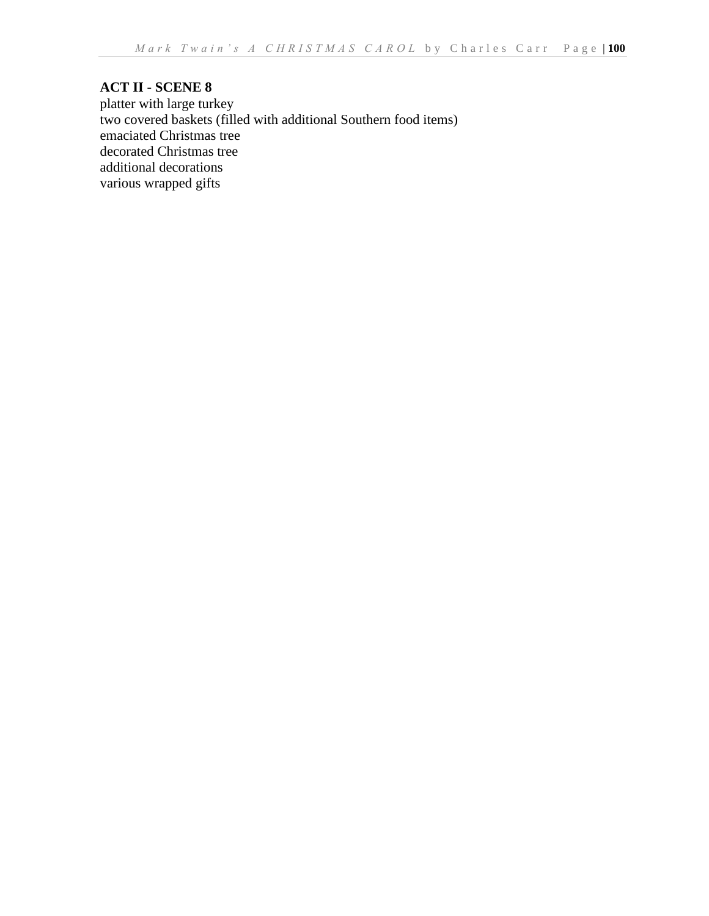**ACT II - SCENE 8**

platter with large turkey
two covered baskets (filled with additional Southern food items)
emaciated Christmas tree
decorated Christmas tree
additional decorations
various wrapped gifts